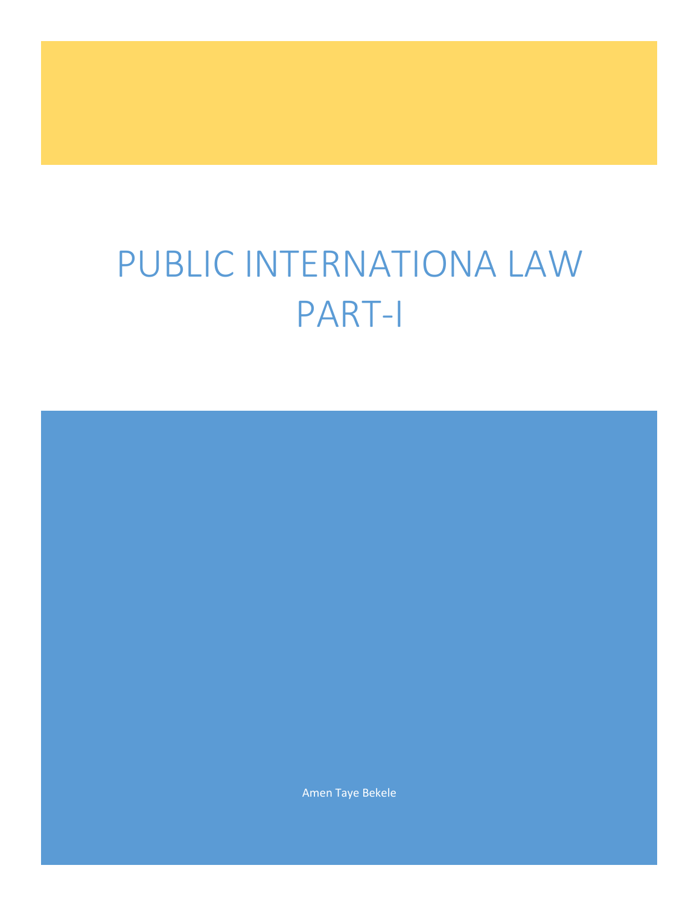# PUBLIC INTERNATIONA LAW PART-I

Amen Taye Bekele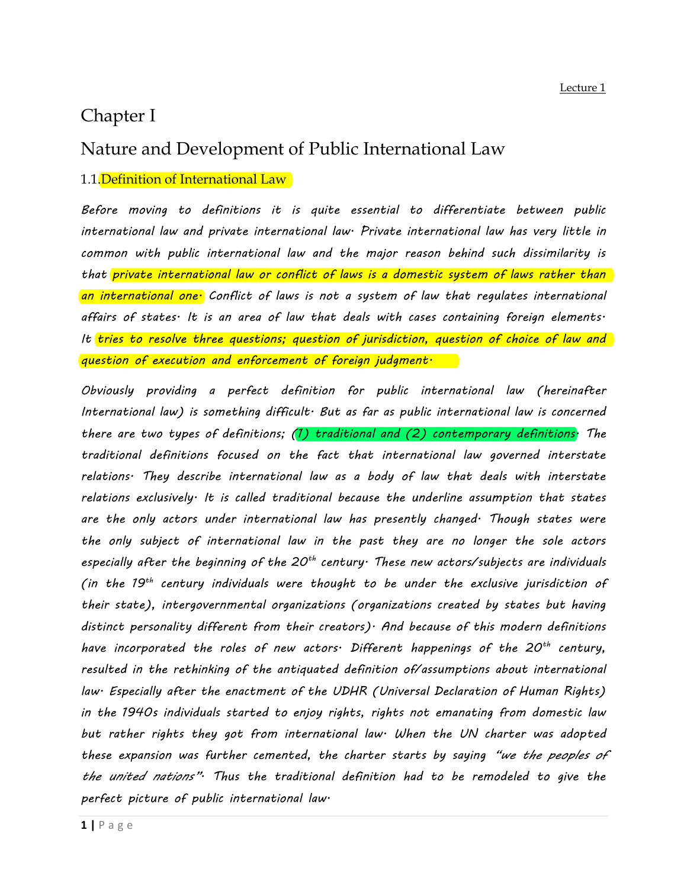Lecture 1

# Chapter I

# Nature and Development of Public International Law

## 1.1. Definition of International Law

Before moving to definitions it is quite essential to differentiate between public international law and private international law. Private international law has very little in common with public international law and the major reason behind such dissimilarity is that private international law or conflict of laws is a domestic system of laws rather than an international one. Conflict of laws is not a system of law that regulates international affairs of states. It is an area of law that deals with cases containing foreign elements. It tries to resolve three questions; question of jurisdiction, question of choice of law and question of execution and enforcement of foreign judgment.

Obviously providing a perfect definition for public international law (hereinafter International law) is something difficult. But as far as public international law is concerned there are two types of definitions; (1) traditional and (2) contemporary definitions. The traditional definitions focused on the fact that international law governed interstate relations. They describe international law as a body of law that deals with interstate relations exclusively. It is called traditional because the underline assumption that states are the only actors under international law has presently changed. Though states were the only subject of international law in the past they are no longer the sole actors especially after the beginning of the 20th century. These new actors/subjects are individuals (in the 19th century individuals were thought to be under the exclusive jurisdiction of their state), intergovernmental organizations (organizations created by states but having distinct personality different from their creators). And because of this modern definitions have incorporated the roles of new actors. Different happenings of the 20th century, resulted in the rethinking of the antiquated definition of/assumptions about international law. Especially after the enactment of the UDHR (Universal Declaration of Human Rights) in the 1940s individuals started to enjoy rights, rights not emanating from domestic law but rather rights they got from international law. When the UN charter was adopted these expansion was further cemented, the charter starts by saying *"we the peoples of the united nations"*. Thus the traditional definition had to be remodeled to give the perfect picture of public international law.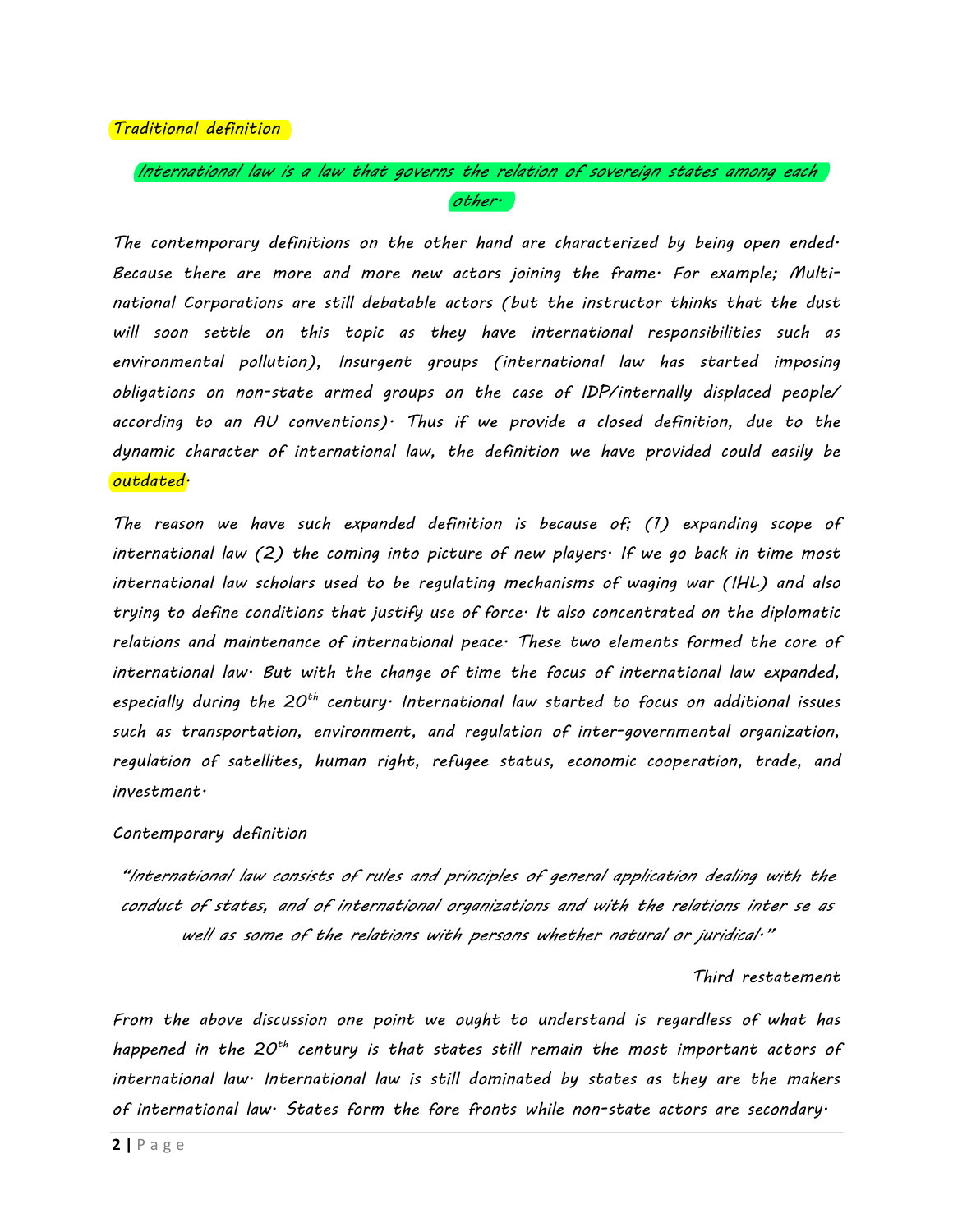*Traditional definition*

*International law is a law that governs the relation of sovereign states among each other.*

*The contemporary definitions on the other hand are characterized by being open ended. Because there are more and more new actors joining the frame. For example; Multi-national Corporations are still debatable actors (but the instructor thinks that the dust will soon settle on this topic as they have international responsibilities such as environmental pollution), Insurgent groups (international law has started imposing obligations on non-state armed groups on the case of IDP/internally displaced people/ according to an AU conventions). Thus if we provide a closed definition, due to the dynamic character of international law, the definition we have provided could easily be outdated.*

*The reason we have such expanded definition is because of; (1) expanding scope of international law (2) the coming into picture of new players. If we go back in time most international law scholars used to be regulating mechanisms of waging war (IHL) and also trying to define conditions that justify use of force. It also concentrated on the diplomatic relations and maintenance of international peace. These two elements formed the core of international law. But with the change of time the focus of international law expanded, especially during the 20th century. International law started to focus on additional issues such as transportation, environment, and regulation of inter-governmental organization, regulation of satellites, human right, refugee status, economic cooperation, trade, and investment.*

*Contemporary definition*

*"International law consists of rules and principles of general application dealing with the conduct of states, and of international organizations and with the relations inter se as well as some of the relations with persons whether natural or juridical."*

*Third restatement*

*From the above discussion one point we ought to understand is regardless of what has happened in the 20th century is that states still remain the most important actors of international law. International law is still dominated by states as they are the makers of international law. States form the fore fronts while non-state actors are secondary.*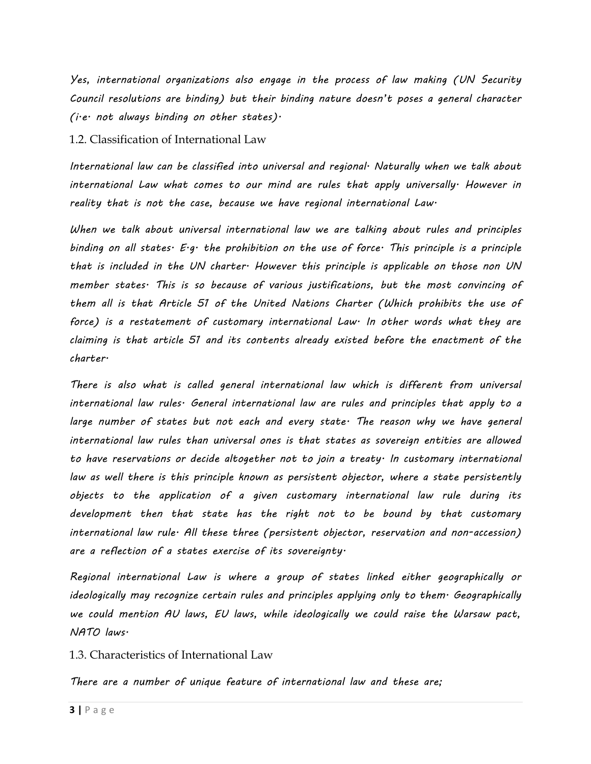*Yes, international organizations also engage in the process of law making (UN Security Council resolutions are binding) but their binding nature doesn't poses a general character (i.e. not always binding on other states).*

## 1.2. Classification of International Law

*International law can be classified into universal and regional. Naturally when we talk about international Law what comes to our mind are rules that apply universally. However in reality that is not the case, because we have regional international Law.*

*When we talk about universal international law we are talking about rules and principles binding on all states. E.g. the prohibition on the use of force. This principle is a principle that is included in the UN charter. However this principle is applicable on those non UN member states. This is so because of various justifications, but the most convincing of them all is that Article 51 of the United Nations Charter (Which prohibits the use of force) is a restatement of customary international Law. In other words what they are claiming is that article 51 and its contents already existed before the enactment of the charter.*

*There is also what is called general international law which is different from universal international law rules. General international law are rules and principles that apply to a large number of states but not each and every state. The reason why we have general international law rules than universal ones is that states as sovereign entities are allowed to have reservations or decide altogether not to join a treaty. In customary international law as well there is this principle known as persistent objector, where a state persistently objects to the application of a given customary international law rule during its development then that state has the right not to be bound by that customary international law rule. All these three (persistent objector, reservation and non-accession) are a reflection of a states exercise of its sovereignty.*

*Regional international Law is where a group of states linked either geographically or ideologically may recognize certain rules and principles applying only to them. Geographically we could mention AU laws, EU laws, while ideologically we could raise the Warsaw pact, NATO laws.*

## 1.3. Characteristics of International Law

*There are a number of unique feature of international law and these are;*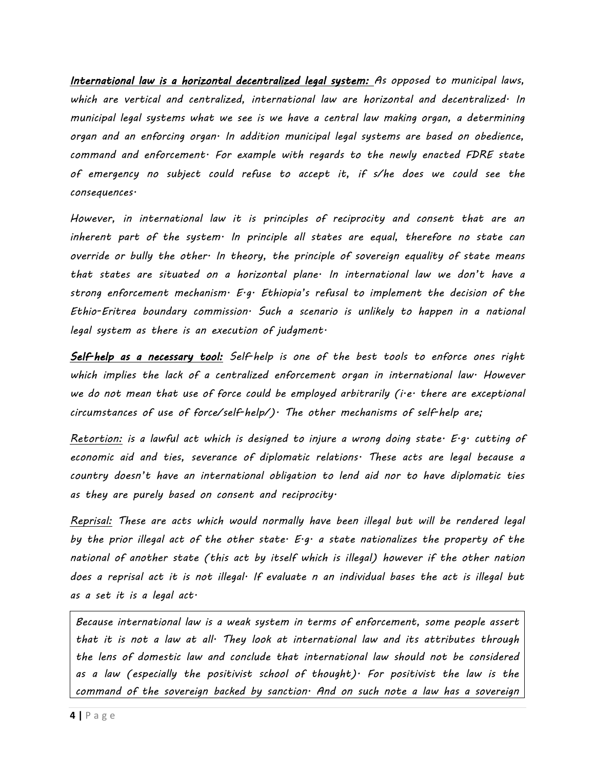***International law is a horizontal decentralized legal system:*** *As opposed to municipal laws, which are vertical and centralized, international law are horizontal and decentralized. In municipal legal systems what we see is we have a central law making organ, a determining organ and an enforcing organ. In addition municipal legal systems are based on obedience, command and enforcement. For example with regards to the newly enacted FDRE state of emergency no subject could refuse to accept it, if s/he does we could see the consequences.*

*However, in international law it is principles of reciprocity and consent that are an inherent part of the system. In principle all states are equal, therefore no state can override or bully the other. In theory, the principle of sovereign equality of state means that states are situated on a horizontal plane. In international law we don't have a strong enforcement mechanism. E.g. Ethiopia's refusal to implement the decision of the Ethio-Eritrea boundary commission. Such a scenario is unlikely to happen in a national legal system as there is an execution of judgment.*

***Self-help as a necessary tool:*** *Self-help is one of the best tools to enforce ones right which implies the lack of a centralized enforcement organ in international law. However we do not mean that use of force could be employed arbitrarily (i.e. there are exceptional circumstances of use of force/self-help/). The other mechanisms of self-help are;*

*Retortion:* *is a lawful act which is designed to injure a wrong doing state. E.g. cutting of economic aid and ties, severance of diplomatic relations. These acts are legal because a country doesn't have an international obligation to lend aid nor to have diplomatic ties as they are purely based on consent and reciprocity.*

*Reprisal:* *These are acts which would normally have been illegal but will be rendered legal by the prior illegal act of the other state. E.g. a state nationalizes the property of the national of another state (this act by itself which is illegal) however if the other nation does a reprisal act it is not illegal. If evaluate n an individual bases the act is illegal but as a set it is a legal act.*

*Because international law is a weak system in terms of enforcement, some people assert that it is not a law at all. They look at international law and its attributes through the lens of domestic law and conclude that international law should not be considered as a law (especially the positivist school of thought). For positivist the law is the command of the sovereign backed by sanction. And on such note a law has a sovereign*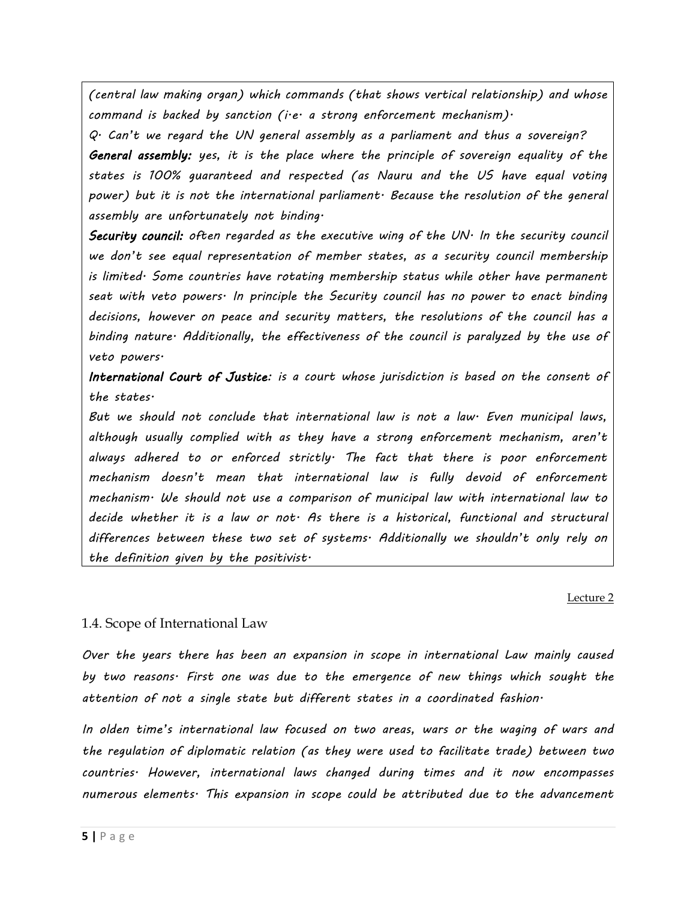*(central law making organ) which commands (that shows vertical relationship) and whose command is backed by sanction (i.e. a strong enforcement mechanism).*

*Q. Can't we regard the UN general assembly as a parliament and thus a sovereign?*

***General assembly:*** *yes, it is the place where the principle of sovereign equality of the states is 100% guaranteed and respected (as Nauru and the US have equal voting power) but it is not the international parliament. Because the resolution of the general assembly are unfortunately not binding.*

***Security council:*** *often regarded as the executive wing of the UN. In the security council we don't see equal representation of member states, as a security council membership is limited. Some countries have rotating membership status while other have permanent seat with veto powers. In principle the Security council has no power to enact binding decisions, however on peace and security matters, the resolutions of the council has a binding nature. Additionally, the effectiveness of the council is paralyzed by the use of veto powers.*

***International Court of Justice:*** *is a court whose jurisdiction is based on the consent of the states.*

*But we should not conclude that international law is not a law. Even municipal laws, although usually complied with as they have a strong enforcement mechanism, aren't always adhered to or enforced strictly. The fact that there is poor enforcement mechanism doesn't mean that international law is fully devoid of enforcement mechanism. We should not use a comparison of municipal law with international law to decide whether it is a law or not. As there is a historical, functional and structural differences between these two set of systems. Additionally we shouldn't only rely on the definition given by the positivist.*

Lecture 2

## 1.4. Scope of International Law

*Over the years there has been an expansion in scope in international Law mainly caused by two reasons. First one was due to the emergence of new things which sought the attention of not a single state but different states in a coordinated fashion.*

*In olden time's international law focused on two areas, wars or the waging of wars and the regulation of diplomatic relation (as they were used to facilitate trade) between two countries. However, international laws changed during times and it now encompasses numerous elements. This expansion in scope could be attributed due to the advancement*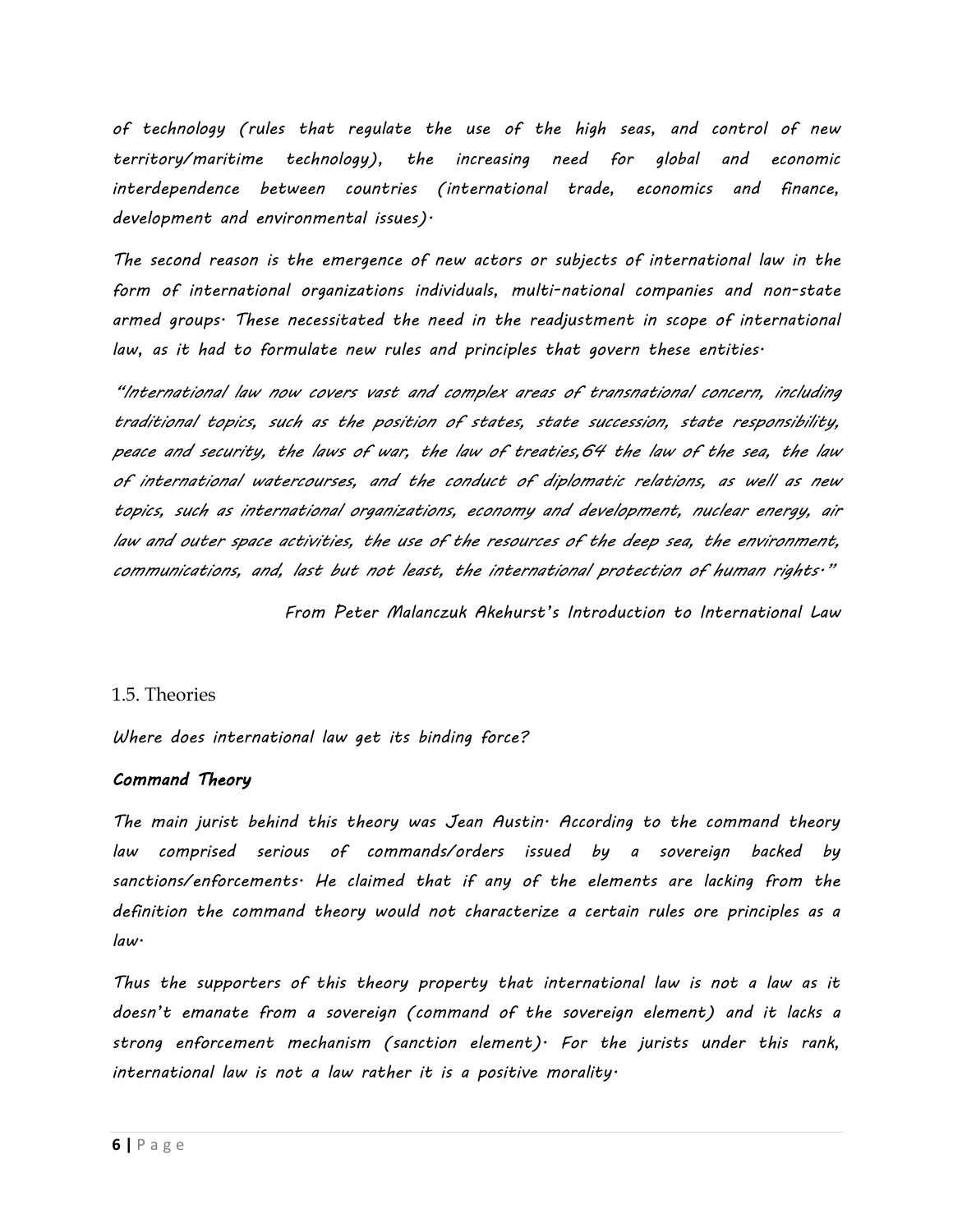*of technology (rules that regulate the use of the high seas, and control of new territory/maritime technology), the increasing need for global and economic interdependence between countries (international trade, economics and finance, development and environmental issues).*

*The second reason is the emergence of new actors or subjects of international law in the form of international organizations individuals, multi-national companies and non-state armed groups. These necessitated the need in the readjustment in scope of international law, as it had to formulate new rules and principles that govern these entities.*

*"International law now covers vast and complex areas of transnational concern, including traditional topics, such as the position of states, state succession, state responsibility, peace and security, the laws of war, the law of treaties,64 the law of the sea, the law of international watercourses, and the conduct of diplomatic relations, as well as new topics, such as international organizations, economy and development, nuclear energy, air law and outer space activities, the use of the resources of the deep sea, the environment, communications, and, last but not least, the international protection of human rights."*

*From Peter Malanczuk Akehurst's Introduction to International Law*

## 1.5. Theories

*Where does international law get its binding force?*

### ***Command Theory***

*The main jurist behind this theory was Jean Austin. According to the command theory law comprised serious of commands/orders issued by a sovereign backed by sanctions/enforcements. He claimed that if any of the elements are lacking from the definition the command theory would not characterize a certain rules ore principles as a law.*

*Thus the supporters of this theory property that international law is not a law as it doesn't emanate from a sovereign (command of the sovereign element) and it lacks a strong enforcement mechanism (sanction element). For the jurists under this rank, international law is not a law rather it is a positive morality.*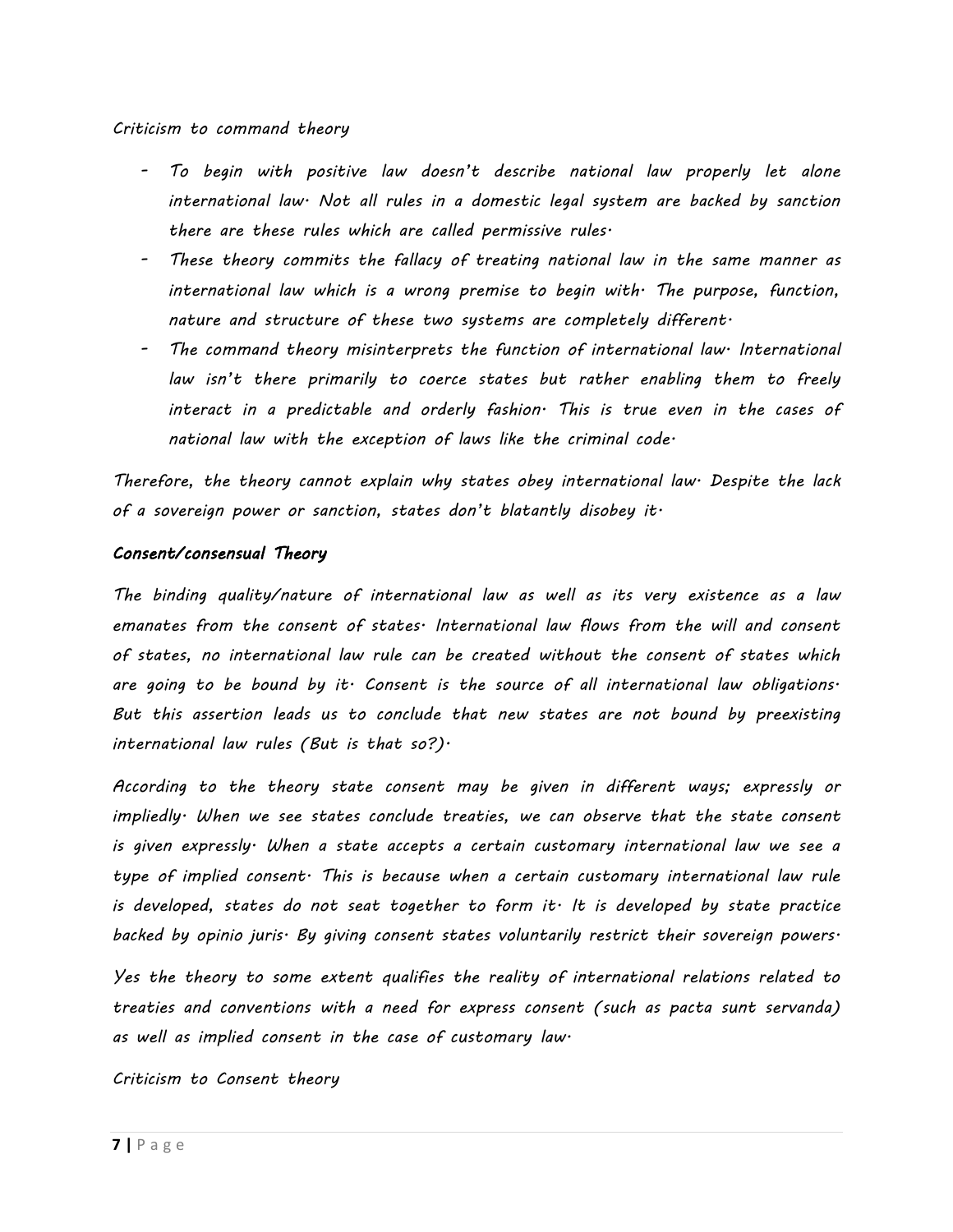*Criticism to command theory*

- *To begin with positive law doesn't describe national law properly let alone international law. Not all rules in a domestic legal system are backed by sanction there are these rules which are called permissive rules.*
- *These theory commits the fallacy of treating national law in the same manner as international law which is a wrong premise to begin with. The purpose, function, nature and structure of these two systems are completely different.*
- *The command theory misinterprets the function of international law. International law isn't there primarily to coerce states but rather enabling them to freely interact in a predictable and orderly fashion. This is true even in the cases of national law with the exception of laws like the criminal code.*

*Therefore, the theory cannot explain why states obey international law. Despite the lack of a sovereign power or sanction, states don't blatantly disobey it.*

### *Consent/consensual Theory*

*The binding quality/nature of international law as well as its very existence as a law emanates from the consent of states. International law flows from the will and consent of states, no international law rule can be created without the consent of states which are going to be bound by it. Consent is the source of all international law obligations. But this assertion leads us to conclude that new states are not bound by preexisting international law rules (But is that so?).*

*According to the theory state consent may be given in different ways; expressly or impliedly. When we see states conclude treaties, we can observe that the state consent is given expressly. When a state accepts a certain customary international law we see a type of implied consent. This is because when a certain customary international law rule is developed, states do not seat together to form it. It is developed by state practice backed by opinio juris. By giving consent states voluntarily restrict their sovereign powers.*

*Yes the theory to some extent qualifies the reality of international relations related to treaties and conventions with a need for express consent (such as pacta sunt servanda) as well as implied consent in the case of customary law.*

*Criticism to Consent theory*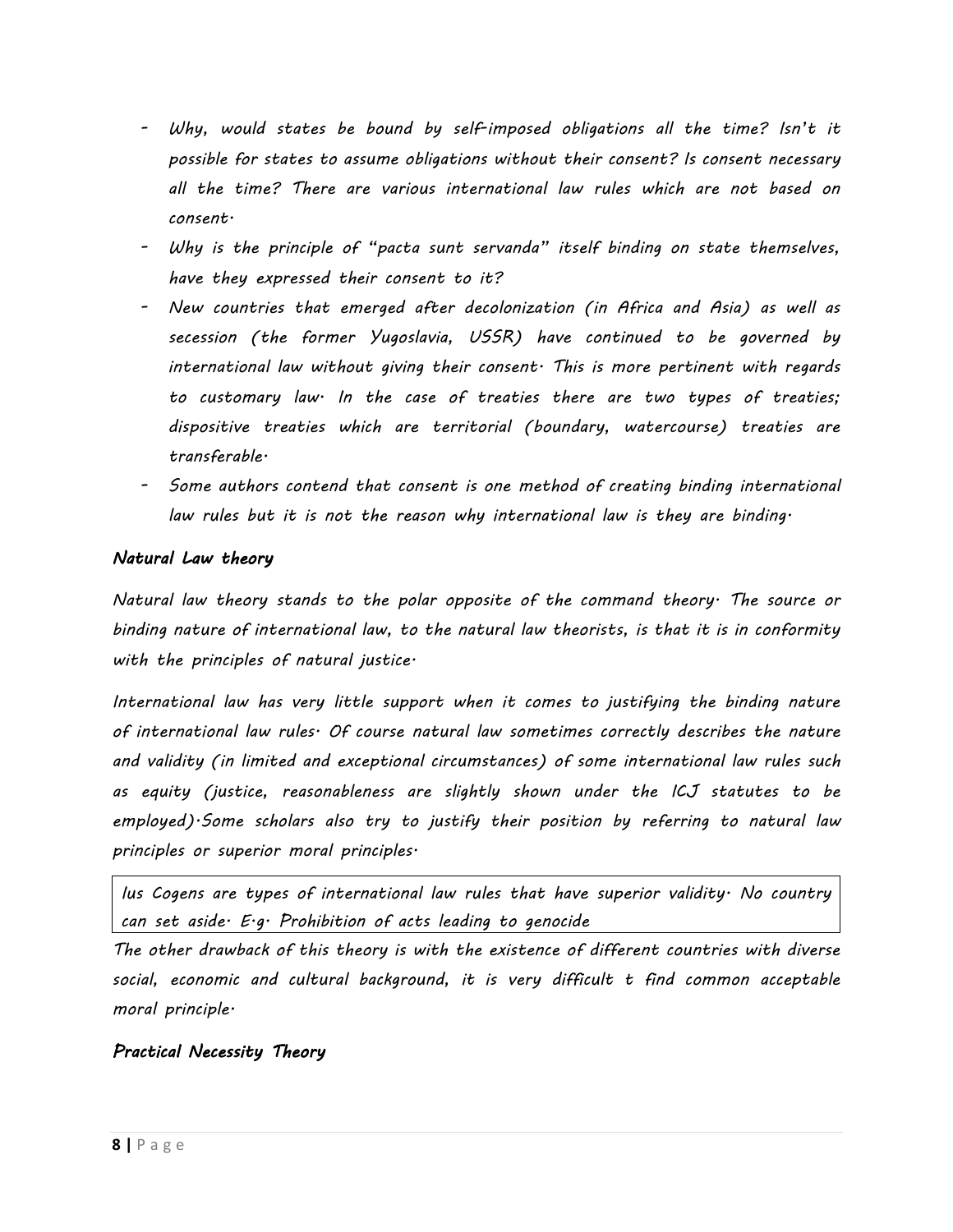- *Why, would states be bound by self-imposed obligations all the time? Isn't it possible for states to assume obligations without their consent? Is consent necessary all the time? There are various international law rules which are not based on consent.*
- *Why is the principle of "pacta sunt servanda" itself binding on state themselves, have they expressed their consent to it?*
- *New countries that emerged after decolonization (in Africa and Asia) as well as secession (the former Yugoslavia, USSR) have continued to be governed by international law without giving their consent. This is more pertinent with regards to customary law. In the case of treaties there are two types of treaties; dispositive treaties which are territorial (boundary, watercourse) treaties are transferable.*
- *Some authors contend that consent is one method of creating binding international law rules but it is not the reason why international law is they are binding.*

### *Natural Law theory*

*Natural law theory stands to the polar opposite of the command theory. The source or binding nature of international law, to the natural law theorists, is that it is in conformity with the principles of natural justice.*

*International law has very little support when it comes to justifying the binding nature of international law rules. Of course natural law sometimes correctly describes the nature and validity (in limited and exceptional circumstances) of some international law rules such as equity (justice, reasonableness are slightly shown under the ICJ statutes to be employed).Some scholars also try to justify their position by referring to natural law principles or superior moral principles.*

*Ius Cogens are types of international law rules that have superior validity. No country can set aside. E.g. Prohibition of acts leading to genocide*

*The other drawback of this theory is with the existence of different countries with diverse social, economic and cultural background, it is very difficult t find common acceptable moral principle.*

### *Practical Necessity Theory*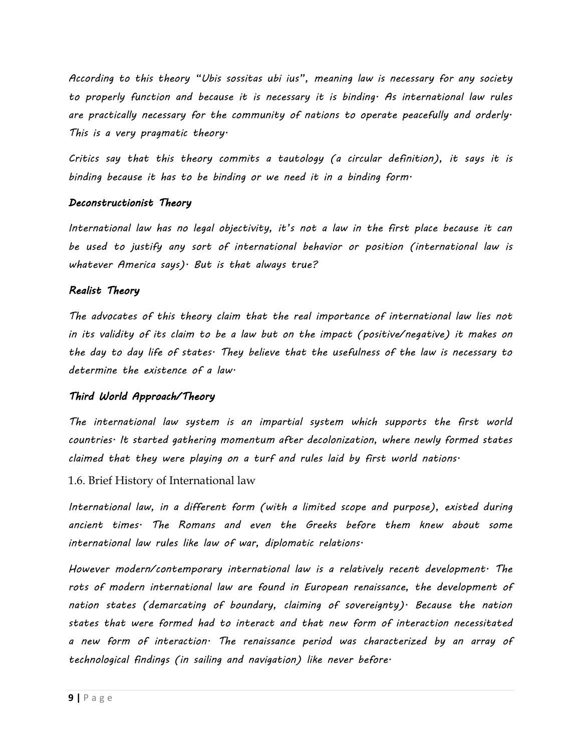*According to this theory "Ubis sossitas ubi ius", meaning law is necessary for any society to properly function and because it is necessary it is binding. As international law rules are practically necessary for the community of nations to operate peacefully and orderly. This is a very pragmatic theory.*

*Critics say that this theory commits a tautology (a circular definition), it says it is binding because it has to be binding or we need it in a binding form.*

### *Deconstructionist Theory*

*International law has no legal objectivity, it's not a law in the first place because it can be used to justify any sort of international behavior or position (international law is whatever America says). But is that always true?*

### *Realist Theory*

*The advocates of this theory claim that the real importance of international law lies not in its validity of its claim to be a law but on the impact (positive/negative) it makes on the day to day life of states. They believe that the usefulness of the law is necessary to determine the existence of a law.*

### *Third World Approach/Theory*

*The international law system is an impartial system which supports the first world countries. It started gathering momentum after decolonization, where newly formed states claimed that they were playing on a turf and rules laid by first world nations.*

## 1.6. Brief History of International law

*International law, in a different form (with a limited scope and purpose), existed during ancient times. The Romans and even the Greeks before them knew about some international law rules like law of war, diplomatic relations.*

*However modern/contemporary international law is a relatively recent development. The rots of modern international law are found in European renaissance, the development of nation states (demarcating of boundary, claiming of sovereignty). Because the nation states that were formed had to interact and that new form of interaction necessitated a new form of interaction. The renaissance period was characterized by an array of technological findings (in sailing and navigation) like never before.*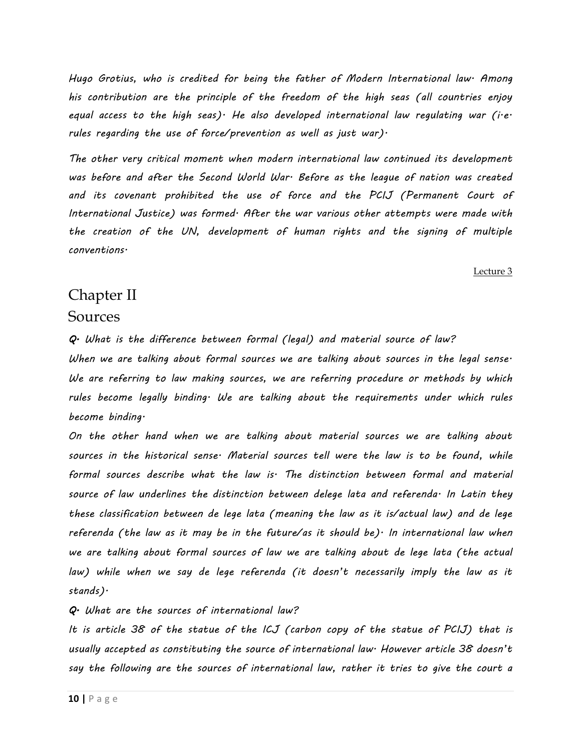*Hugo Grotius, who is credited for being the father of Modern International law. Among his contribution are the principle of the freedom of the high seas (all countries enjoy equal access to the high seas). He also developed international law regulating war (i.e. rules regarding the use of force/prevention as well as just war).*

*The other very critical moment when modern international law continued its development was before and after the Second World War. Before as the league of nation was created and its covenant prohibited the use of force and the PCIJ (Permanent Court of International Justice) was formed. After the war various other attempts were made with the creation of the UN, development of human rights and the signing of multiple conventions.*

Lecture 3

# Chapter II

## Sources

***Q. What is the difference between formal (legal) and material source of law?***

*When we are talking about formal sources we are talking about sources in the legal sense. We are referring to law making sources, we are referring procedure or methods by which rules become legally binding. We are talking about the requirements under which rules become binding.*

*On the other hand when we are talking about material sources we are talking about sources in the historical sense. Material sources tell were the law is to be found, while formal sources describe what the law is. The distinction between formal and material source of law underlines the distinction between delege lata and referenda. In Latin they these classification between de lege lata (meaning the law as it is/actual law) and de lege referenda (the law as it may be in the future/as it should be). In international law when we are talking about formal sources of law we are talking about de lege lata (the actual law) while when we say de lege referenda (it doesn't necessarily imply the law as it stands).*

***Q. What are the sources of international law?***

*It is article 38 of the statue of the ICJ (carbon copy of the statue of PCIJ) that is usually accepted as constituting the source of international law. However article 38 doesn't say the following are the sources of international law, rather it tries to give the court a*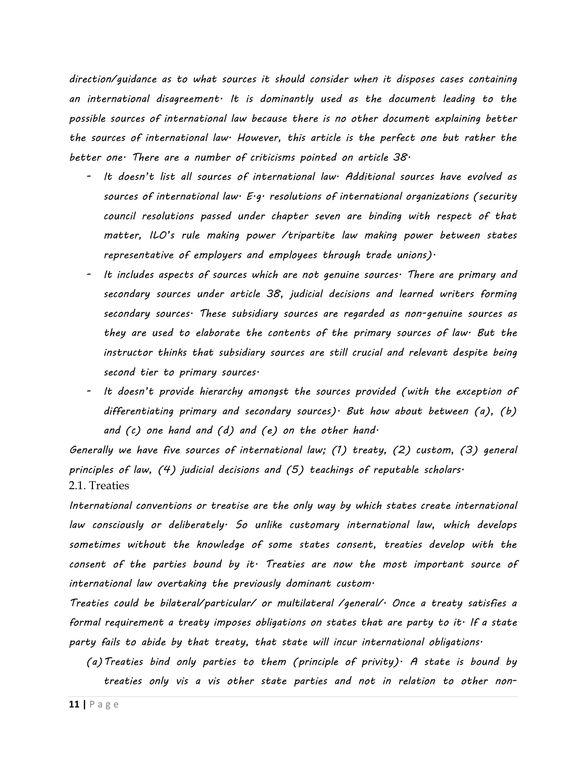direction/guidance as to what sources it should consider when it disposes cases containing an international disagreement. It is dominantly used as the document leading to the possible sources of international law because there is no other document explaining better the sources of international law. However, this article is the perfect one but rather the better one. There are a number of criticisms pointed on article 38.

- It doesn't list all sources of international law. Additional sources have evolved as sources of international law. E.g. resolutions of international organizations (security council resolutions passed under chapter seven are binding with respect of that matter, ILO's rule making power /tripartite law making power between states representative of employers and employees through trade unions).
- It includes aspects of sources which are not genuine sources. There are primary and secondary sources under article 38, judicial decisions and learned writers forming secondary sources. These subsidiary sources are regarded as non-genuine sources as they are used to elaborate the contents of the primary sources of law. But the instructor thinks that subsidiary sources are still crucial and relevant despite being second tier to primary sources.
- It doesn't provide hierarchy amongst the sources provided (with the exception of differentiating primary and secondary sources). But how about between (a), (b) and (c) one hand and (d) and (e) on the other hand.

Generally we have five sources of international law; (1) treaty, (2) custom, (3) general principles of law, (4) judicial decisions and (5) teachings of reputable scholars.

## 2.1. Treaties

International conventions or treatise are the only way by which states create international law consciously or deliberately. So unlike customary international law, which develops sometimes without the knowledge of some states consent, treaties develop with the consent of the parties bound by it. Treaties are now the most important source of international law overtaking the previously dominant custom.

Treaties could be bilateral/particular/ or multilateral /general/. Once a treaty satisfies a formal requirement a treaty imposes obligations on states that are party to it. If a state party fails to abide by that treaty, that state will incur international obligations.

(a) Treaties bind only parties to them (principle of privity). A state is bound by treaties only vis a vis other state parties and not in relation to other non-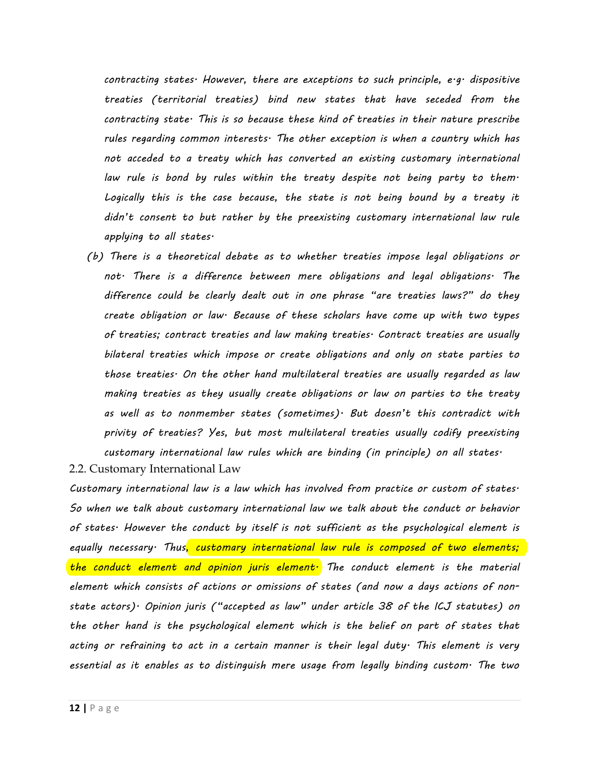*contracting states. However, there are exceptions to such principle, e.g. dispositive treaties (territorial treaties) bind new states that have seceded from the contracting state. This is so because these kind of treaties in their nature prescribe rules regarding common interests. The other exception is when a country which has not acceded to a treaty which has converted an existing customary international law rule is bond by rules within the treaty despite not being party to them. Logically this is the case because, the state is not being bound by a treaty it didn't consent to but rather by the preexisting customary international law rule applying to all states.*

*(b) There is a theoretical debate as to whether treaties impose legal obligations or not. There is a difference between mere obligations and legal obligations. The difference could be clearly dealt out in one phrase "are treaties laws?" do they create obligation or law. Because of these scholars have come up with two types of treaties; contract treaties and law making treaties. Contract treaties are usually bilateral treaties which impose or create obligations and only on state parties to those treaties. On the other hand multilateral treaties are usually regarded as law making treaties as they usually create obligations or law on parties to the treaty as well as to nonmember states (sometimes). But doesn't this contradict with privity of treaties? Yes, but most multilateral treaties usually codify preexisting customary international law rules which are binding (in principle) on all states.*

### 2.2. Customary International Law

*Customary international law is a law which has involved from practice or custom of states. So when we talk about customary international law we talk about the conduct or behavior of states. However the conduct by itself is not sufficient as the psychological element is equally necessary. Thus, customary international law rule is composed of two elements; the conduct element and opinion juris element. The conduct element is the material element which consists of actions or omissions of states (and now a days actions of non-state actors). Opinion juris ("accepted as law" under article 38 of the ICJ statutes) on the other hand is the psychological element which is the belief on part of states that acting or refraining to act in a certain manner is their legal duty. This element is very essential as it enables as to distinguish mere usage from legally binding custom. The two*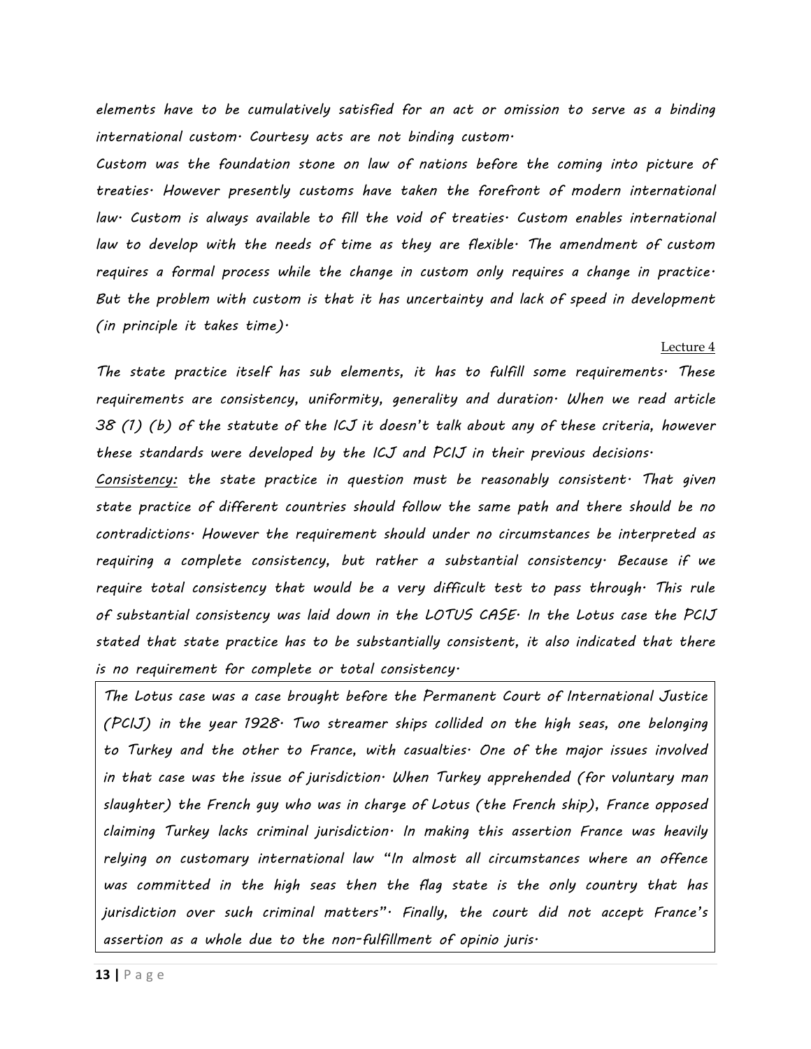*elements have to be cumulatively satisfied for an act or omission to serve as a binding international custom. Courtesy acts are not binding custom.*

*Custom was the foundation stone on law of nations before the coming into picture of treaties. However presently customs have taken the forefront of modern international law. Custom is always available to fill the void of treaties. Custom enables international law to develop with the needs of time as they are flexible. The amendment of custom requires a formal process while the change in custom only requires a change in practice. But the problem with custom is that it has uncertainty and lack of speed in development (in principle it takes time).*

Lecture 4

*The state practice itself has sub elements, it has to fulfill some requirements. These requirements are consistency, uniformity, generality and duration. When we read article 38 (1) (b) of the statute of the ICJ it doesn't talk about any of these criteria, however these standards were developed by the ICJ and PCIJ in their previous decisions.*

*<u>Consistency:</u> the state practice in question must be reasonably consistent. That given state practice of different countries should follow the same path and there should be no contradictions. However the requirement should under no circumstances be interpreted as requiring a complete consistency, but rather a substantial consistency. Because if we require total consistency that would be a very difficult test to pass through. This rule of substantial consistency was laid down in the LOTUS CASE. In the Lotus case the PCIJ stated that state practice has to be substantially consistent, it also indicated that there is no requirement for complete or total consistency.*

*The Lotus case was a case brought before the Permanent Court of International Justice (PCIJ) in the year 1928. Two streamer ships collided on the high seas, one belonging to Turkey and the other to France, with casualties. One of the major issues involved in that case was the issue of jurisdiction. When Turkey apprehended (for voluntary man slaughter) the French guy who was in charge of Lotus (the French ship), France opposed claiming Turkey lacks criminal jurisdiction. In making this assertion France was heavily relying on customary international law "In almost all circumstances where an offence was committed in the high seas then the flag state is the only country that has jurisdiction over such criminal matters". Finally, the court did not accept France's assertion as a whole due to the non-fulfillment of opinio juris.*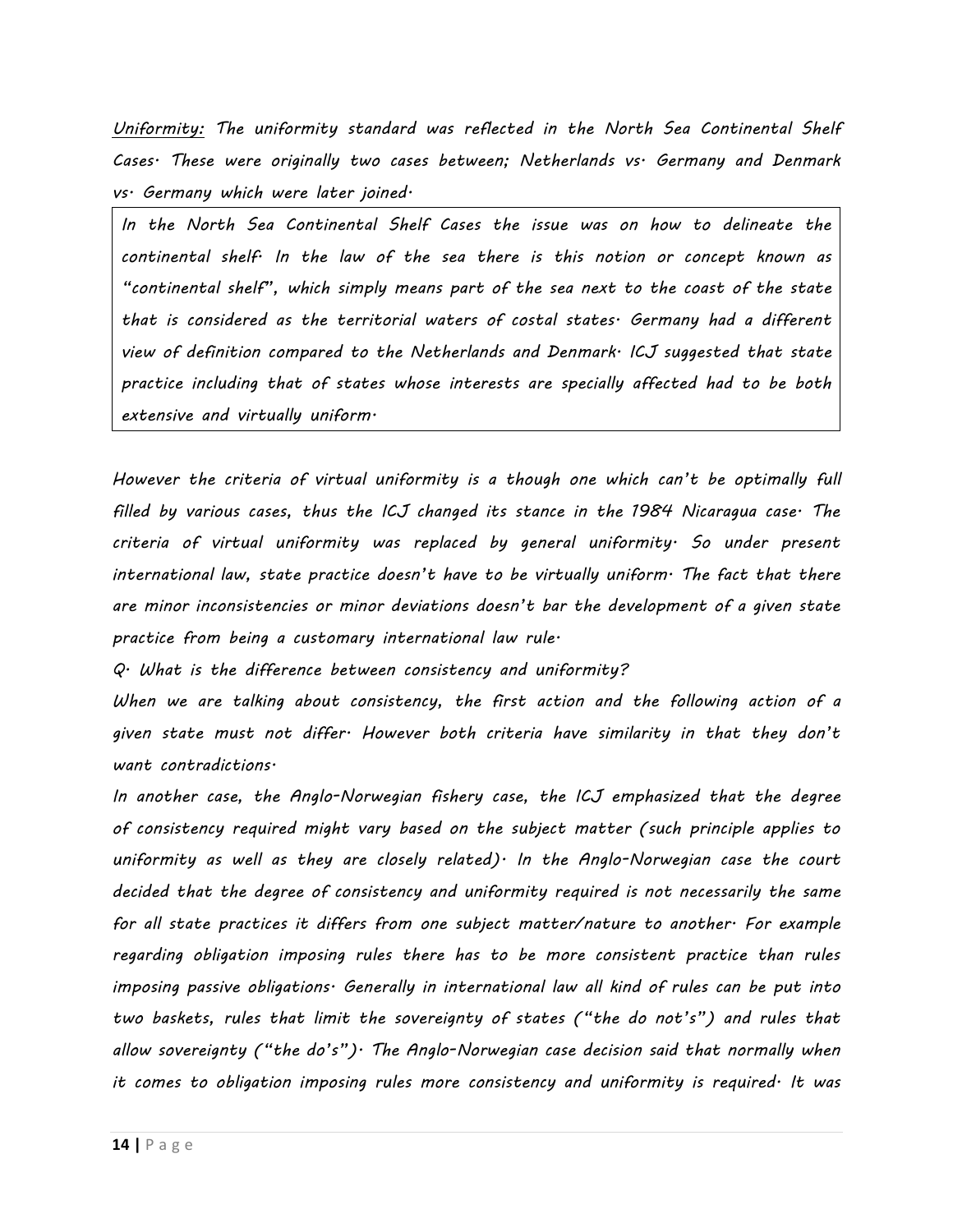*<u>Uniformity:</u> The uniformity standard was reflected in the North Sea Continental Shelf Cases. These were originally two cases between; Netherlands vs. Germany and Denmark vs. Germany which were later joined.*

> *In the North Sea Continental Shelf Cases the issue was on how to delineate the continental shelf. In the law of the sea there is this notion or concept known as "continental shelf", which simply means part of the sea next to the coast of the state that is considered as the territorial waters of costal states. Germany had a different view of definition compared to the Netherlands and Denmark. ICJ suggested that state practice including that of states whose interests are specially affected had to be both extensive and virtually uniform.*

*However the criteria of virtual uniformity is a though one which can't be optimally full filled by various cases, thus the ICJ changed its stance in the 1984 Nicaragua case. The criteria of virtual uniformity was replaced by general uniformity. So under present international law, state practice doesn't have to be virtually uniform. The fact that there are minor inconsistencies or minor deviations doesn't bar the development of a given state practice from being a customary international law rule.*

*Q. What is the difference between consistency and uniformity?*

*When we are talking about consistency, the first action and the following action of a given state must not differ. However both criteria have similarity in that they don't want contradictions.*

*In another case, the Anglo-Norwegian fishery case, the ICJ emphasized that the degree of consistency required might vary based on the subject matter (such principle applies to uniformity as well as they are closely related). In the Anglo-Norwegian case the court decided that the degree of consistency and uniformity required is not necessarily the same for all state practices it differs from one subject matter/nature to another. For example regarding obligation imposing rules there has to be more consistent practice than rules imposing passive obligations. Generally in international law all kind of rules can be put into two baskets, rules that limit the sovereignty of states ("the do not's") and rules that allow sovereignty ("the do's"). The Anglo-Norwegian case decision said that normally when it comes to obligation imposing rules more consistency and uniformity is required. It was*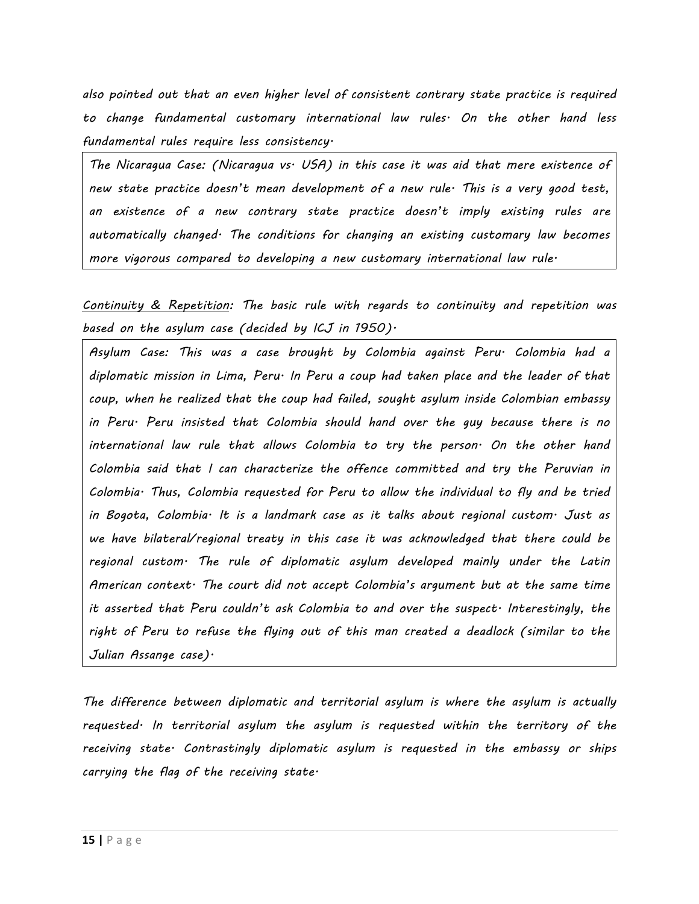*also pointed out that an even higher level of consistent contrary state practice is required to change fundamental customary international law rules. On the other hand less fundamental rules require less consistency.*

> *The Nicaragua Case: (Nicaragua vs. USA) in this case it was aid that mere existence of new state practice doesn't mean development of a new rule. This is a very good test, an existence of a new contrary state practice doesn't imply existing rules are automatically changed. The conditions for changing an existing customary law becomes more vigorous compared to developing a new customary international law rule.*

*Continuity & Repetition: The basic rule with regards to continuity and repetition was based on the asylum case (decided by ICJ in 1950).*

> *Asylum Case: This was a case brought by Colombia against Peru. Colombia had a diplomatic mission in Lima, Peru. In Peru a coup had taken place and the leader of that coup, when he realized that the coup had failed, sought asylum inside Colombian embassy in Peru. Peru insisted that Colombia should hand over the guy because there is no international law rule that allows Colombia to try the person. On the other hand Colombia said that I can characterize the offence committed and try the Peruvian in Colombia. Thus, Colombia requested for Peru to allow the individual to fly and be tried in Bogota, Colombia. It is a landmark case as it talks about regional custom. Just as we have bilateral/regional treaty in this case it was acknowledged that there could be regional custom. The rule of diplomatic asylum developed mainly under the Latin American context. The court did not accept Colombia's argument but at the same time it asserted that Peru couldn't ask Colombia to and over the suspect. Interestingly, the right of Peru to refuse the flying out of this man created a deadlock (similar to the Julian Assange case).*

*The difference between diplomatic and territorial asylum is where the asylum is actually requested. In territorial asylum the asylum is requested within the territory of the receiving state. Contrastingly diplomatic asylum is requested in the embassy or ships carrying the flag of the receiving state.*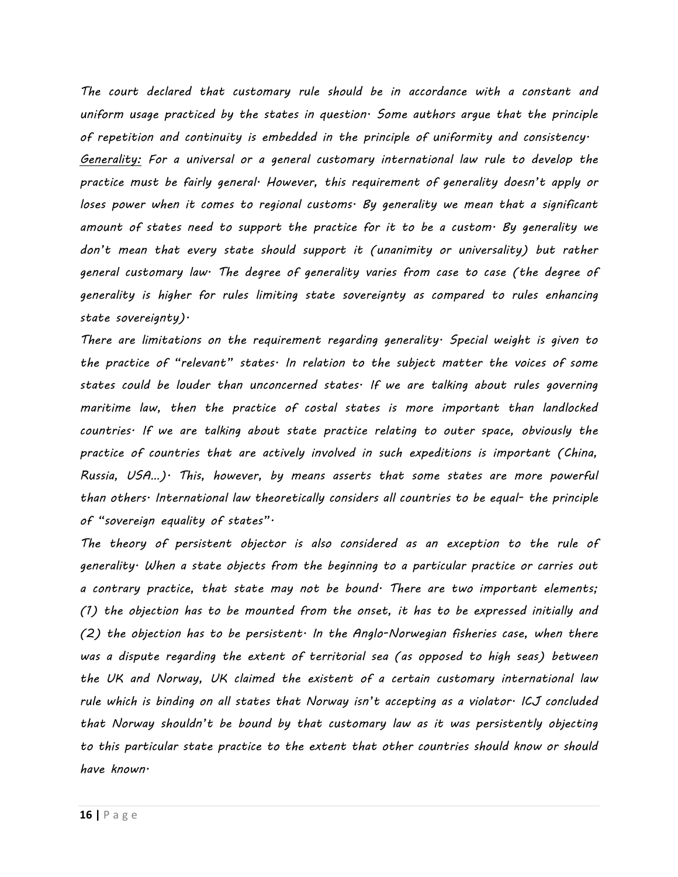*The court declared that customary rule should be in accordance with a constant and uniform usage practiced by the states in question. Some authors argue that the principle of repetition and continuity is embedded in the principle of uniformity and consistency.*

*Generality: For a universal or a general customary international law rule to develop the practice must be fairly general. However, this requirement of generality doesn't apply or loses power when it comes to regional customs. By generality we mean that a significant amount of states need to support the practice for it to be a custom. By generality we don't mean that every state should support it (unanimity or universality) but rather general customary law. The degree of generality varies from case to case (the degree of generality is higher for rules limiting state sovereignty as compared to rules enhancing state sovereignty).*

*There are limitations on the requirement regarding generality. Special weight is given to the practice of "relevant" states. In relation to the subject matter the voices of some states could be louder than unconcerned states. If we are talking about rules governing maritime law, then the practice of costal states is more important than landlocked countries. If we are talking about state practice relating to outer space, obviously the practice of countries that are actively involved in such expeditions is important (China, Russia, USA…). This, however, by means asserts that some states are more powerful than others. International law theoretically considers all countries to be equal- the principle of "sovereign equality of states".*

*The theory of persistent objector is also considered as an exception to the rule of generality. When a state objects from the beginning to a particular practice or carries out a contrary practice, that state may not be bound. There are two important elements; (1) the objection has to be mounted from the onset, it has to be expressed initially and (2) the objection has to be persistent. In the Anglo-Norwegian fisheries case, when there was a dispute regarding the extent of territorial sea (as opposed to high seas) between the UK and Norway, UK claimed the existent of a certain customary international law rule which is binding on all states that Norway isn't accepting as a violator. ICJ concluded that Norway shouldn't be bound by that customary law as it was persistently objecting to this particular state practice to the extent that other countries should know or should have known.*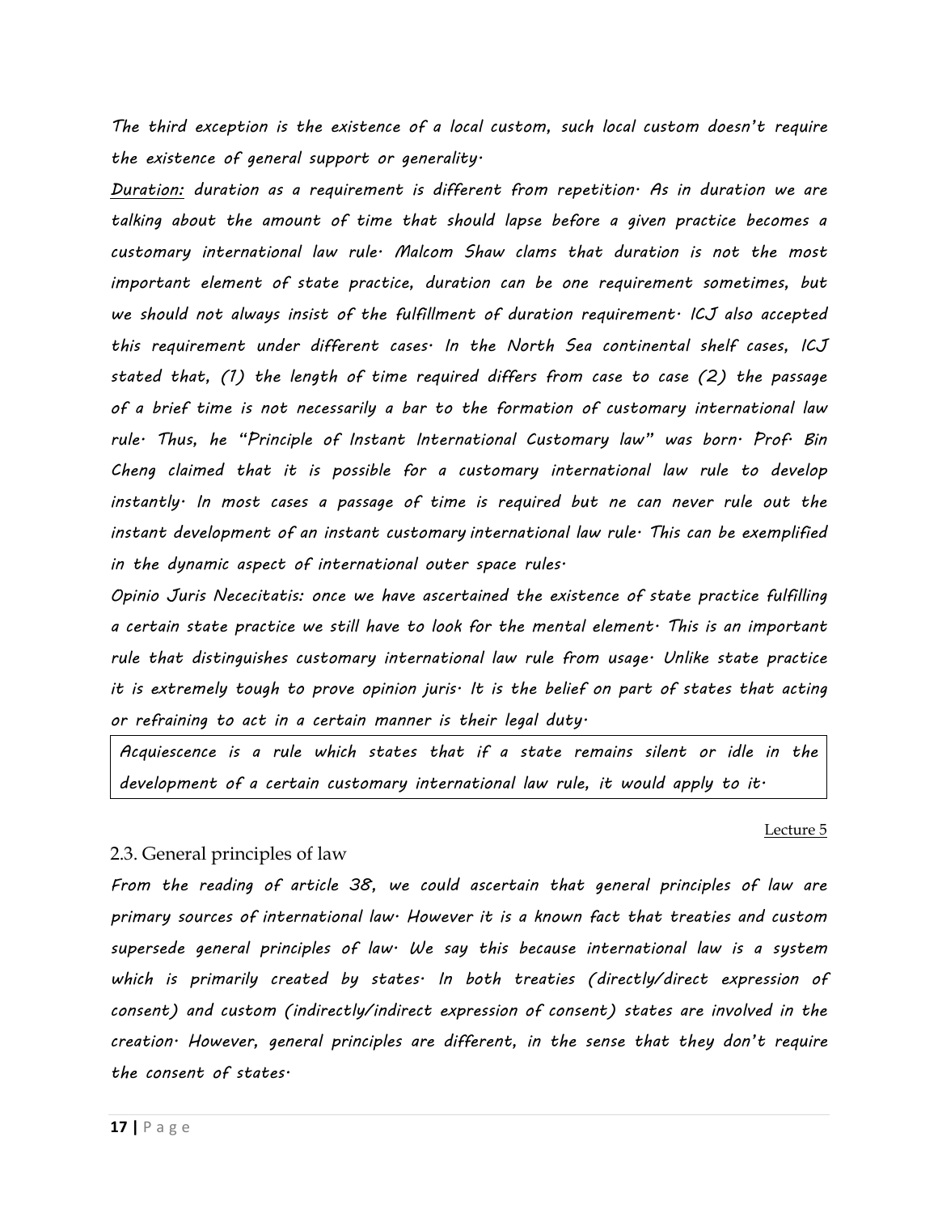*The third exception is the existence of a local custom, such local custom doesn't require the existence of general support or generality.*

*__Duration:__ duration as a requirement is different from repetition. As in duration we are talking about the amount of time that should lapse before a given practice becomes a customary international law rule. Malcom Shaw clams that duration is not the most important element of state practice, duration can be one requirement sometimes, but we should not always insist of the fulfillment of duration requirement. ICJ also accepted this requirement under different cases. In the North Sea continental shelf cases, ICJ stated that, (1) the length of time required differs from case to case (2) the passage of a brief time is not necessarily a bar to the formation of customary international law rule. Thus, he "Principle of Instant International Customary law" was born. Prof. Bin Cheng claimed that it is possible for a customary international law rule to develop instantly. In most cases a passage of time is required but ne can never rule out the instant development of an instant customary international law rule. This can be exemplified in the dynamic aspect of international outer space rules.*

*Opinio Juris Nececitatis: once we have ascertained the existence of state practice fulfilling a certain state practice we still have to look for the mental element. This is an important rule that distinguishes customary international law rule from usage. Unlike state practice it is extremely tough to prove opinion juris. It is the belief on part of states that acting or refraining to act in a certain manner is their legal duty.*

> *Acquiescence is a rule which states that if a state remains silent or idle in the development of a certain customary international law rule, it would apply to it.*

Lecture 5

### 2.3. General principles of law

*From the reading of article 38, we could ascertain that general principles of law are primary sources of international law. However it is a known fact that treaties and custom supersede general principles of law. We say this because international law is a system which is primarily created by states. In both treaties (directly/direct expression of consent) and custom (indirectly/indirect expression of consent) states are involved in the creation. However, general principles are different, in the sense that they don't require the consent of states.*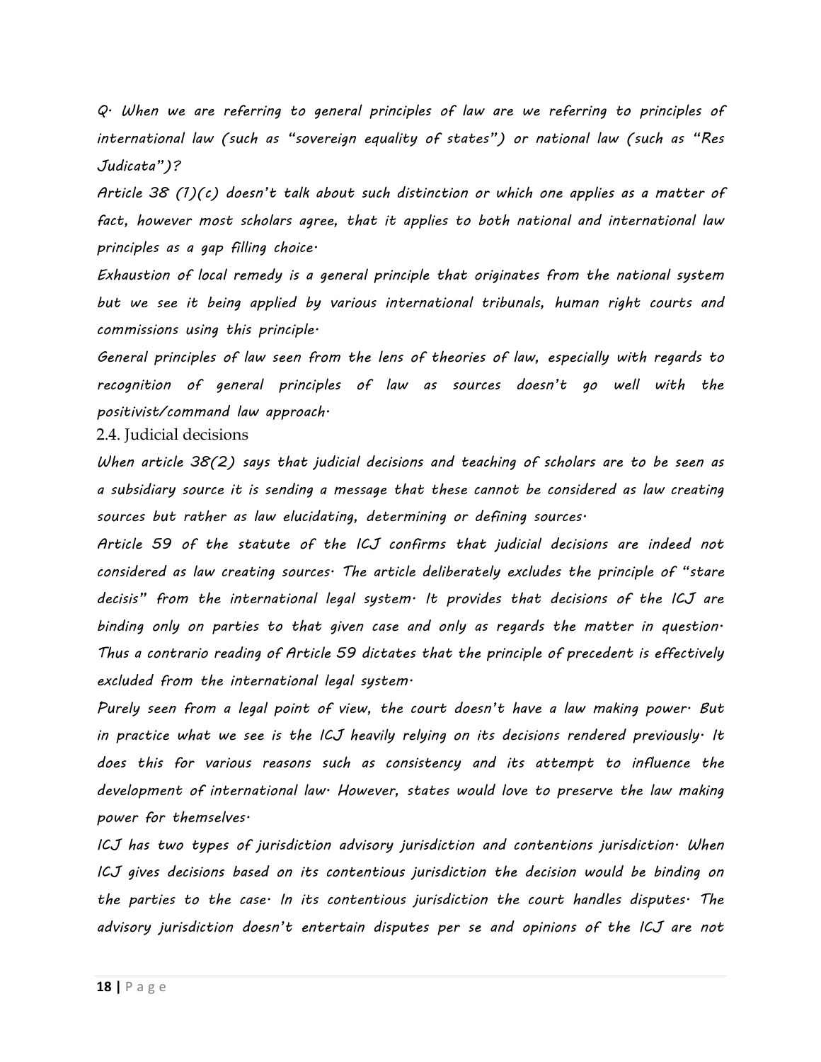*Q. When we are referring to general principles of law are we referring to principles of international law (such as "sovereign equality of states") or national law (such as "Res Judicata")?*

*Article 38 (1)(c) doesn't talk about such distinction or which one applies as a matter of fact, however most scholars agree, that it applies to both national and international law principles as a gap filling choice.*

*Exhaustion of local remedy is a general principle that originates from the national system but we see it being applied by various international tribunals, human right courts and commissions using this principle.*

*General principles of law seen from the lens of theories of law, especially with regards to recognition of general principles of law as sources doesn't go well with the positivist/command law approach.*

### 2.4. Judicial decisions

*When article 38(2) says that judicial decisions and teaching of scholars are to be seen as a subsidiary source it is sending a message that these cannot be considered as law creating sources but rather as law elucidating, determining or defining sources.*

*Article 59 of the statute of the ICJ confirms that judicial decisions are indeed not considered as law creating sources. The article deliberately excludes the principle of "stare decisis" from the international legal system. It provides that decisions of the ICJ are binding only on parties to that given case and only as regards the matter in question. Thus a contrario reading of Article 59 dictates that the principle of precedent is effectively excluded from the international legal system.*

*Purely seen from a legal point of view, the court doesn't have a law making power. But in practice what we see is the ICJ heavily relying on its decisions rendered previously. It does this for various reasons such as consistency and its attempt to influence the development of international law. However, states would love to preserve the law making power for themselves.*

*ICJ has two types of jurisdiction advisory jurisdiction and contentions jurisdiction. When ICJ gives decisions based on its contentious jurisdiction the decision would be binding on the parties to the case. In its contentious jurisdiction the court handles disputes. The advisory jurisdiction doesn't entertain disputes per se and opinions of the ICJ are not*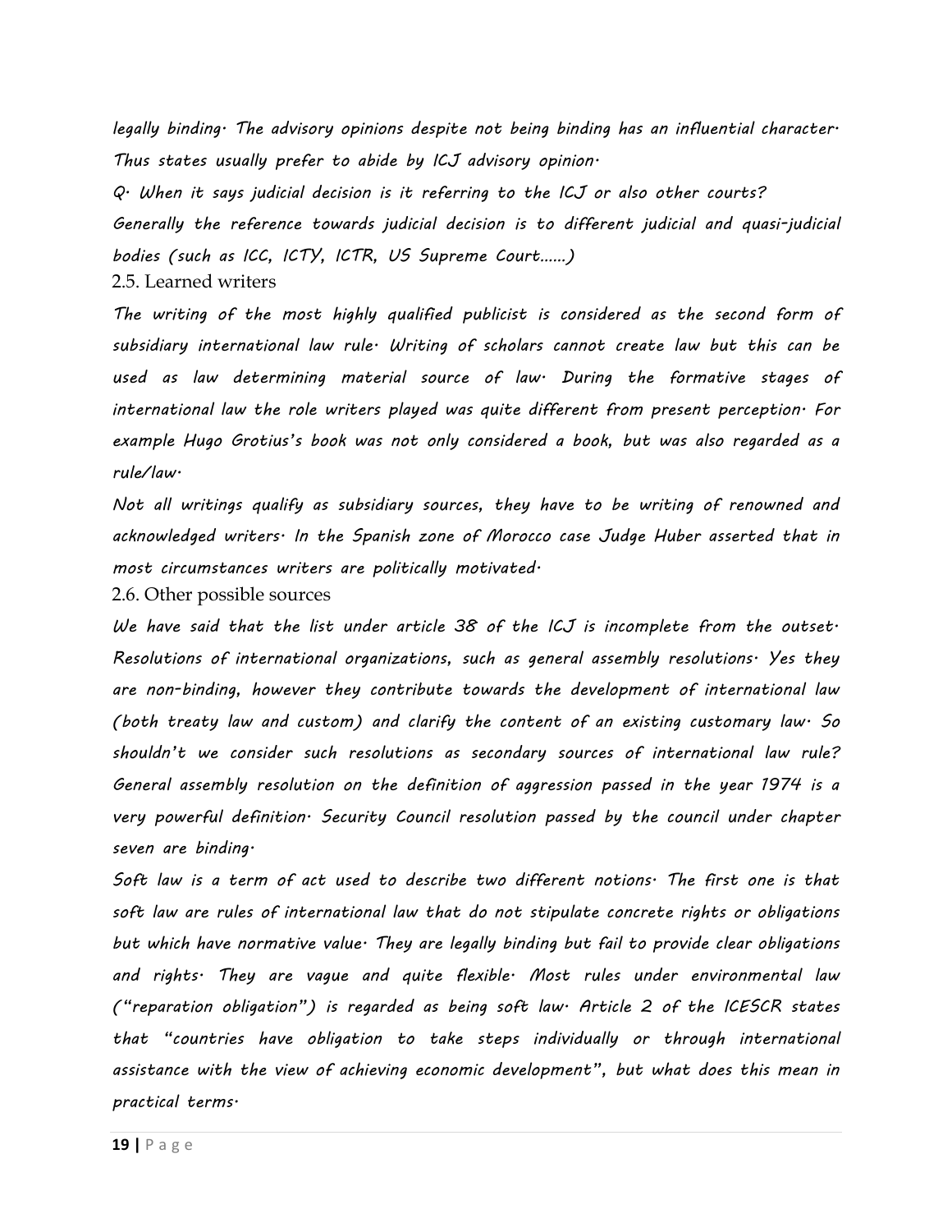*legally binding. The advisory opinions despite not being binding has an influential character. Thus states usually prefer to abide by ICJ advisory opinion.*

*Q. When it says judicial decision is it referring to the ICJ or also other courts?*

*Generally the reference towards judicial decision is to different judicial and quasi-judicial bodies (such as ICC, ICTY, ICTR, US Supreme Court……)*

### 2.5. Learned writers

*The writing of the most highly qualified publicist is considered as the second form of subsidiary international law rule. Writing of scholars cannot create law but this can be used as law determining material source of law. During the formative stages of international law the role writers played was quite different from present perception. For example Hugo Grotius's book was not only considered a book, but was also regarded as a rule/law.*

*Not all writings qualify as subsidiary sources, they have to be writing of renowned and acknowledged writers. In the Spanish zone of Morocco case Judge Huber asserted that in most circumstances writers are politically motivated.*

### 2.6. Other possible sources

*We have said that the list under article 38 of the ICJ is incomplete from the outset. Resolutions of international organizations, such as general assembly resolutions. Yes they are non-binding, however they contribute towards the development of international law (both treaty law and custom) and clarify the content of an existing customary law. So shouldn't we consider such resolutions as secondary sources of international law rule? General assembly resolution on the definition of aggression passed in the year 1974 is a very powerful definition. Security Council resolution passed by the council under chapter seven are binding.*

*Soft law is a term of act used to describe two different notions. The first one is that soft law are rules of international law that do not stipulate concrete rights or obligations but which have normative value. They are legally binding but fail to provide clear obligations and rights. They are vague and quite flexible. Most rules under environmental law ("reparation obligation") is regarded as being soft law. Article 2 of the ICESCR states that "countries have obligation to take steps individually or through international assistance with the view of achieving economic development", but what does this mean in practical terms.*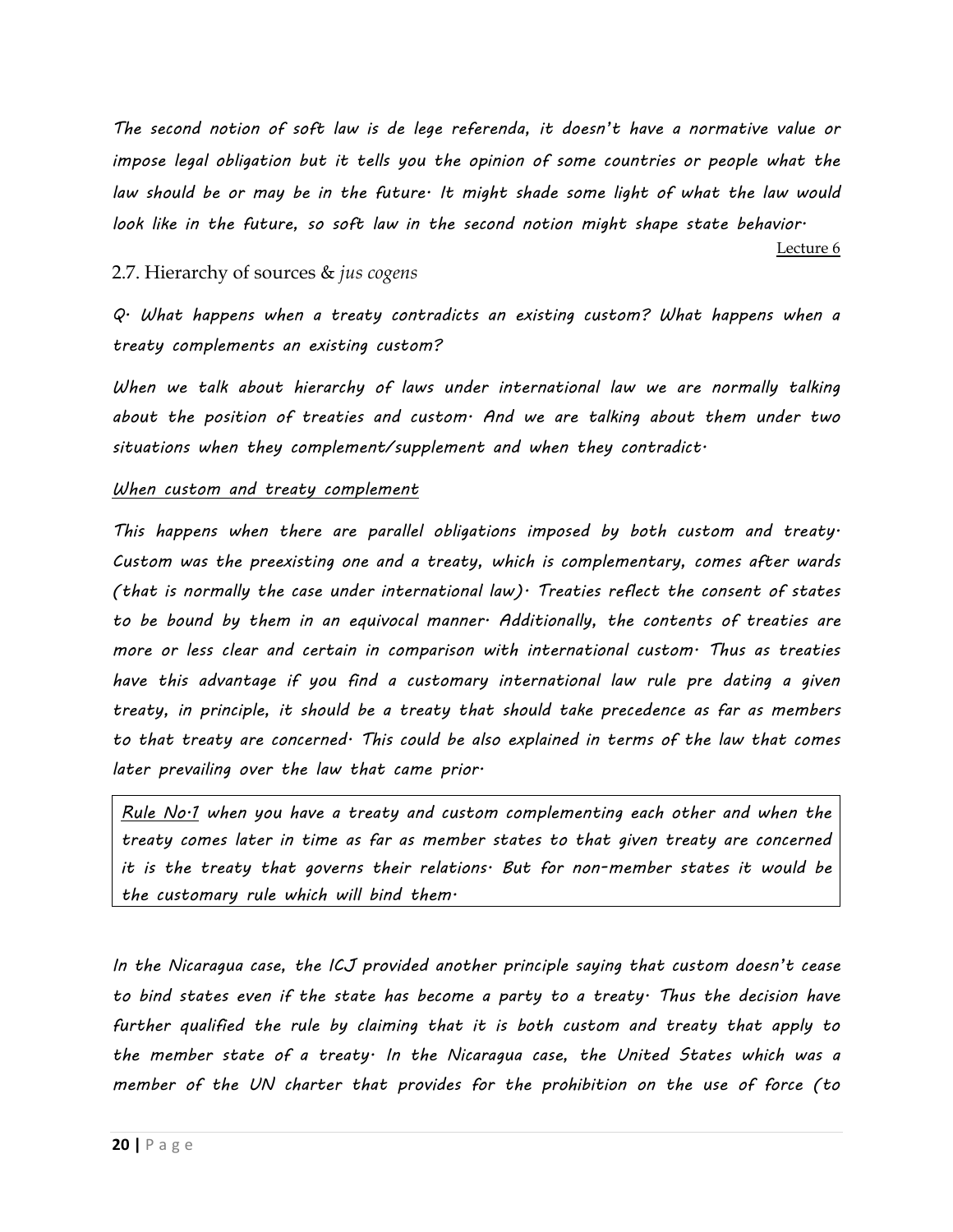*The second notion of soft law is de lege referenda, it doesn't have a normative value or impose legal obligation but it tells you the opinion of some countries or people what the law should be or may be in the future. It might shade some light of what the law would look like in the future, so soft law in the second notion might shape state behavior.*

Lecture 6

## 2.7. Hierarchy of sources & *jus cogens*

*Q. What happens when a treaty contradicts an existing custom? What happens when a treaty complements an existing custom?*

*When we talk about hierarchy of laws under international law we are normally talking about the position of treaties and custom. And we are talking about them under two situations when they complement/supplement and when they contradict.*

*When custom and treaty complement*

*This happens when there are parallel obligations imposed by both custom and treaty. Custom was the preexisting one and a treaty, which is complementary, comes after wards (that is normally the case under international law). Treaties reflect the consent of states to be bound by them in an equivocal manner. Additionally, the contents of treaties are more or less clear and certain in comparison with international custom. Thus as treaties have this advantage if you find a customary international law rule pre dating a given treaty, in principle, it should be a treaty that should take precedence as far as members to that treaty are concerned. This could be also explained in terms of the law that comes later prevailing over the law that came prior.*

> *Rule No.1 when you have a treaty and custom complementing each other and when the treaty comes later in time as far as member states to that given treaty are concerned it is the treaty that governs their relations. But for non-member states it would be the customary rule which will bind them.*

*In the Nicaragua case, the ICJ provided another principle saying that custom doesn't cease to bind states even if the state has become a party to a treaty. Thus the decision have further qualified the rule by claiming that it is both custom and treaty that apply to the member state of a treaty. In the Nicaragua case, the United States which was a member of the UN charter that provides for the prohibition on the use of force (to*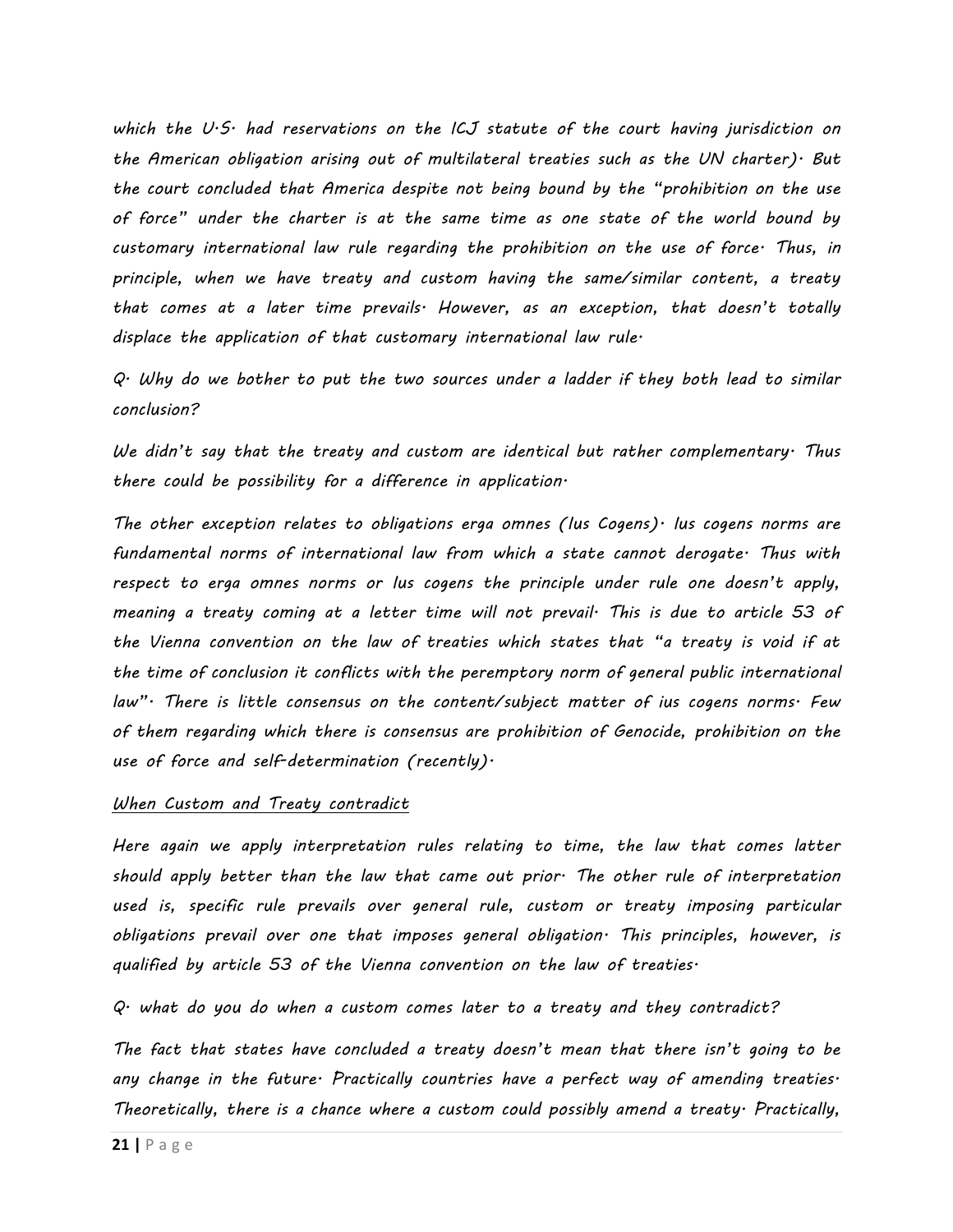*which the U.S. had reservations on the ICJ statute of the court having jurisdiction on the American obligation arising out of multilateral treaties such as the UN charter). But the court concluded that America despite not being bound by the "prohibition on the use of force" under the charter is at the same time as one state of the world bound by customary international law rule regarding the prohibition on the use of force. Thus, in principle, when we have treaty and custom having the same/similar content, a treaty that comes at a later time prevails. However, as an exception, that doesn't totally displace the application of that customary international law rule.*

*Q. Why do we bother to put the two sources under a ladder if they both lead to similar conclusion?*

*We didn't say that the treaty and custom are identical but rather complementary. Thus there could be possibility for a difference in application.*

*The other exception relates to obligations erga omnes (Ius Cogens). Ius cogens norms are fundamental norms of international law from which a state cannot derogate. Thus with respect to erga omnes norms or Ius cogens the principle under rule one doesn't apply, meaning a treaty coming at a letter time will not prevail. This is due to article 53 of the Vienna convention on the law of treaties which states that "a treaty is void if at the time of conclusion it conflicts with the peremptory norm of general public international law". There is little consensus on the content/subject matter of ius cogens norms. Few of them regarding which there is consensus are prohibition of Genocide, prohibition on the use of force and self-determination (recently).*

*<u>When Custom and Treaty contradict</u>*

*Here again we apply interpretation rules relating to time, the law that comes latter should apply better than the law that came out prior. The other rule of interpretation used is, specific rule prevails over general rule, custom or treaty imposing particular obligations prevail over one that imposes general obligation. This principles, however, is qualified by article 53 of the Vienna convention on the law of treaties.*

*Q. what do you do when a custom comes later to a treaty and they contradict?*

*The fact that states have concluded a treaty doesn't mean that there isn't going to be any change in the future. Practically countries have a perfect way of amending treaties. Theoretically, there is a chance where a custom could possibly amend a treaty. Practically,*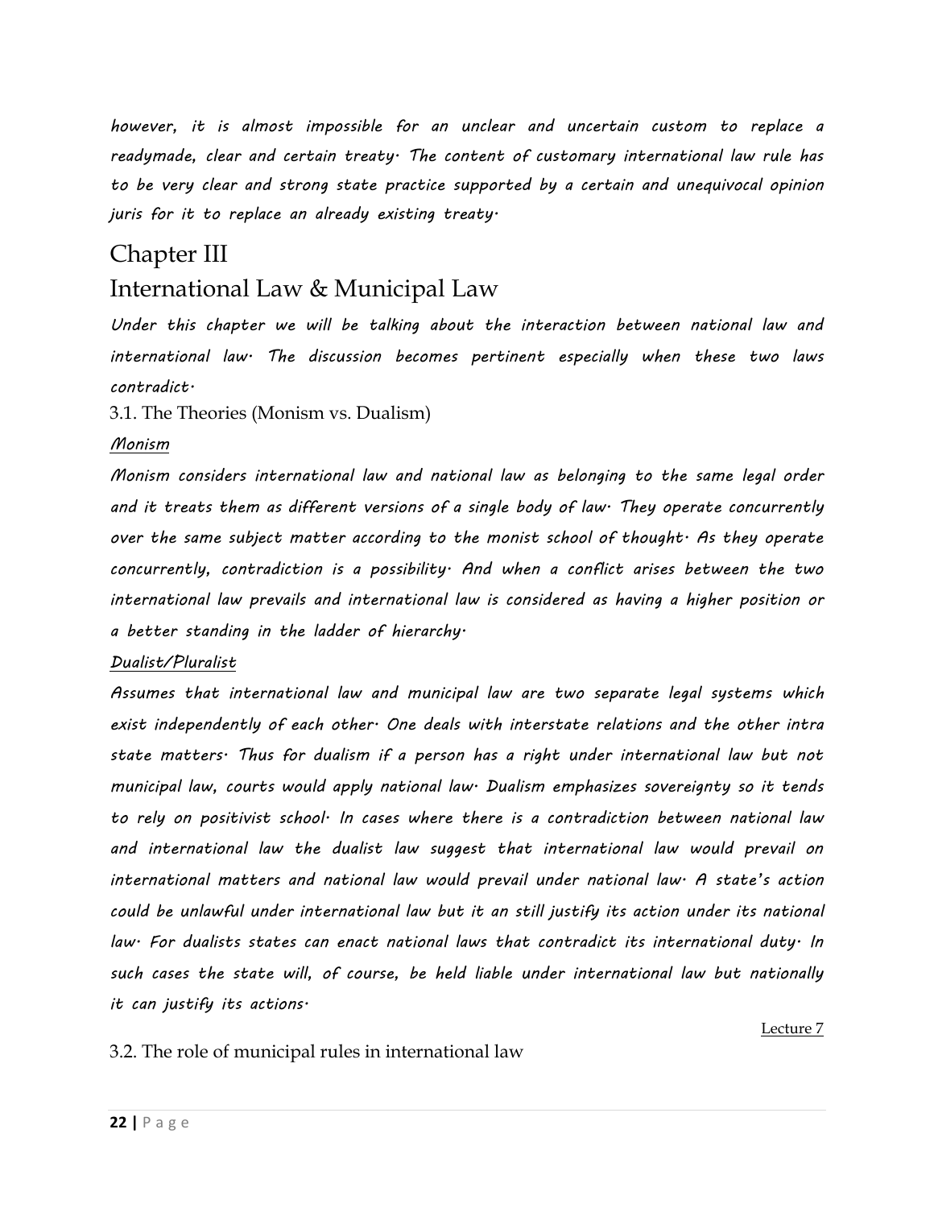*however, it is almost impossible for an unclear and uncertain custom to replace a readymade, clear and certain treaty. The content of customary international law rule has to be very clear and strong state practice supported by a certain and unequivocal opinion juris for it to replace an already existing treaty.*

# Chapter III

# International Law & Municipal Law

*Under this chapter we will be talking about the interaction between national law and international law. The discussion becomes pertinent especially when these two laws contradict.*

## 3.1. The Theories (Monism vs. Dualism)

*<u>Monism</u>*

*Monism considers international law and national law as belonging to the same legal order and it treats them as different versions of a single body of law. They operate concurrently over the same subject matter according to the monist school of thought. As they operate concurrently, contradiction is a possibility. And when a conflict arises between the two international law prevails and international law is considered as having a higher position or a better standing in the ladder of hierarchy.*

*<u>Dualist/Pluralist</u>*

*Assumes that international law and municipal law are two separate legal systems which exist independently of each other. One deals with interstate relations and the other intra state matters. Thus for dualism if a person has a right under international law but not municipal law, courts would apply national law. Dualism emphasizes sovereignty so it tends to rely on positivist school. In cases where there is a contradiction between national law and international law the dualist law suggest that international law would prevail on international matters and national law would prevail under national law. A state's action could be unlawful under international law but it an still justify its action under its national law. For dualists states can enact national laws that contradict its international duty. In such cases the state will, of course, be held liable under international law but nationally it can justify its actions.*

<u>Lecture 7</u>

## 3.2. The role of municipal rules in international law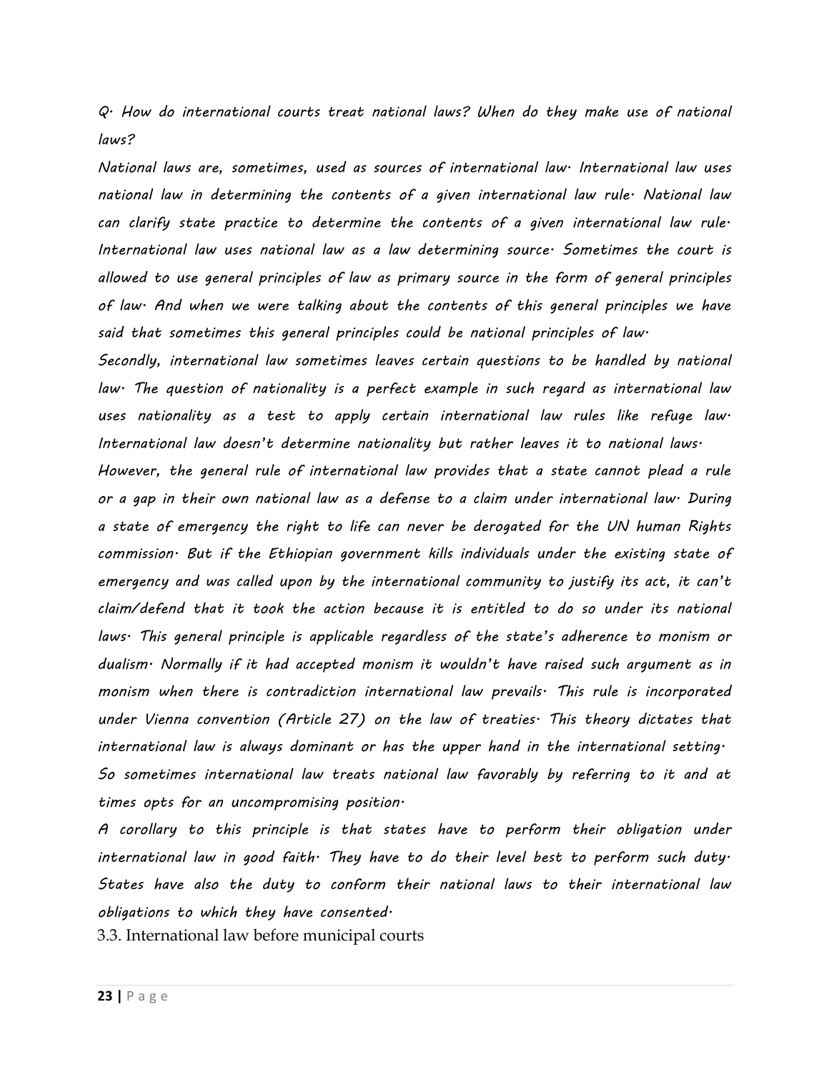*Q. How do international courts treat national laws? When do they make use of national laws?*

*National laws are, sometimes, used as sources of international law. International law uses national law in determining the contents of a given international law rule. National law can clarify state practice to determine the contents of a given international law rule. International law uses national law as a law determining source. Sometimes the court is allowed to use general principles of law as primary source in the form of general principles of law. And when we were talking about the contents of this general principles we have said that sometimes this general principles could be national principles of law.*

*Secondly, international law sometimes leaves certain questions to be handled by national law. The question of nationality is a perfect example in such regard as international law uses nationality as a test to apply certain international law rules like refuge law. International law doesn't determine nationality but rather leaves it to national laws.*

*However, the general rule of international law provides that a state cannot plead a rule or a gap in their own national law as a defense to a claim under international law. During a state of emergency the right to life can never be derogated for the UN human Rights commission. But if the Ethiopian government kills individuals under the existing state of emergency and was called upon by the international community to justify its act, it can't claim/defend that it took the action because it is entitled to do so under its national laws. This general principle is applicable regardless of the state's adherence to monism or dualism. Normally if it had accepted monism it wouldn't have raised such argument as in monism when there is contradiction international law prevails. This rule is incorporated under Vienna convention (Article 27) on the law of treaties. This theory dictates that international law is always dominant or has the upper hand in the international setting. So sometimes international law treats national law favorably by referring to it and at times opts for an uncompromising position.*

*A corollary to this principle is that states have to perform their obligation under international law in good faith. They have to do their level best to perform such duty. States have also the duty to conform their national laws to their international law obligations to which they have consented.*

### 3.3. International law before municipal courts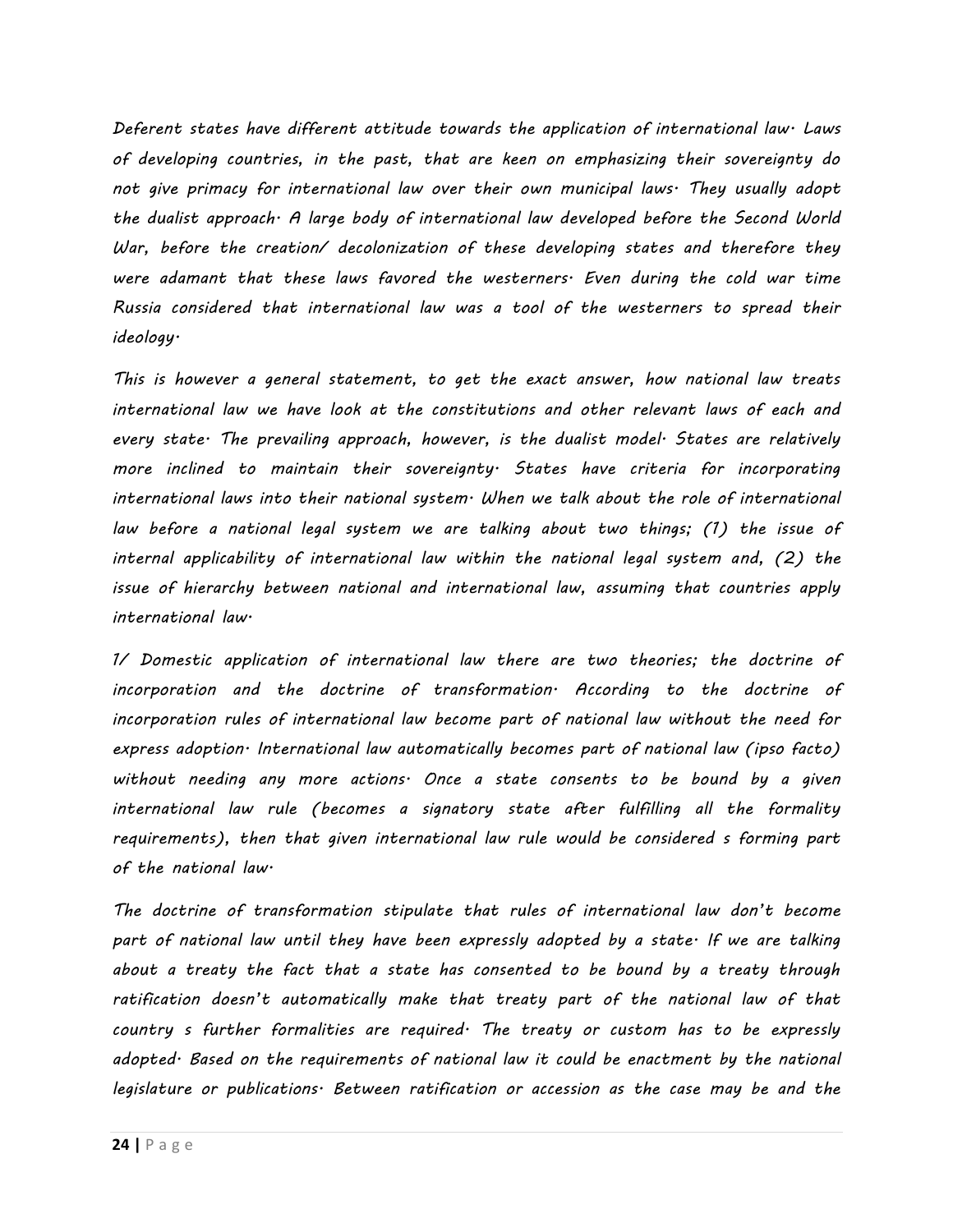*Deferent states have different attitude towards the application of international law. Laws of developing countries, in the past, that are keen on emphasizing their sovereignty do not give primacy for international law over their own municipal laws. They usually adopt the dualist approach. A large body of international law developed before the Second World War, before the creation/ decolonization of these developing states and therefore they were adamant that these laws favored the westerners. Even during the cold war time Russia considered that international law was a tool of the westerners to spread their ideology.*

*This is however a general statement, to get the exact answer, how national law treats international law we have look at the constitutions and other relevant laws of each and every state. The prevailing approach, however, is the dualist model. States are relatively more inclined to maintain their sovereignty. States have criteria for incorporating international laws into their national system. When we talk about the role of international law before a national legal system we are talking about two things; (1) the issue of internal applicability of international law within the national legal system and, (2) the issue of hierarchy between national and international law, assuming that countries apply international law.*

*1/ Domestic application of international law there are two theories; the doctrine of incorporation and the doctrine of transformation. According to the doctrine of incorporation rules of international law become part of national law without the need for express adoption. International law automatically becomes part of national law (ipso facto) without needing any more actions. Once a state consents to be bound by a given international law rule (becomes a signatory state after fulfilling all the formality requirements), then that given international law rule would be considered s forming part of the national law.*

*The doctrine of transformation stipulate that rules of international law don't become part of national law until they have been expressly adopted by a state. If we are talking about a treaty the fact that a state has consented to be bound by a treaty through ratification doesn't automatically make that treaty part of the national law of that country s further formalities are required. The treaty or custom has to be expressly adopted. Based on the requirements of national law it could be enactment by the national legislature or publications. Between ratification or accession as the case may be and the*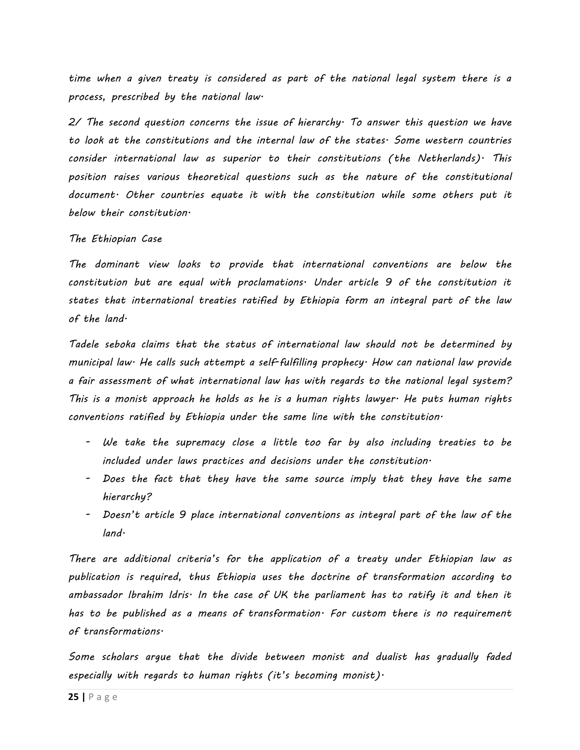*time when a given treaty is considered as part of the national legal system there is a process, prescribed by the national law.*

*2/ The second question concerns the issue of hierarchy. To answer this question we have to look at the constitutions and the internal law of the states. Some western countries consider international law as superior to their constitutions (the Netherlands). This position raises various theoretical questions such as the nature of the constitutional document. Other countries equate it with the constitution while some others put it below their constitution.*

*The Ethiopian Case*

*The dominant view looks to provide that international conventions are below the constitution but are equal with proclamations. Under article 9 of the constitution it states that international treaties ratified by Ethiopia form an integral part of the law of the land.*

*Tadele seboka claims that the status of international law should not be determined by municipal law. He calls such attempt a self-fulfilling prophecy. How can national law provide a fair assessment of what international law has with regards to the national legal system? This is a monist approach he holds as he is a human rights lawyer. He puts human rights conventions ratified by Ethiopia under the same line with the constitution.*

- *We take the supremacy close a little too far by also including treaties to be included under laws practices and decisions under the constitution.*
- *Does the fact that they have the same source imply that they have the same hierarchy?*
- *Doesn't article 9 place international conventions as integral part of the law of the land.*

*There are additional criteria's for the application of a treaty under Ethiopian law as publication is required, thus Ethiopia uses the doctrine of transformation according to ambassador Ibrahim Idris. In the case of UK the parliament has to ratify it and then it has to be published as a means of transformation. For custom there is no requirement of transformations.*

*Some scholars argue that the divide between monist and dualist has gradually faded especially with regards to human rights (it's becoming monist).*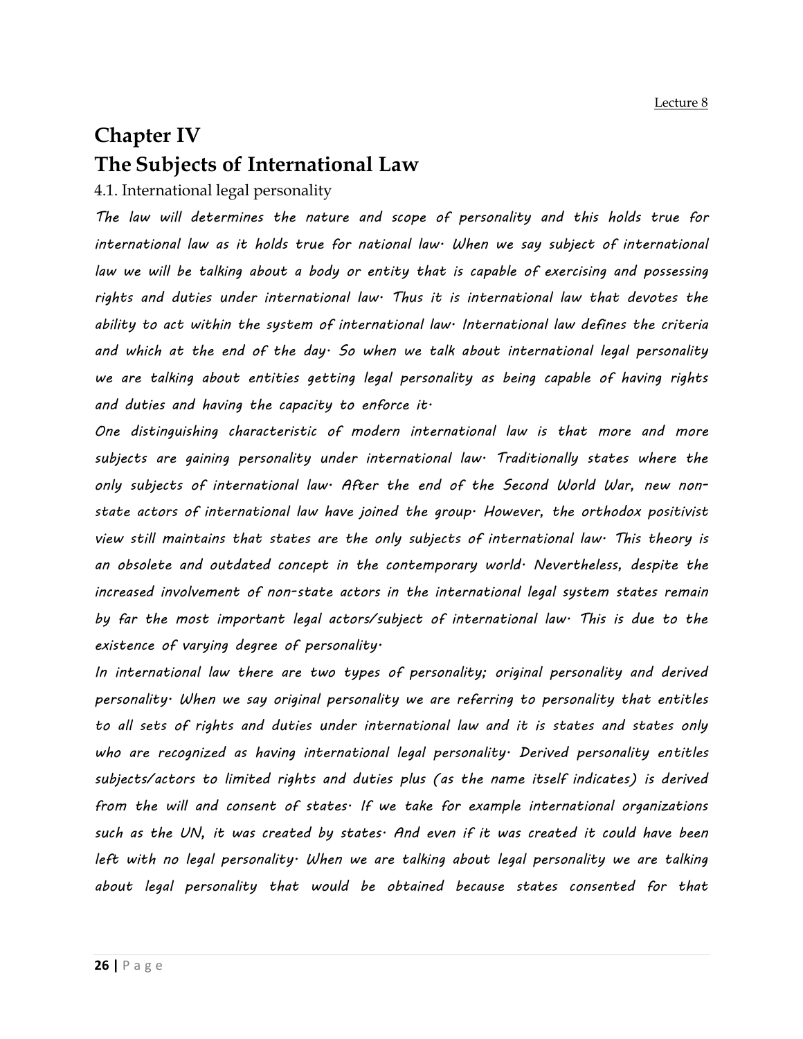Lecture 8

# Chapter IV
# The Subjects of International Law

## 4.1. International legal personality

*The law will determines the nature and scope of personality and this holds true for international law as it holds true for national law. When we say subject of international law we will be talking about a body or entity that is capable of exercising and possessing rights and duties under international law. Thus it is international law that devotes the ability to act within the system of international law. International law defines the criteria and which at the end of the day. So when we talk about international legal personality we are talking about entities getting legal personality as being capable of having rights and duties and having the capacity to enforce it.*

*One distinguishing characteristic of modern international law is that more and more subjects are gaining personality under international law. Traditionally states where the only subjects of international law. After the end of the Second World War, new non-state actors of international law have joined the group. However, the orthodox positivist view still maintains that states are the only subjects of international law. This theory is an obsolete and outdated concept in the contemporary world. Nevertheless, despite the increased involvement of non-state actors in the international legal system states remain by far the most important legal actors/subject of international law. This is due to the existence of varying degree of personality.*

*In international law there are two types of personality; original personality and derived personality. When we say original personality we are referring to personality that entitles to all sets of rights and duties under international law and it is states and states only who are recognized as having international legal personality. Derived personality entitles subjects/actors to limited rights and duties plus (as the name itself indicates) is derived from the will and consent of states. If we take for example international organizations such as the UN, it was created by states. And even if it was created it could have been left with no legal personality. When we are talking about legal personality we are talking about legal personality that would be obtained because states consented for that*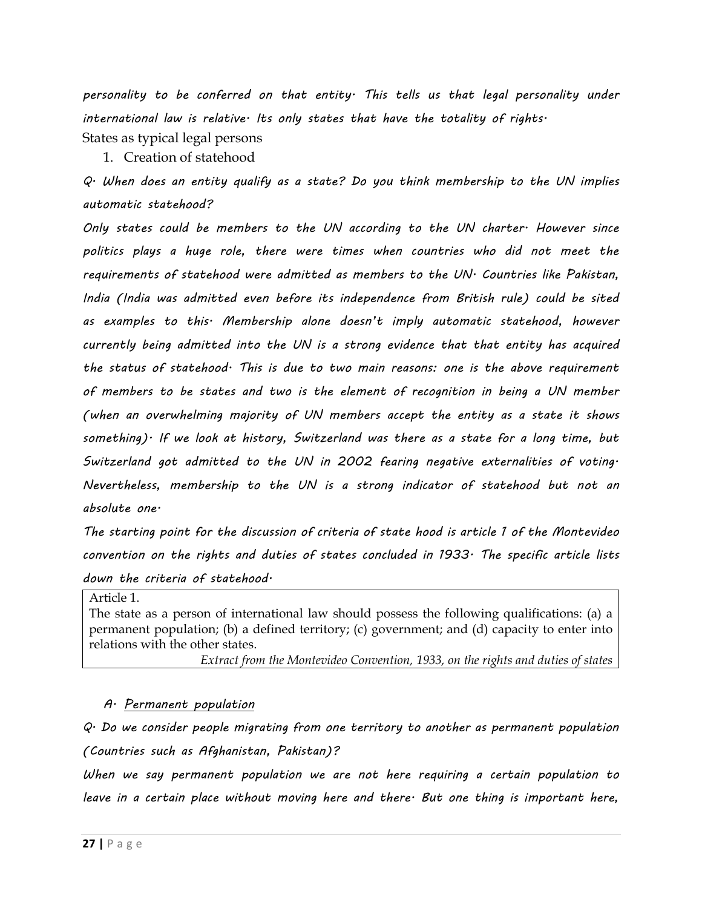*personality to be conferred on that entity. This tells us that legal personality under international law is relative. Its only states that have the totality of rights.*

States as typical legal persons

1. Creation of statehood

*Q. When does an entity qualify as a state? Do you think membership to the UN implies automatic statehood?*

*Only states could be members to the UN according to the UN charter. However since politics plays a huge role, there were times when countries who did not meet the requirements of statehood were admitted as members to the UN. Countries like Pakistan, India (India was admitted even before its independence from British rule) could be sited as examples to this. Membership alone doesn't imply automatic statehood, however currently being admitted into the UN is a strong evidence that that entity has acquired the status of statehood. This is due to two main reasons: one is the above requirement of members to be states and two is the element of recognition in being a UN member (when an overwhelming majority of UN members accept the entity as a state it shows something). If we look at history, Switzerland was there as a state for a long time, but Switzerland got admitted to the UN in 2002 fearing negative externalities of voting. Nevertheless, membership to the UN is a strong indicator of statehood but not an absolute one.*

*The starting point for the discussion of criteria of state hood is article 1 of the Montevideo convention on the rights and duties of states concluded in 1933. The specific article lists down the criteria of statehood.*

> Article 1.
> The state as a person of international law should possess the following qualifications: (a) a permanent population; (b) a defined territory; (c) government; and (d) capacity to enter into relations with the other states.
>
> *Extract from the Montevideo Convention, 1933, on the rights and duties of states*

*A. Permanent population*

*Q. Do we consider people migrating from one territory to another as permanent population (Countries such as Afghanistan, Pakistan)?*

*When we say permanent population we are not here requiring a certain population to leave in a certain place without moving here and there. But one thing is important here,*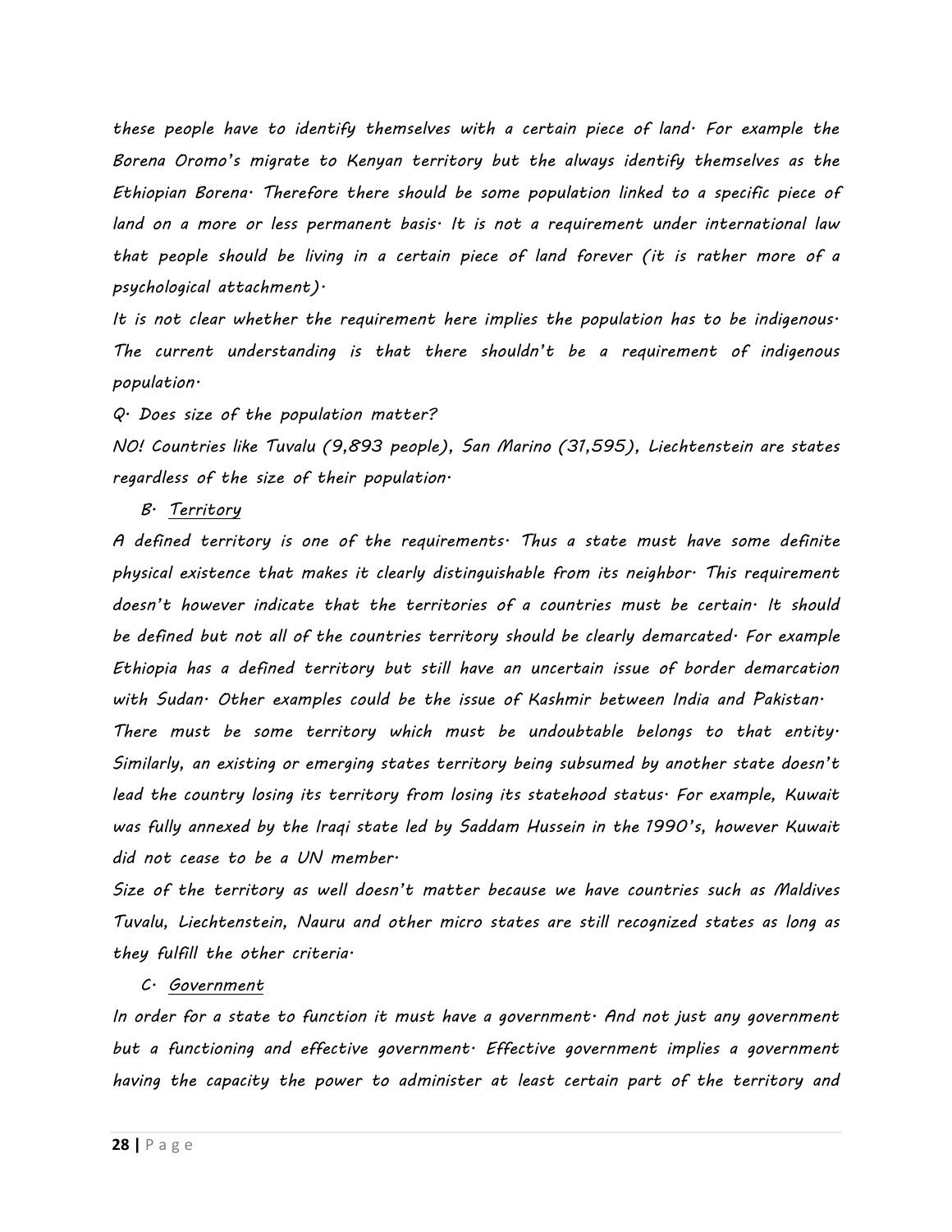*these people have to identify themselves with a certain piece of land. For example the Borena Oromo's migrate to Kenyan territory but the always identify themselves as the Ethiopian Borena. Therefore there should be some population linked to a specific piece of land on a more or less permanent basis. It is not a requirement under international law that people should be living in a certain piece of land forever (it is rather more of a psychological attachment).*

*It is not clear whether the requirement here implies the population has to be indigenous. The current understanding is that there shouldn't be a requirement of indigenous population.*

*Q. Does size of the population matter?*

*NO! Countries like Tuvalu (9,893 people), San Marino (31,595), Liechtenstein are states regardless of the size of their population.*

*B. <u>Territory</u>*

*A defined territory is one of the requirements. Thus a state must have some definite physical existence that makes it clearly distinguishable from its neighbor. This requirement doesn't however indicate that the territories of a countries must be certain. It should be defined but not all of the countries territory should be clearly demarcated. For example Ethiopia has a defined territory but still have an uncertain issue of border demarcation with Sudan. Other examples could be the issue of Kashmir between India and Pakistan.*

*There must be some territory which must be undoubtable belongs to that entity. Similarly, an existing or emerging states territory being subsumed by another state doesn't lead the country losing its territory from losing its statehood status. For example, Kuwait was fully annexed by the Iraqi state led by Saddam Hussein in the 1990's, however Kuwait did not cease to be a UN member.*

*Size of the territory as well doesn't matter because we have countries such as Maldives Tuvalu, Liechtenstein, Nauru and other micro states are still recognized states as long as they fulfill the other criteria.*

*C. <u>Government</u>*

*In order for a state to function it must have a government. And not just any government but a functioning and effective government. Effective government implies a government having the capacity the power to administer at least certain part of the territory and*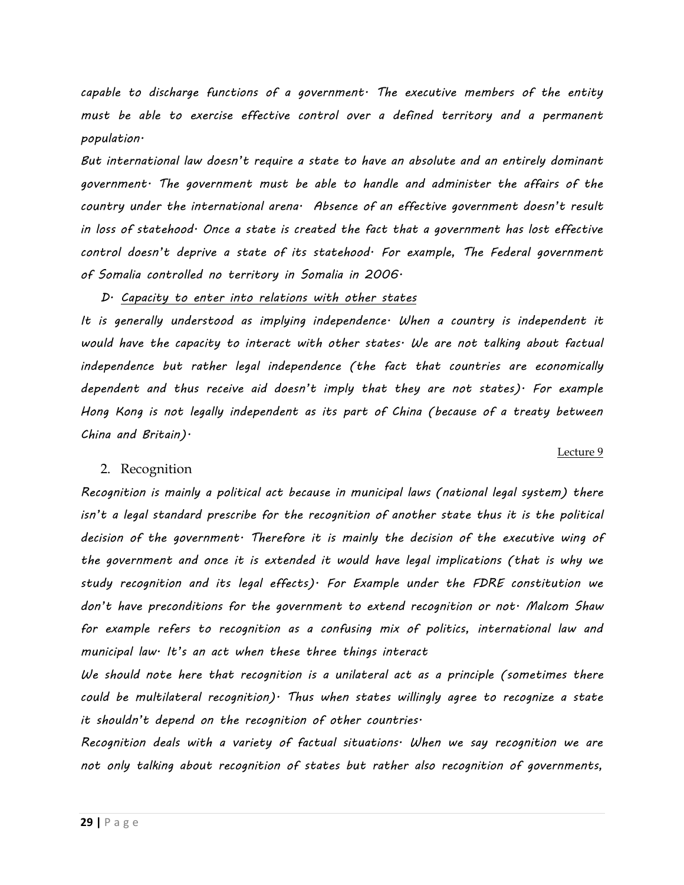capable to discharge functions of a government. The executive members of the entity must be able to exercise effective control over a defined territory and a permanent population.

But international law doesn't require a state to have an absolute and an entirely dominant government. The government must be able to handle and administer the affairs of the country under the international arena. Absence of an effective government doesn't result in loss of statehood. Once a state is created the fact that a government has lost effective control doesn't deprive a state of its statehood. For example, The Federal government of Somalia controlled no territory in Somalia in 2006.

D. <u>Capacity to enter into relations with other states</u>

It is generally understood as implying independence. When a country is independent it would have the capacity to interact with other states. We are not talking about factual independence but rather legal independence (the fact that countries are economically dependent and thus receive aid doesn't imply that they are not states). For example Hong Kong is not legally independent as its part of China (because of a treaty between China and Britain).

<u>Lecture 9</u>

## 2. Recognition

Recognition is mainly a political act because in municipal laws (national legal system) there isn't a legal standard prescribe for the recognition of another state thus it is the political decision of the government. Therefore it is mainly the decision of the executive wing of the government and once it is extended it would have legal implications (that is why we study recognition and its legal effects). For Example under the FDRE constitution we don't have preconditions for the government to extend recognition or not. Malcom Shaw for example refers to recognition as a confusing mix of politics, international law and municipal law. It's an act when these three things interact

We should note here that recognition is a unilateral act as a principle (sometimes there could be multilateral recognition). Thus when states willingly agree to recognize a state it shouldn't depend on the recognition of other countries.

Recognition deals with a variety of factual situations. When we say recognition we are not only talking about recognition of states but rather also recognition of governments,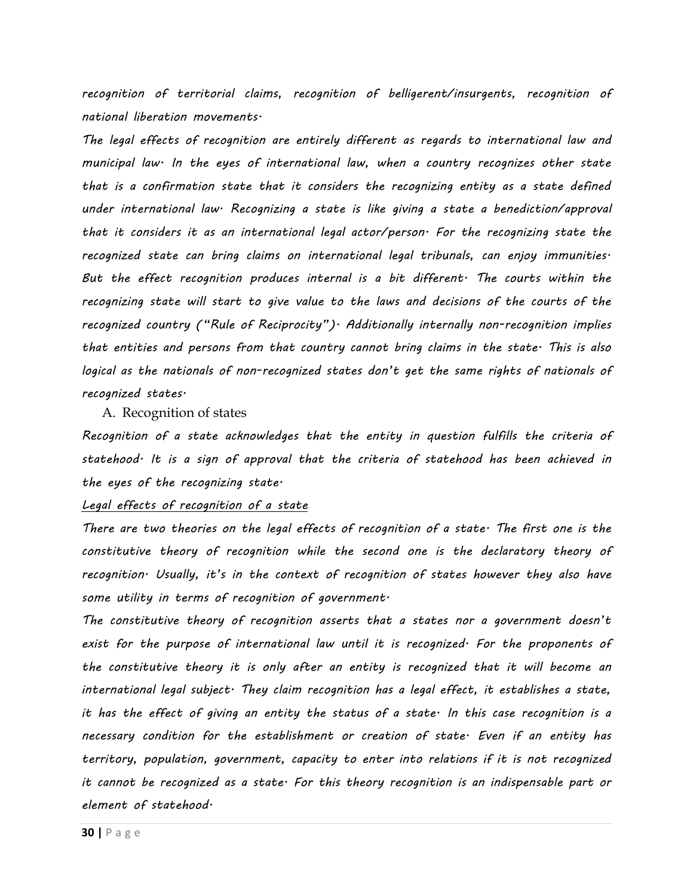recognition of territorial claims, recognition of belligerent/insurgents, recognition of national liberation movements.

The legal effects of recognition are entirely different as regards to international law and municipal law. In the eyes of international law, when a country recognizes other state that is a confirmation state that it considers the recognizing entity as a state defined under international law. Recognizing a state is like giving a state a benediction/approval that it considers it as an international legal actor/person. For the recognizing state the recognized state can bring claims on international legal tribunals, can enjoy immunities. But the effect recognition produces internal is a bit different. The courts within the recognizing state will start to give value to the laws and decisions of the courts of the recognized country ("Rule of Reciprocity"). Additionally internally non-recognition implies that entities and persons from that country cannot bring claims in the state. This is also logical as the nationals of non-recognized states don't get the same rights of nationals of recognized states.

A. Recognition of states

Recognition of a state acknowledges that the entity in question fulfills the criteria of statehood. It is a sign of approval that the criteria of statehood has been achieved in the eyes of the recognizing state.

<u>Legal effects of recognition of a state</u>

There are two theories on the legal effects of recognition of a state. The first one is the constitutive theory of recognition while the second one is the declaratory theory of recognition. Usually, it's in the context of recognition of states however they also have some utility in terms of recognition of government.

The constitutive theory of recognition asserts that a states nor a government doesn't exist for the purpose of international law until it is recognized. For the proponents of the constitutive theory it is only after an entity is recognized that it will become an international legal subject. They claim recognition has a legal effect, it establishes a state, it has the effect of giving an entity the status of a state. In this case recognition is a necessary condition for the establishment or creation of state. Even if an entity has territory, population, government, capacity to enter into relations if it is not recognized it cannot be recognized as a state. For this theory recognition is an indispensable part or element of statehood.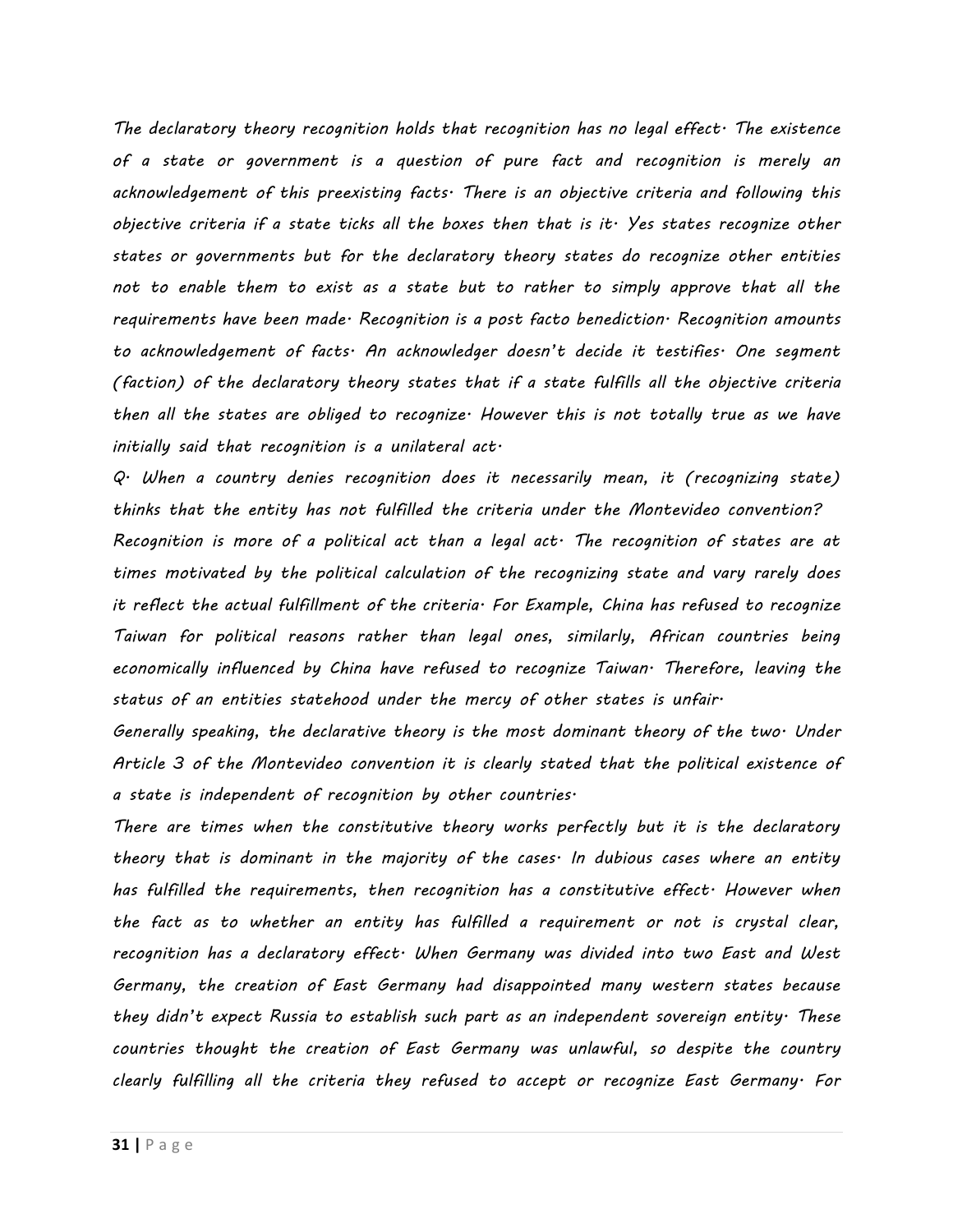*The declaratory theory recognition holds that recognition has no legal effect. The existence of a state or government is a question of pure fact and recognition is merely an acknowledgement of this preexisting facts. There is an objective criteria and following this objective criteria if a state ticks all the boxes then that is it. Yes states recognize other states or governments but for the declaratory theory states do recognize other entities not to enable them to exist as a state but to rather to simply approve that all the requirements have been made. Recognition is a post facto benediction. Recognition amounts to acknowledgement of facts. An acknowledger doesn't decide it testifies. One segment (faction) of the declaratory theory states that if a state fulfills all the objective criteria then all the states are obliged to recognize. However this is not totally true as we have initially said that recognition is a unilateral act.*

*Q. When a country denies recognition does it necessarily mean, it (recognizing state) thinks that the entity has not fulfilled the criteria under the Montevideo convention?*

*Recognition is more of a political act than a legal act. The recognition of states are at times motivated by the political calculation of the recognizing state and vary rarely does it reflect the actual fulfillment of the criteria. For Example, China has refused to recognize Taiwan for political reasons rather than legal ones, similarly, African countries being economically influenced by China have refused to recognize Taiwan. Therefore, leaving the status of an entities statehood under the mercy of other states is unfair.*

*Generally speaking, the declarative theory is the most dominant theory of the two. Under Article 3 of the Montevideo convention it is clearly stated that the political existence of a state is independent of recognition by other countries.*

*There are times when the constitutive theory works perfectly but it is the declaratory theory that is dominant in the majority of the cases. In dubious cases where an entity has fulfilled the requirements, then recognition has a constitutive effect. However when the fact as to whether an entity has fulfilled a requirement or not is crystal clear, recognition has a declaratory effect. When Germany was divided into two East and West Germany, the creation of East Germany had disappointed many western states because they didn't expect Russia to establish such part as an independent sovereign entity. These countries thought the creation of East Germany was unlawful, so despite the country clearly fulfilling all the criteria they refused to accept or recognize East Germany. For*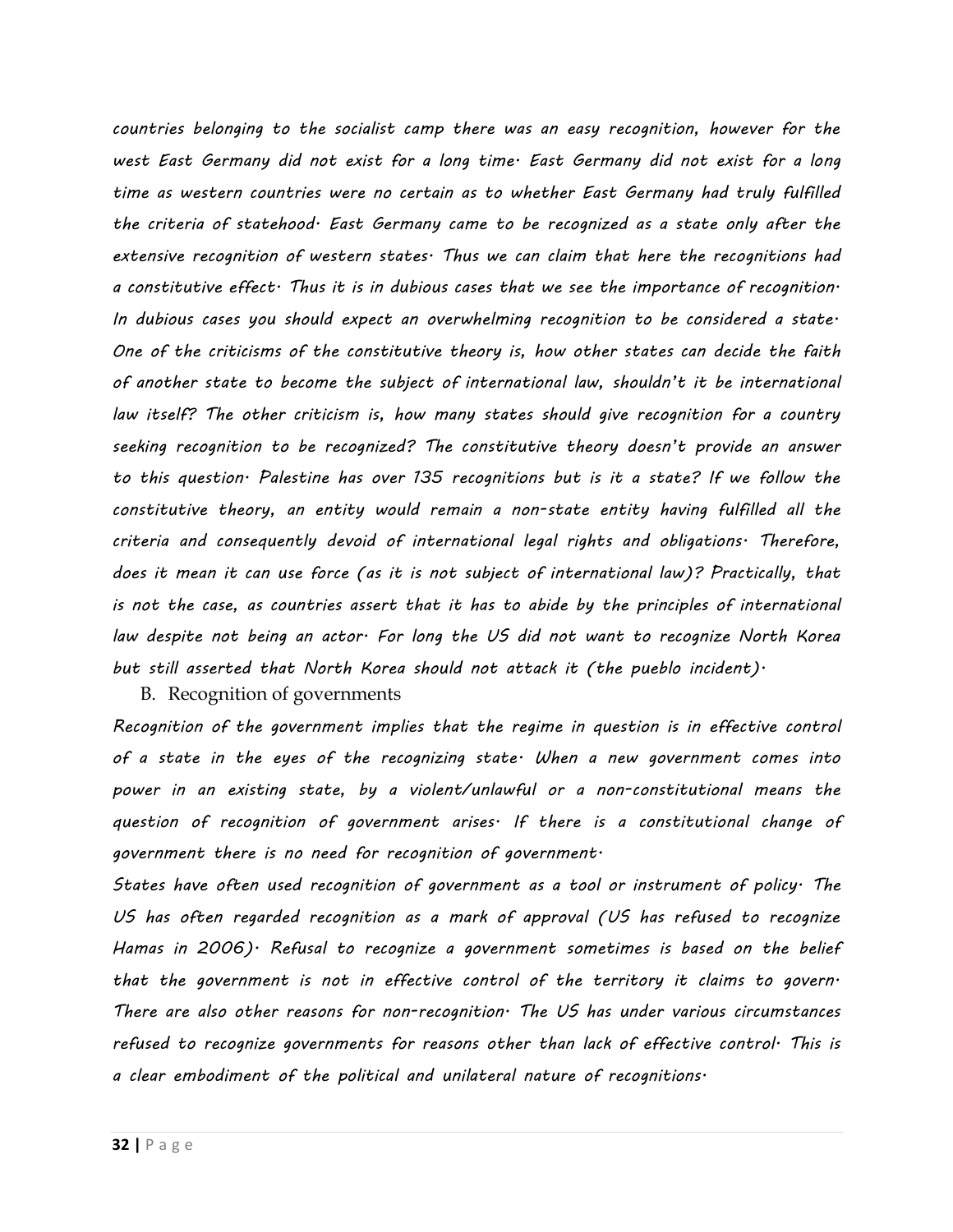*countries belonging to the socialist camp there was an easy recognition, however for the west East Germany did not exist for a long time. East Germany did not exist for a long time as western countries were no certain as to whether East Germany had truly fulfilled the criteria of statehood. East Germany came to be recognized as a state only after the extensive recognition of western states. Thus we can claim that here the recognitions had a constitutive effect. Thus it is in dubious cases that we see the importance of recognition. In dubious cases you should expect an overwhelming recognition to be considered a state. One of the criticisms of the constitutive theory is, how other states can decide the faith of another state to become the subject of international law, shouldn't it be international law itself? The other criticism is, how many states should give recognition for a country seeking recognition to be recognized? The constitutive theory doesn't provide an answer to this question. Palestine has over 135 recognitions but is it a state? If we follow the constitutive theory, an entity would remain a non-state entity having fulfilled all the criteria and consequently devoid of international legal rights and obligations. Therefore, does it mean it can use force (as it is not subject of international law)? Practically, that is not the case, as countries assert that it has to abide by the principles of international law despite not being an actor. For long the US did not want to recognize North Korea but still asserted that North Korea should not attack it (the pueblo incident).*

B. Recognition of governments

*Recognition of the government implies that the regime in question is in effective control of a state in the eyes of the recognizing state. When a new government comes into power in an existing state, by a violent/unlawful or a non-constitutional means the question of recognition of government arises. If there is a constitutional change of government there is no need for recognition of government.*

*States have often used recognition of government as a tool or instrument of policy. The US has often regarded recognition as a mark of approval (US has refused to recognize Hamas in 2006). Refusal to recognize a government sometimes is based on the belief that the government is not in effective control of the territory it claims to govern. There are also other reasons for non-recognition. The US has under various circumstances refused to recognize governments for reasons other than lack of effective control. This is a clear embodiment of the political and unilateral nature of recognitions.*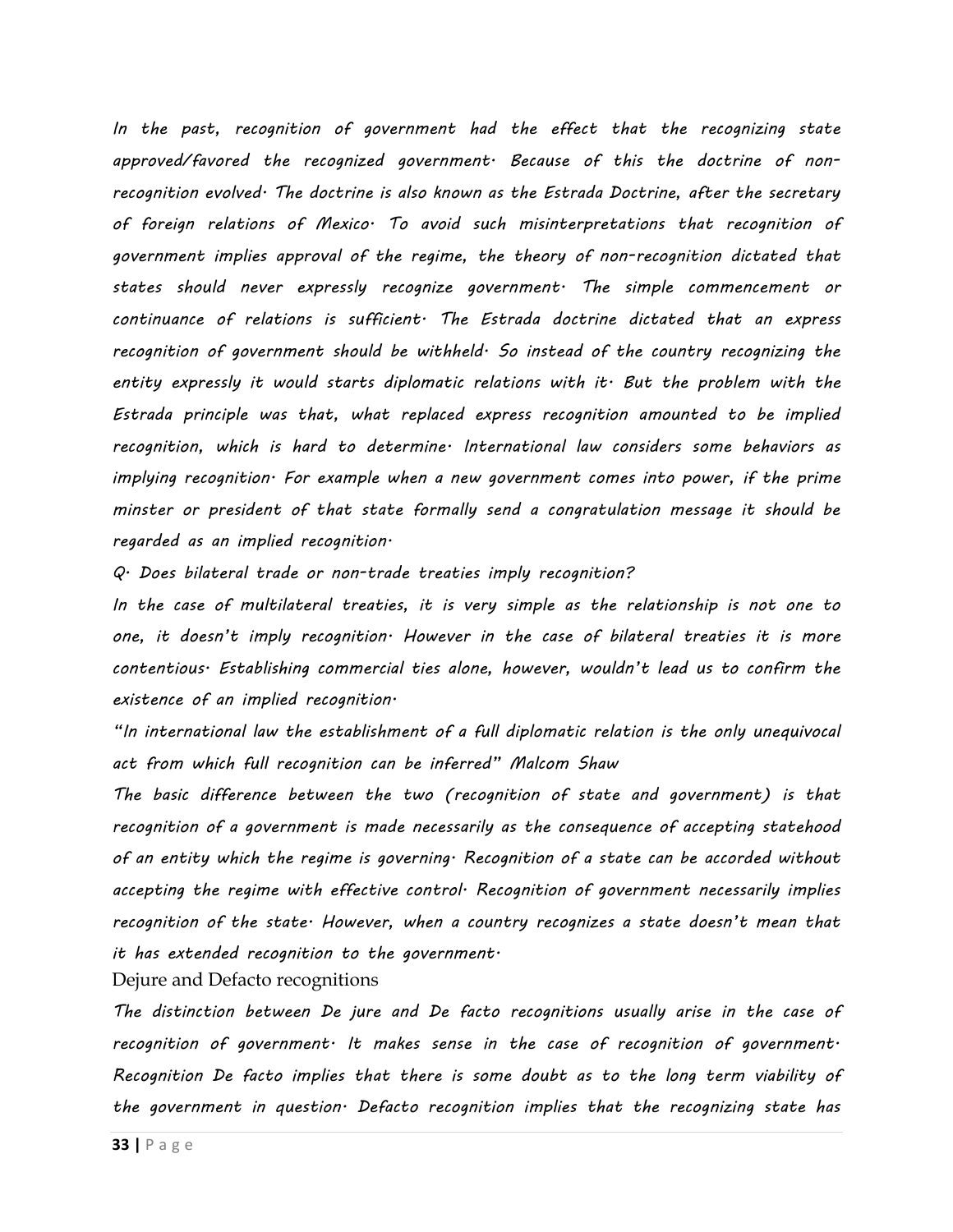*In the past, recognition of government had the effect that the recognizing state approved/favored the recognized government. Because of this the doctrine of non-recognition evolved. The doctrine is also known as the Estrada Doctrine, after the secretary of foreign relations of Mexico. To avoid such misinterpretations that recognition of government implies approval of the regime, the theory of non-recognition dictated that states should never expressly recognize government. The simple commencement or continuance of relations is sufficient. The Estrada doctrine dictated that an express recognition of government should be withheld. So instead of the country recognizing the entity expressly it would starts diplomatic relations with it. But the problem with the Estrada principle was that, what replaced express recognition amounted to be implied recognition, which is hard to determine. International law considers some behaviors as implying recognition. For example when a new government comes into power, if the prime minster or president of that state formally send a congratulation message it should be regarded as an implied recognition.*

*Q. Does bilateral trade or non-trade treaties imply recognition?*

*In the case of multilateral treaties, it is very simple as the relationship is not one to one, it doesn't imply recognition. However in the case of bilateral treaties it is more contentious. Establishing commercial ties alone, however, wouldn't lead us to confirm the existence of an implied recognition.*

*"In international law the establishment of a full diplomatic relation is the only unequivocal act from which full recognition can be inferred" Malcom Shaw*

*The basic difference between the two (recognition of state and government) is that recognition of a government is made necessarily as the consequence of accepting statehood of an entity which the regime is governing. Recognition of a state can be accorded without accepting the regime with effective control. Recognition of government necessarily implies recognition of the state. However, when a country recognizes a state doesn't mean that it has extended recognition to the government.*

Dejure and Defacto recognitions

*The distinction between De jure and De facto recognitions usually arise in the case of recognition of government. It makes sense in the case of recognition of government. Recognition De facto implies that there is some doubt as to the long term viability of the government in question. Defacto recognition implies that the recognizing state has*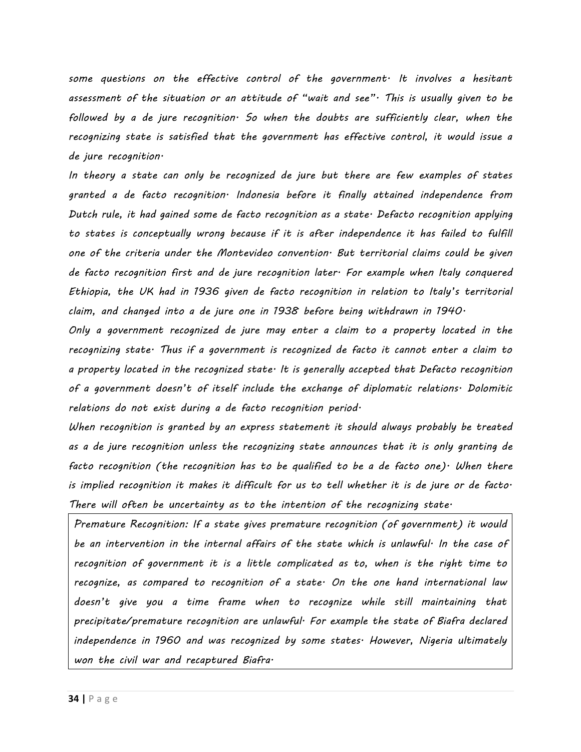*some questions on the effective control of the government. It involves a hesitant assessment of the situation or an attitude of "wait and see". This is usually given to be followed by a de jure recognition. So when the doubts are sufficiently clear, when the recognizing state is satisfied that the government has effective control, it would issue a de jure recognition.*

*In theory a state can only be recognized de jure but there are few examples of states granted a de facto recognition. Indonesia before it finally attained independence from Dutch rule, it had gained some de facto recognition as a state. Defacto recognition applying to states is conceptually wrong because if it is after independence it has failed to fulfill one of the criteria under the Montevideo convention. But territorial claims could be given de facto recognition first and de jure recognition later. For example when Italy conquered Ethiopia, the UK had in 1936 given de facto recognition in relation to Italy's territorial claim, and changed into a de jure one in 1938 before being withdrawn in 1940.*

*Only a government recognized de jure may enter a claim to a property located in the recognizing state. Thus if a government is recognized de facto it cannot enter a claim to a property located in the recognized state. It is generally accepted that Defacto recognition of a government doesn't of itself include the exchange of diplomatic relations. Dolomitic relations do not exist during a de facto recognition period.*

*When recognition is granted by an express statement it should always probably be treated as a de jure recognition unless the recognizing state announces that it is only granting de facto recognition (the recognition has to be qualified to be a de facto one). When there is implied recognition it makes it difficult for us to tell whether it is de jure or de facto. There will often be uncertainty as to the intention of the recognizing state.*

*Premature Recognition: If a state gives premature recognition (of government) it would be an intervention in the internal affairs of the state which is unlawful. In the case of recognition of government it is a little complicated as to, when is the right time to recognize, as compared to recognition of a state. On the one hand international law doesn't give you a time frame when to recognize while still maintaining that precipitate/premature recognition are unlawful. For example the state of Biafra declared independence in 1960 and was recognized by some states. However, Nigeria ultimately won the civil war and recaptured Biafra.*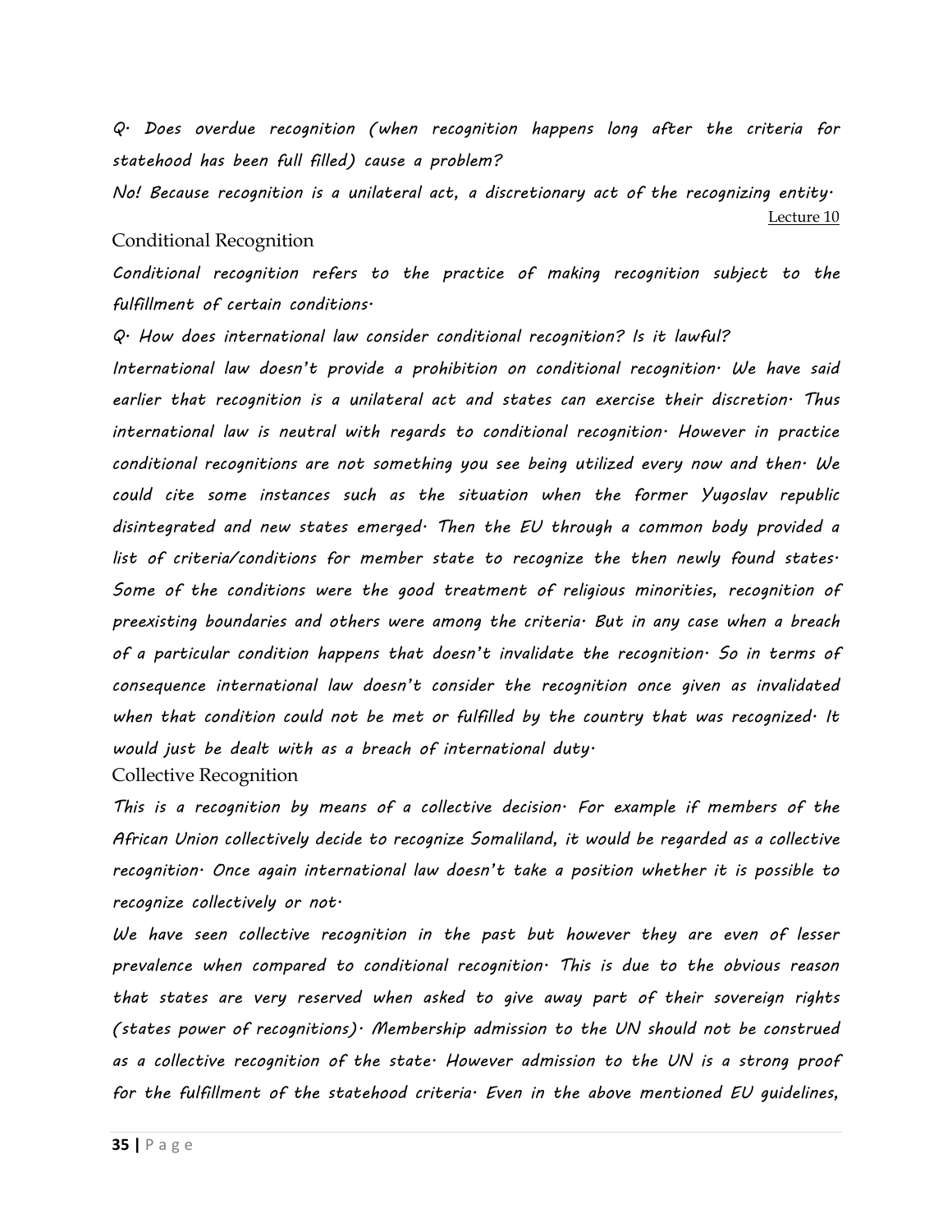*Q. Does overdue recognition (when recognition happens long after the criteria for statehood has been full filled) cause a problem?*

*No! Because recognition is a unilateral act, a discretionary act of the recognizing entity.*

Lecture 10

## Conditional Recognition

*Conditional recognition refers to the practice of making recognition subject to the fulfillment of certain conditions.*

*Q. How does international law consider conditional recognition? Is it lawful?*

*International law doesn't provide a prohibition on conditional recognition. We have said earlier that recognition is a unilateral act and states can exercise their discretion. Thus international law is neutral with regards to conditional recognition. However in practice conditional recognitions are not something you see being utilized every now and then. We could cite some instances such as the situation when the former Yugoslav republic disintegrated and new states emerged. Then the EU through a common body provided a list of criteria/conditions for member state to recognize the then newly found states. Some of the conditions were the good treatment of religious minorities, recognition of preexisting boundaries and others were among the criteria. But in any case when a breach of a particular condition happens that doesn't invalidate the recognition. So in terms of consequence international law doesn't consider the recognition once given as invalidated when that condition could not be met or fulfilled by the country that was recognized. It would just be dealt with as a breach of international duty.*

## Collective Recognition

*This is a recognition by means of a collective decision. For example if members of the African Union collectively decide to recognize Somaliland, it would be regarded as a collective recognition. Once again international law doesn't take a position whether it is possible to recognize collectively or not.*

*We have seen collective recognition in the past but however they are even of lesser prevalence when compared to conditional recognition. This is due to the obvious reason that states are very reserved when asked to give away part of their sovereign rights (states power of recognitions). Membership admission to the UN should not be construed as a collective recognition of the state. However admission to the UN is a strong proof for the fulfillment of the statehood criteria. Even in the above mentioned EU guidelines,*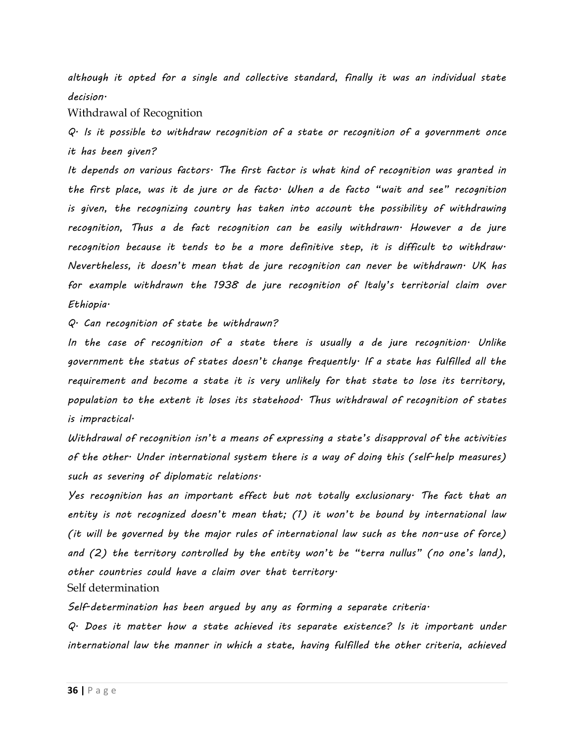*although it opted for a single and collective standard, finally it was an individual state decision.*

## Withdrawal of Recognition

*Q. Is it possible to withdraw recognition of a state or recognition of a government once it has been given?*

*It depends on various factors. The first factor is what kind of recognition was granted in the first place, was it de jure or de facto. When a de facto "wait and see" recognition is given, the recognizing country has taken into account the possibility of withdrawing recognition, Thus a de fact recognition can be easily withdrawn. However a de jure recognition because it tends to be a more definitive step, it is difficult to withdraw. Nevertheless, it doesn't mean that de jure recognition can never be withdrawn. UK has for example withdrawn the 1938 de jure recognition of Italy's territorial claim over Ethiopia.*

*Q. Can recognition of state be withdrawn?*

*In the case of recognition of a state there is usually a de jure recognition. Unlike government the status of states doesn't change frequently. If a state has fulfilled all the requirement and become a state it is very unlikely for that state to lose its territory, population to the extent it loses its statehood. Thus withdrawal of recognition of states is impractical.*

*Withdrawal of recognition isn't a means of expressing a state's disapproval of the activities of the other. Under international system there is a way of doing this (self-help measures) such as severing of diplomatic relations.*

*Yes recognition has an important effect but not totally exclusionary. The fact that an entity is not recognized doesn't mean that; (1) it won't be bound by international law (it will be governed by the major rules of international law such as the non-use of force) and (2) the territory controlled by the entity won't be "terra nullus" (no one's land), other countries could have a claim over that territory.*

## Self determination

*Self-determination has been argued by any as forming a separate criteria.*

*Q. Does it matter how a state achieved its separate existence? Is it important under international law the manner in which a state, having fulfilled the other criteria, achieved*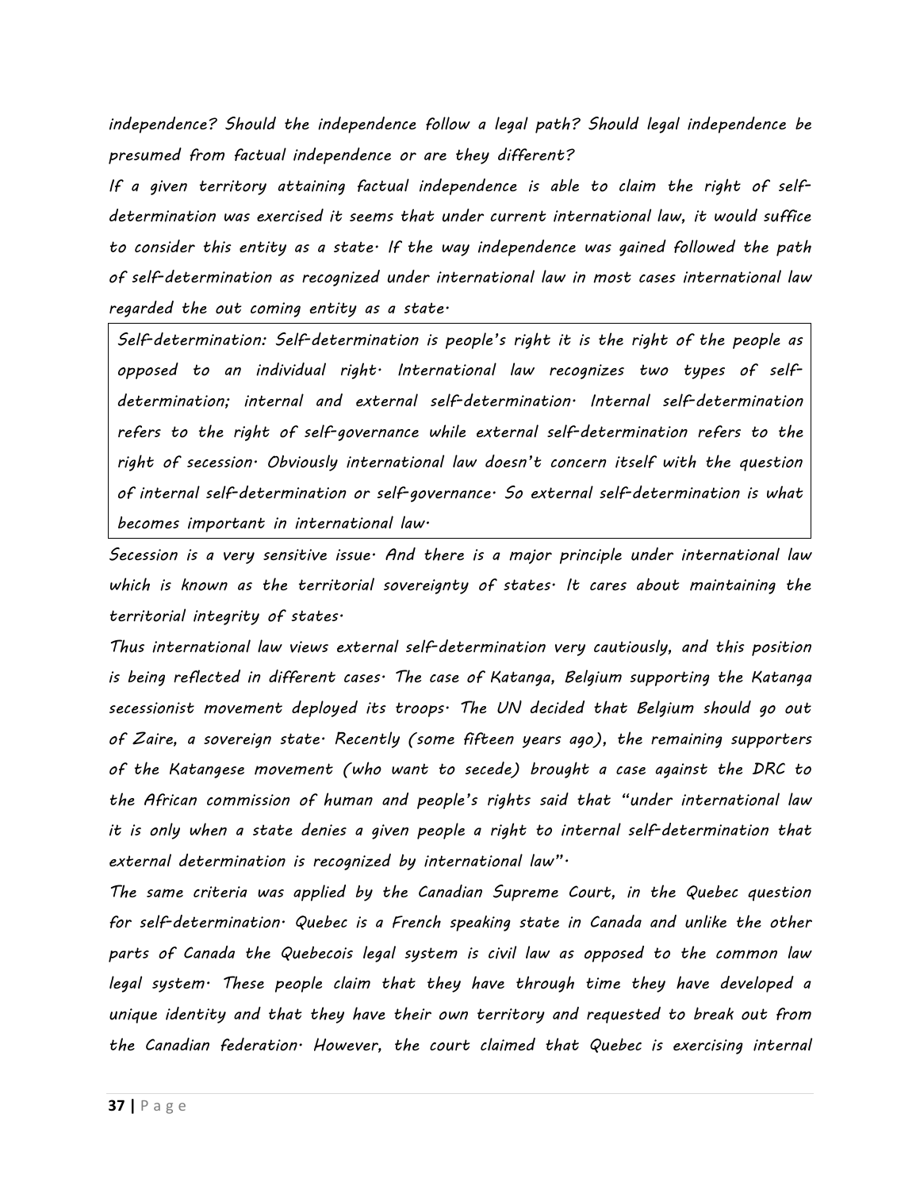*independence? Should the independence follow a legal path? Should legal independence be presumed from factual independence or are they different?*

*If a given territory attaining factual independence is able to claim the right of self-determination was exercised it seems that under current international law, it would suffice to consider this entity as a state. If the way independence was gained followed the path of self-determination as recognized under international law in most cases international law regarded the out coming entity as a state.*

> *Self-determination: Self-determination is people's right it is the right of the people as opposed to an individual right. International law recognizes two types of self-determination; internal and external self-determination. Internal self-determination refers to the right of self-governance while external self-determination refers to the right of secession. Obviously international law doesn't concern itself with the question of internal self-determination or self-governance. So external self-determination is what becomes important in international law.*

*Secession is a very sensitive issue. And there is a major principle under international law which is known as the territorial sovereignty of states. It cares about maintaining the territorial integrity of states.*

*Thus international law views external self-determination very cautiously, and this position is being reflected in different cases. The case of Katanga, Belgium supporting the Katanga secessionist movement deployed its troops. The UN decided that Belgium should go out of Zaire, a sovereign state. Recently (some fifteen years ago), the remaining supporters of the Katangese movement (who want to secede) brought a case against the DRC to the African commission of human and people's rights said that "under international law it is only when a state denies a given people a right to internal self-determination that external determination is recognized by international law".*

*The same criteria was applied by the Canadian Supreme Court, in the Quebec question for self-determination. Quebec is a French speaking state in Canada and unlike the other parts of Canada the Quebecois legal system is civil law as opposed to the common law legal system. These people claim that they have through time they have developed a unique identity and that they have their own territory and requested to break out from the Canadian federation. However, the court claimed that Quebec is exercising internal*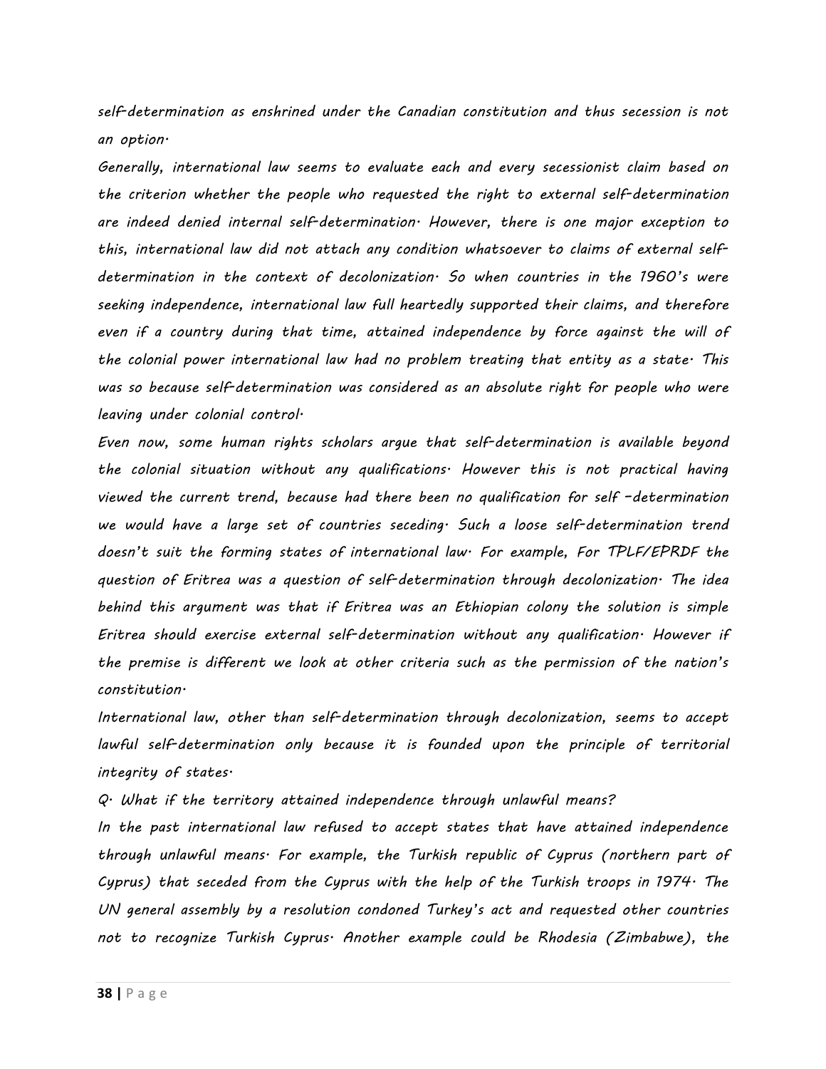*self-determination as enshrined under the Canadian constitution and thus secession is not an option.*

*Generally, international law seems to evaluate each and every secessionist claim based on the criterion whether the people who requested the right to external self-determination are indeed denied internal self-determination. However, there is one major exception to this, international law did not attach any condition whatsoever to claims of external self-determination in the context of decolonization. So when countries in the 1960's were seeking independence, international law full heartedly supported their claims, and therefore even if a country during that time, attained independence by force against the will of the colonial power international law had no problem treating that entity as a state. This was so because self-determination was considered as an absolute right for people who were leaving under colonial control.*

*Even now, some human rights scholars argue that self-determination is available beyond the colonial situation without any qualifications. However this is not practical having viewed the current trend, because had there been no qualification for self –determination we would have a large set of countries seceding. Such a loose self-determination trend doesn't suit the forming states of international law. For example, For TPLF/EPRDF the question of Eritrea was a question of self-determination through decolonization. The idea behind this argument was that if Eritrea was an Ethiopian colony the solution is simple Eritrea should exercise external self-determination without any qualification. However if the premise is different we look at other criteria such as the permission of the nation's constitution.*

*International law, other than self-determination through decolonization, seems to accept lawful self-determination only because it is founded upon the principle of territorial integrity of states.*

*Q. What if the territory attained independence through unlawful means?*

*In the past international law refused to accept states that have attained independence through unlawful means. For example, the Turkish republic of Cyprus (northern part of Cyprus) that seceded from the Cyprus with the help of the Turkish troops in 1974. The UN general assembly by a resolution condoned Turkey's act and requested other countries not to recognize Turkish Cyprus. Another example could be Rhodesia (Zimbabwe), the*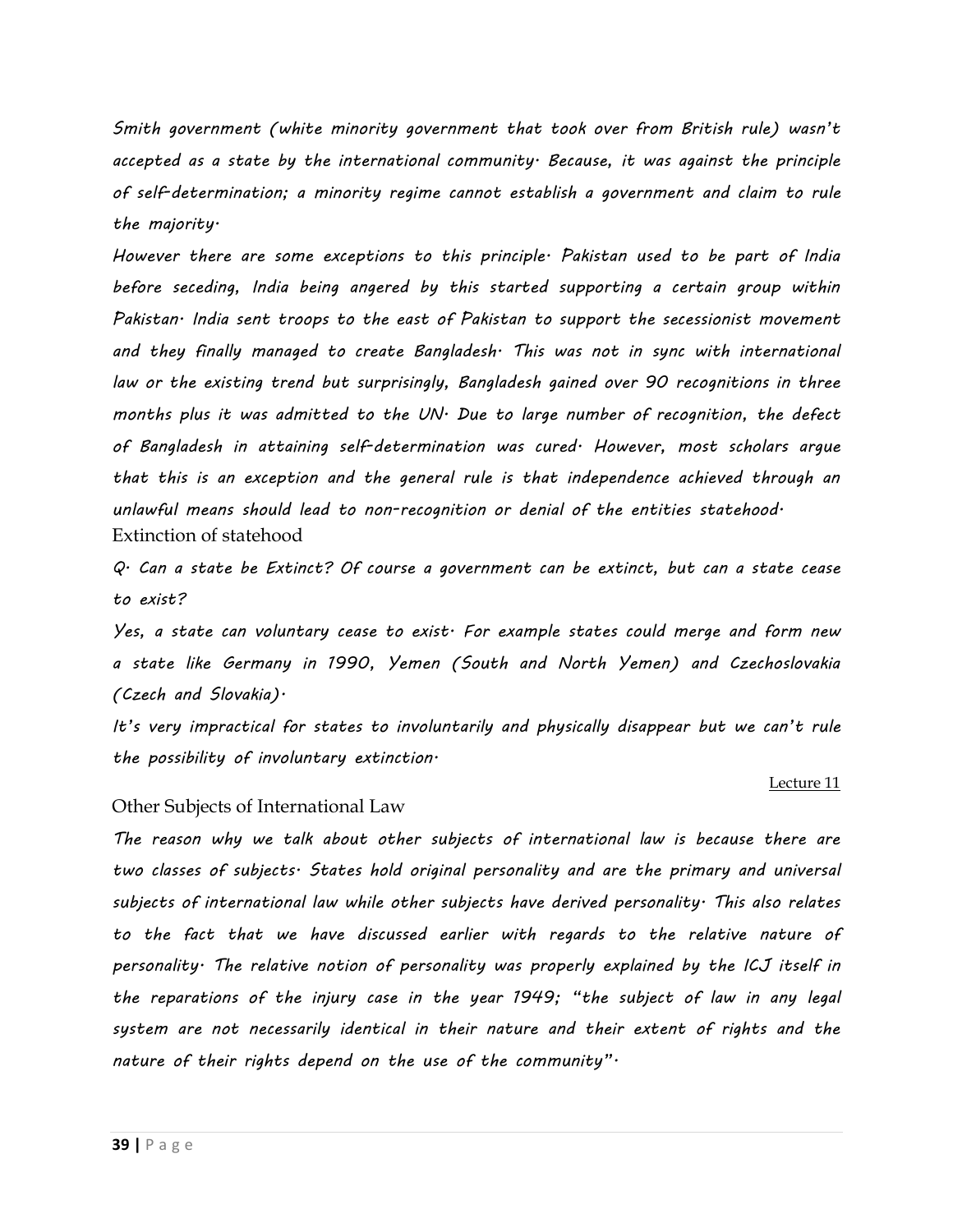*Smith government (white minority government that took over from British rule) wasn't accepted as a state by the international community. Because, it was against the principle of self-determination; a minority regime cannot establish a government and claim to rule the majority.*

*However there are some exceptions to this principle. Pakistan used to be part of India before seceding, India being angered by this started supporting a certain group within Pakistan. India sent troops to the east of Pakistan to support the secessionist movement and they finally managed to create Bangladesh. This was not in sync with international law or the existing trend but surprisingly, Bangladesh gained over 90 recognitions in three months plus it was admitted to the UN. Due to large number of recognition, the defect of Bangladesh in attaining self-determination was cured. However, most scholars argue that this is an exception and the general rule is that independence achieved through an unlawful means should lead to non-recognition or denial of the entities statehood.*

## Extinction of statehood

*Q. Can a state be Extinct? Of course a government can be extinct, but can a state cease to exist?*

*Yes, a state can voluntary cease to exist. For example states could merge and form new a state like Germany in 1990, Yemen (South and North Yemen) and Czechoslovakia (Czech and Slovakia).*

*It's very impractical for states to involuntarily and physically disappear but we can't rule the possibility of involuntary extinction.*

Lecture 11

## Other Subjects of International Law

*The reason why we talk about other subjects of international law is because there are two classes of subjects. States hold original personality and are the primary and universal subjects of international law while other subjects have derived personality. This also relates to the fact that we have discussed earlier with regards to the relative nature of personality. The relative notion of personality was properly explained by the ICJ itself in the reparations of the injury case in the year 1949; "the subject of law in any legal system are not necessarily identical in their nature and their extent of rights and the nature of their rights depend on the use of the community".*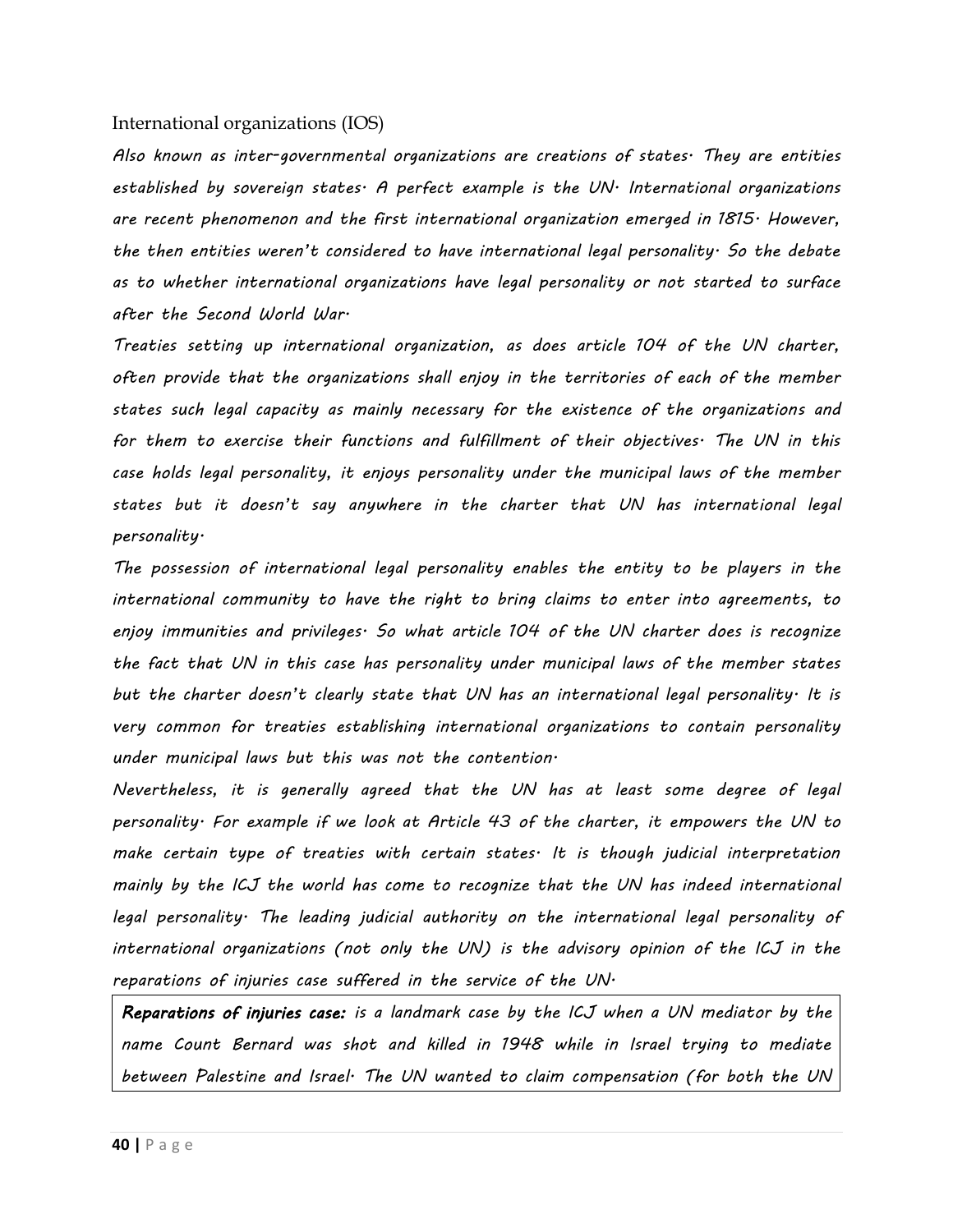## International organizations (IOS)

*Also known as inter-governmental organizations are creations of states. They are entities established by sovereign states. A perfect example is the UN. International organizations are recent phenomenon and the first international organization emerged in 1815. However, the then entities weren't considered to have international legal personality. So the debate as to whether international organizations have legal personality or not started to surface after the Second World War.*

*Treaties setting up international organization, as does article 104 of the UN charter, often provide that the organizations shall enjoy in the territories of each of the member states such legal capacity as mainly necessary for the existence of the organizations and for them to exercise their functions and fulfillment of their objectives. The UN in this case holds legal personality, it enjoys personality under the municipal laws of the member states but it doesn't say anywhere in the charter that UN has international legal personality.*

*The possession of international legal personality enables the entity to be players in the international community to have the right to bring claims to enter into agreements, to enjoy immunities and privileges. So what article 104 of the UN charter does is recognize the fact that UN in this case has personality under municipal laws of the member states but the charter doesn't clearly state that UN has an international legal personality. It is very common for treaties establishing international organizations to contain personality under municipal laws but this was not the contention.*

*Nevertheless, it is generally agreed that the UN has at least some degree of legal personality. For example if we look at Article 43 of the charter, it empowers the UN to make certain type of treaties with certain states. It is though judicial interpretation mainly by the ICJ the world has come to recognize that the UN has indeed international legal personality. The leading judicial authority on the international legal personality of international organizations (not only the UN) is the advisory opinion of the ICJ in the reparations of injuries case suffered in the service of the UN.*

***Reparations of injuries case:*** *is a landmark case by the ICJ when a UN mediator by the name Count Bernard was shot and killed in 1948 while in Israel trying to mediate between Palestine and Israel. The UN wanted to claim compensation (for both the UN*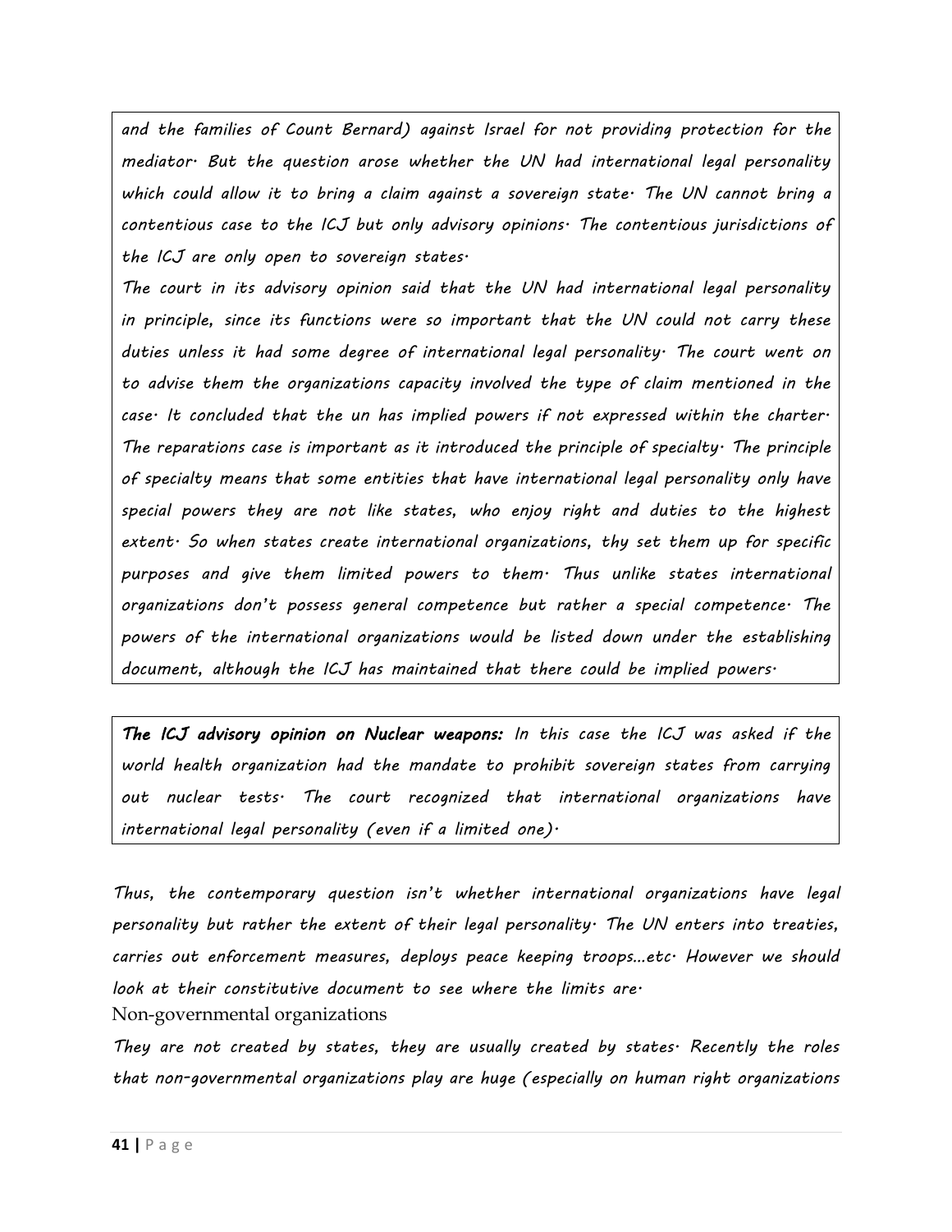*and the families of Count Bernard) against Israel for not providing protection for the mediator. But the question arose whether the UN had international legal personality which could allow it to bring a claim against a sovereign state. The UN cannot bring a contentious case to the ICJ but only advisory opinions. The contentious jurisdictions of the ICJ are only open to sovereign states.*

*The court in its advisory opinion said that the UN had international legal personality in principle, since its functions were so important that the UN could not carry these duties unless it had some degree of international legal personality. The court went on to advise them the organizations capacity involved the type of claim mentioned in the case. It concluded that the un has implied powers if not expressed within the charter. The reparations case is important as it introduced the principle of specialty. The principle of specialty means that some entities that have international legal personality only have special powers they are not like states, who enjoy right and duties to the highest extent. So when states create international organizations, thy set them up for specific purposes and give them limited powers to them. Thus unlike states international organizations don't possess general competence but rather a special competence. The powers of the international organizations would be listed down under the establishing document, although the ICJ has maintained that there could be implied powers.*

***The ICJ advisory opinion on Nuclear weapons:** In this case the ICJ was asked if the world health organization had the mandate to prohibit sovereign states from carrying out nuclear tests. The court recognized that international organizations have international legal personality (even if a limited one).*

*Thus, the contemporary question isn't whether international organizations have legal personality but rather the extent of their legal personality. The UN enters into treaties, carries out enforcement measures, deploys peace keeping troops…etc. However we should look at their constitutive document to see where the limits are.*

Non-governmental organizations

*They are not created by states, they are usually created by states. Recently the roles that non-governmental organizations play are huge (especially on human right organizations*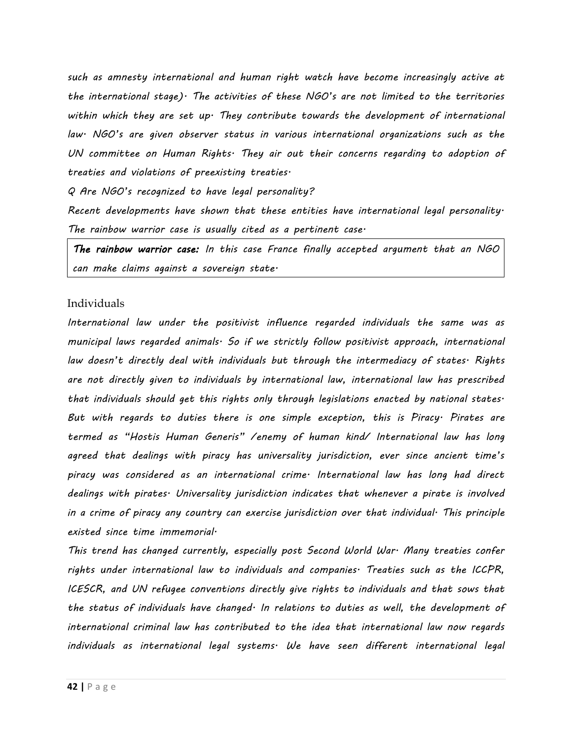*such as amnesty international and human right watch have become increasingly active at the international stage). The activities of these NGO's are not limited to the territories within which they are set up. They contribute towards the development of international law. NGO's are given observer status in various international organizations such as the UN committee on Human Rights. They air out their concerns regarding to adoption of treaties and violations of preexisting treaties.*

*Q Are NGO's recognized to have legal personality?*

*Recent developments have shown that these entities have international legal personality. The rainbow warrior case is usually cited as a pertinent case.*

> ***The rainbow warrior case:*** *In this case France finally accepted argument that an NGO can make claims against a sovereign state.*

## Individuals

*International law under the positivist influence regarded individuals the same was as municipal laws regarded animals. So if we strictly follow positivist approach, international law doesn't directly deal with individuals but through the intermediacy of states. Rights are not directly given to individuals by international law, international law has prescribed that individuals should get this rights only through legislations enacted by national states. But with regards to duties there is one simple exception, this is Piracy. Pirates are termed as "Hostis Human Generis" /enemy of human kind/ International law has long agreed that dealings with piracy has universality jurisdiction, ever since ancient time's piracy was considered as an international crime. International law has long had direct dealings with pirates. Universality jurisdiction indicates that whenever a pirate is involved in a crime of piracy any country can exercise jurisdiction over that individual. This principle existed since time immemorial.*

*This trend has changed currently, especially post Second World War. Many treaties confer rights under international law to individuals and companies. Treaties such as the ICCPR, ICESCR, and UN refugee conventions directly give rights to individuals and that sows that the status of individuals have changed. In relations to duties as well, the development of international criminal law has contributed to the idea that international law now regards individuals as international legal systems. We have seen different international legal*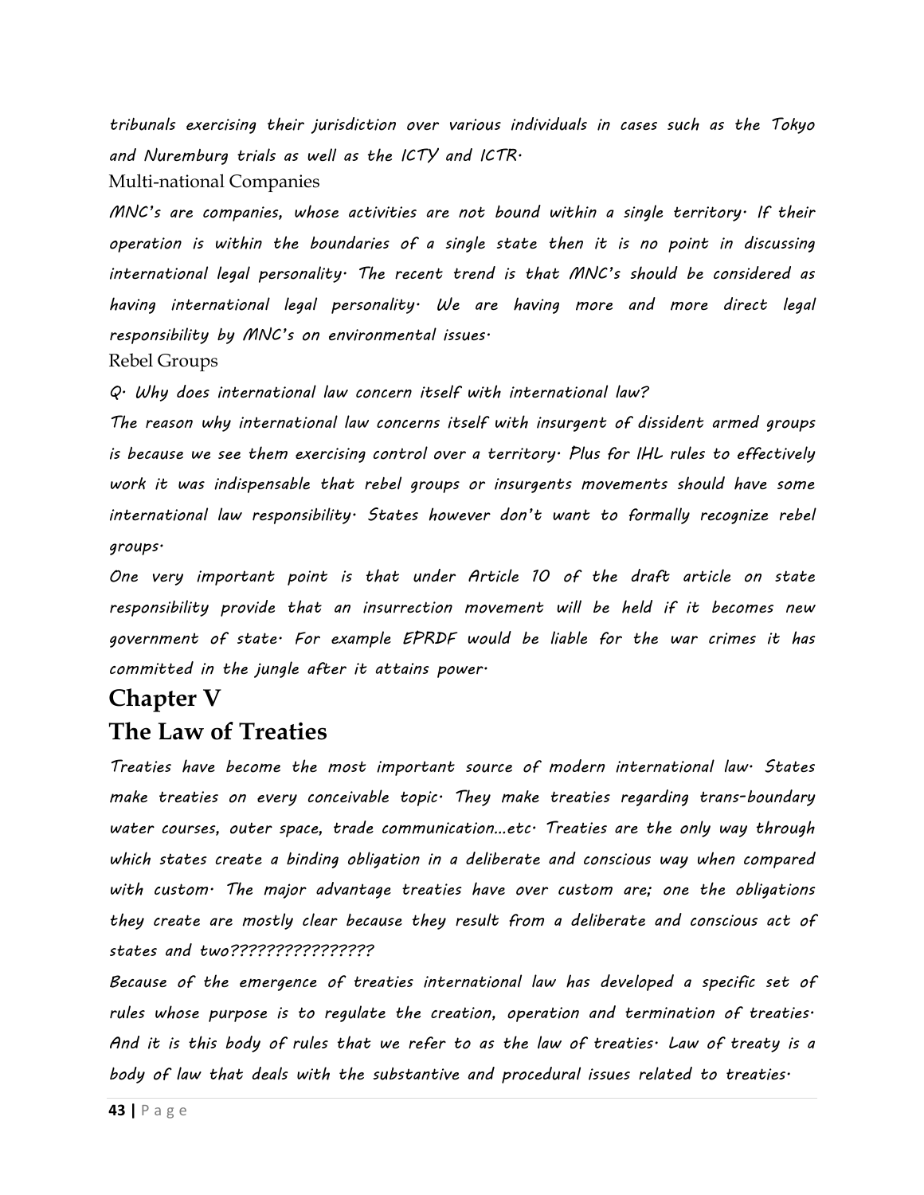*tribunals exercising their jurisdiction over various individuals in cases such as the Tokyo and Nuremburg trials as well as the ICTY and ICTR.*

Multi-national Companies

*MNC's are companies, whose activities are not bound within a single territory. If their operation is within the boundaries of a single state then it is no point in discussing international legal personality. The recent trend is that MNC's should be considered as having international legal personality. We are having more and more direct legal responsibility by MNC's on environmental issues.*

Rebel Groups

*Q. Why does international law concern itself with international law?*

*The reason why international law concerns itself with insurgent of dissident armed groups is because we see them exercising control over a territory. Plus for IHL rules to effectively work it was indispensable that rebel groups or insurgents movements should have some international law responsibility. States however don't want to formally recognize rebel groups.*

*One very important point is that under Article 10 of the draft article on state responsibility provide that an insurrection movement will be held if it becomes new government of state. For example EPRDF would be liable for the war crimes it has committed in the jungle after it attains power.*

# Chapter V

# The Law of Treaties

*Treaties have become the most important source of modern international law. States make treaties on every conceivable topic. They make treaties regarding trans-boundary water courses, outer space, trade communication…etc. Treaties are the only way through which states create a binding obligation in a deliberate and conscious way when compared with custom. The major advantage treaties have over custom are; one the obligations they create are mostly clear because they result from a deliberate and conscious act of states and two????????????????*

*Because of the emergence of treaties international law has developed a specific set of rules whose purpose is to regulate the creation, operation and termination of treaties. And it is this body of rules that we refer to as the law of treaties. Law of treaty is a body of law that deals with the substantive and procedural issues related to treaties.*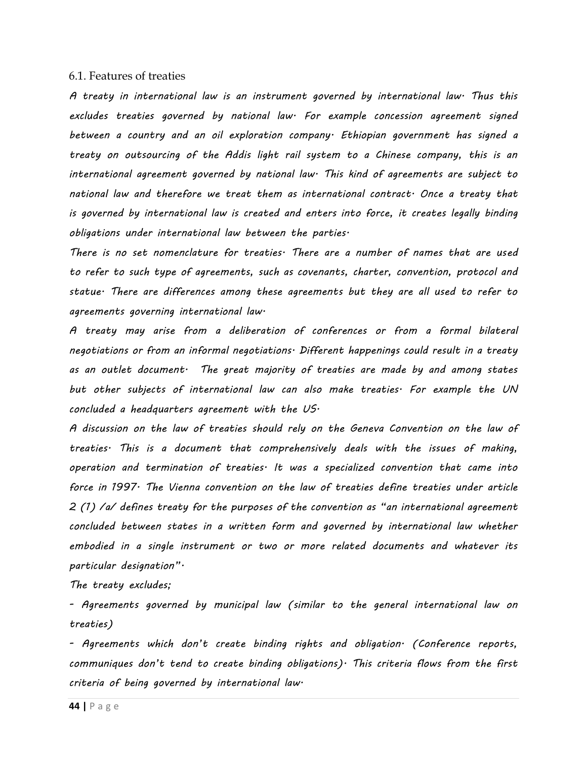### 6.1. Features of treaties

*A treaty in international law is an instrument governed by international law. Thus this excludes treaties governed by national law. For example concession agreement signed between a country and an oil exploration company. Ethiopian government has signed a treaty on outsourcing of the Addis light rail system to a Chinese company, this is an international agreement governed by national law. This kind of agreements are subject to national law and therefore we treat them as international contract. Once a treaty that is governed by international law is created and enters into force, it creates legally binding obligations under international law between the parties.*

*There is no set nomenclature for treaties. There are a number of names that are used to refer to such type of agreements, such as covenants, charter, convention, protocol and statue. There are differences among these agreements but they are all used to refer to agreements governing international law.*

*A treaty may arise from a deliberation of conferences or from a formal bilateral negotiations or from an informal negotiations. Different happenings could result in a treaty as an outlet document. The great majority of treaties are made by and among states but other subjects of international law can also make treaties. For example the UN concluded a headquarters agreement with the US.*

*A discussion on the law of treaties should rely on the Geneva Convention on the law of treaties. This is a document that comprehensively deals with the issues of making, operation and termination of treaties. It was a specialized convention that came into force in 1997. The Vienna convention on the law of treaties define treaties under article 2 (1) /a/ defines treaty for the purposes of the convention as "an international agreement concluded between states in a written form and governed by international law whether embodied in a single instrument or two or more related documents and whatever its particular designation".*

*The treaty excludes;*

- *Agreements governed by municipal law (similar to the general international law on treaties)*
- *Agreements which don't create binding rights and obligation. (Conference reports, communiques don't tend to create binding obligations). This criteria flows from the first criteria of being governed by international law.*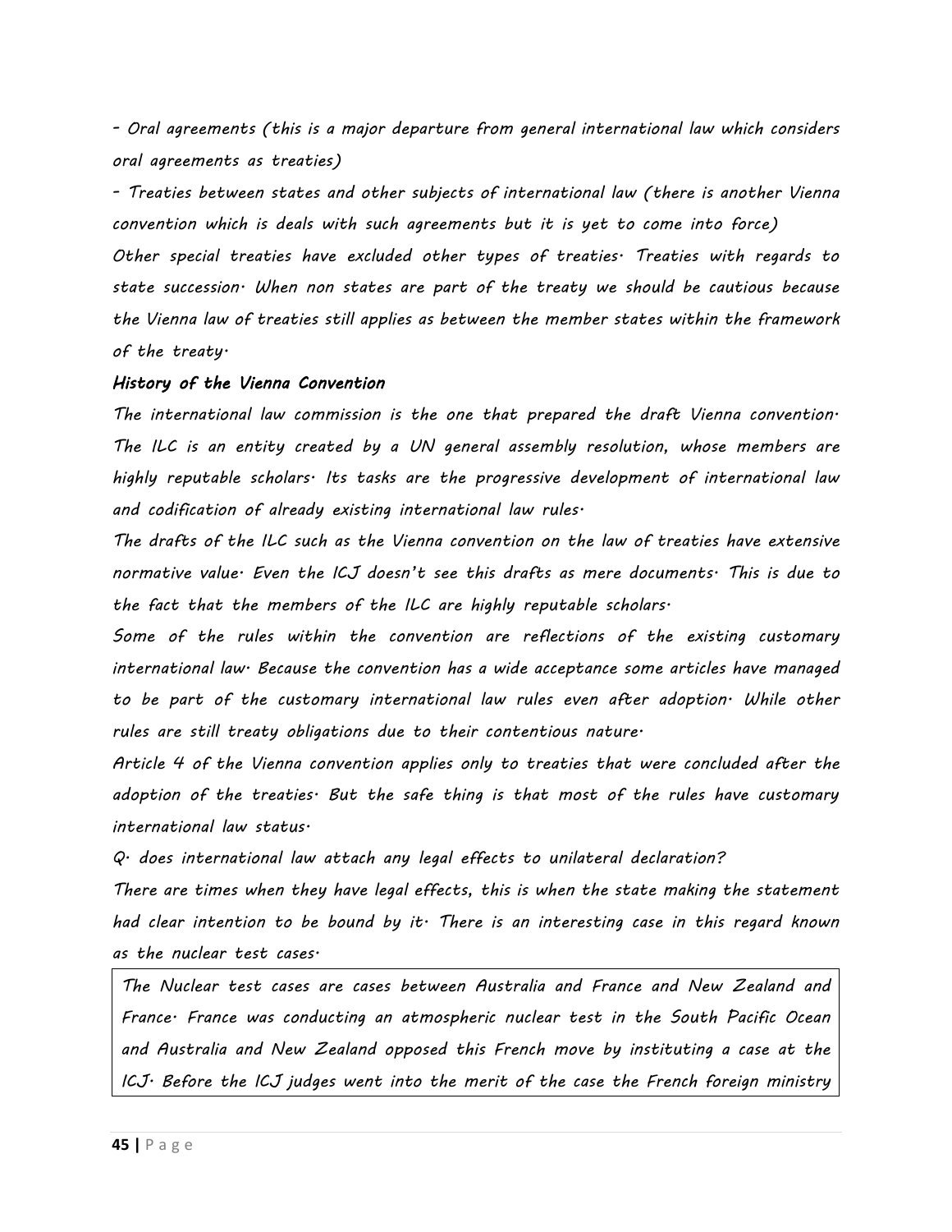*- Oral agreements (this is a major departure from general international law which considers oral agreements as treaties)*

*- Treaties between states and other subjects of international law (there is another Vienna convention which is deals with such agreements but it is yet to come into force)*

*Other special treaties have excluded other types of treaties. Treaties with regards to state succession. When non states are part of the treaty we should be cautious because the Vienna law of treaties still applies as between the member states within the framework of the treaty.*

### ***History of the Vienna Convention***

*The international law commission is the one that prepared the draft Vienna convention. The ILC is an entity created by a UN general assembly resolution, whose members are highly reputable scholars. Its tasks are the progressive development of international law and codification of already existing international law rules.*

*The drafts of the ILC such as the Vienna convention on the law of treaties have extensive normative value. Even the ICJ doesn't see this drafts as mere documents. This is due to the fact that the members of the ILC are highly reputable scholars.*

*Some of the rules within the convention are reflections of the existing customary international law. Because the convention has a wide acceptance some articles have managed to be part of the customary international law rules even after adoption. While other rules are still treaty obligations due to their contentious nature.*

*Article 4 of the Vienna convention applies only to treaties that were concluded after the adoption of the treaties. But the safe thing is that most of the rules have customary international law status.*

*Q. does international law attach any legal effects to unilateral declaration?*

*There are times when they have legal effects, this is when the state making the statement had clear intention to be bound by it. There is an interesting case in this regard known as the nuclear test cases.*

*The Nuclear test cases are cases between Australia and France and New Zealand and France. France was conducting an atmospheric nuclear test in the South Pacific Ocean and Australia and New Zealand opposed this French move by instituting a case at the ICJ. Before the ICJ judges went into the merit of the case the French foreign ministry*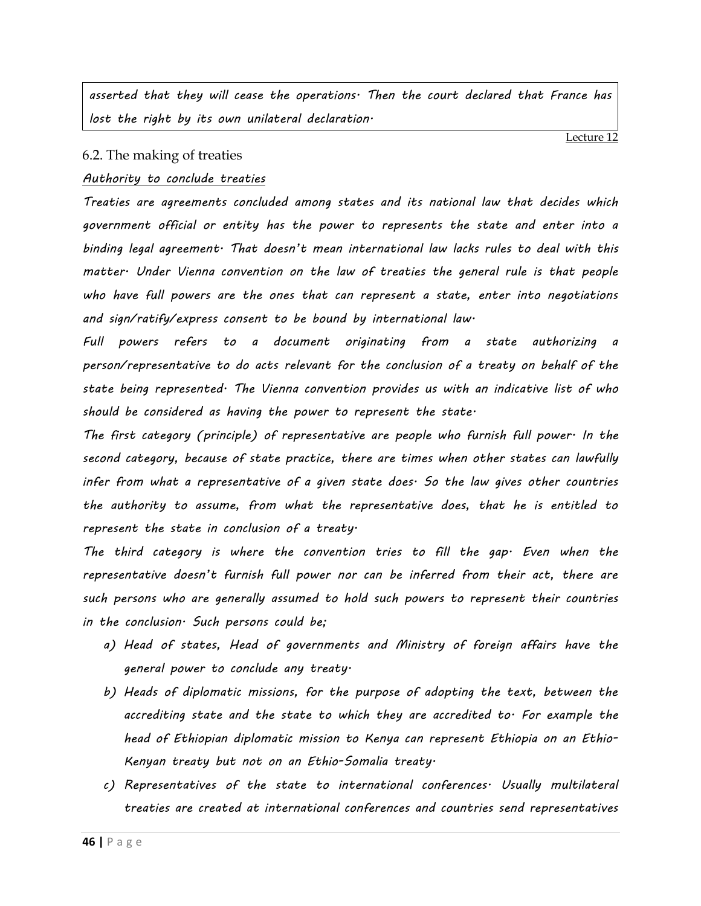*asserted that they will cease the operations. Then the court declared that France has lost the right by its own unilateral declaration.*

Lecture 12

## 6.2. The making of treaties

*Authority to conclude treaties*

*Treaties are agreements concluded among states and its national law that decides which government official or entity has the power to represents the state and enter into a binding legal agreement. That doesn't mean international law lacks rules to deal with this matter. Under Vienna convention on the law of treaties the general rule is that people who have full powers are the ones that can represent a state, enter into negotiations and sign/ratify/express consent to be bound by international law.*

*Full powers refers to a document originating from a state authorizing a person/representative to do acts relevant for the conclusion of a treaty on behalf of the state being represented. The Vienna convention provides us with an indicative list of who should be considered as having the power to represent the state.*

*The first category (principle) of representative are people who furnish full power. In the second category, because of state practice, there are times when other states can lawfully infer from what a representative of a given state does. So the law gives other countries the authority to assume, from what the representative does, that he is entitled to represent the state in conclusion of a treaty.*

*The third category is where the convention tries to fill the gap. Even when the representative doesn't furnish full power nor can be inferred from their act, there are such persons who are generally assumed to hold such powers to represent their countries in the conclusion. Such persons could be;*

a) *Head of states, Head of governments and Ministry of foreign affairs have the general power to conclude any treaty.*
b) *Heads of diplomatic missions, for the purpose of adopting the text, between the accrediting state and the state to which they are accredited to. For example the head of Ethiopian diplomatic mission to Kenya can represent Ethiopia on an Ethio-Kenyan treaty but not on an Ethio-Somalia treaty.*
c) *Representatives of the state to international conferences. Usually multilateral treaties are created at international conferences and countries send representatives*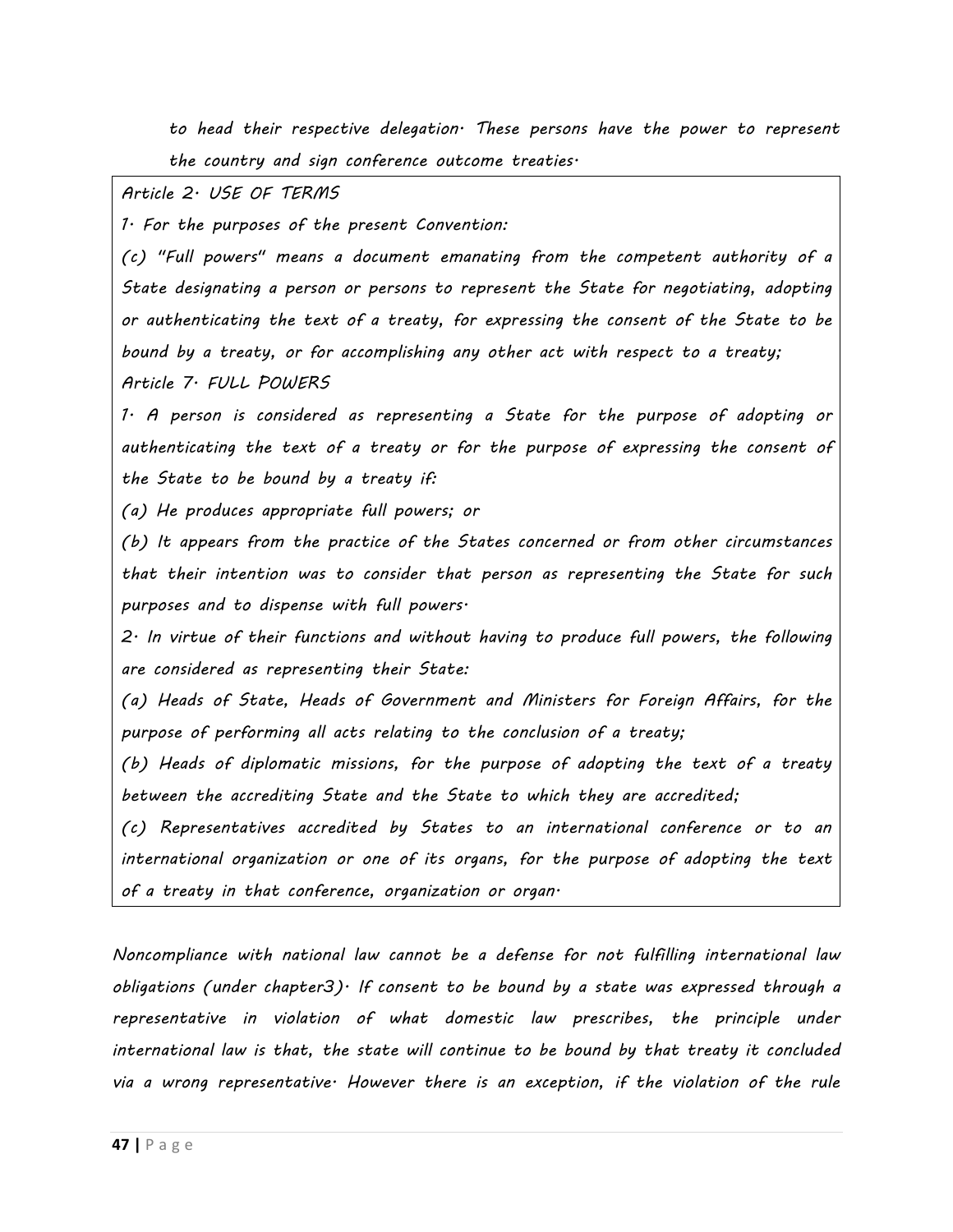*to head their respective delegation. These persons have the power to represent the country and sign conference outcome treaties.*

> *Article 2. USE OF TERMS*
>
> *1. For the purposes of the present Convention:*
>
> *(c) "Full powers" means a document emanating from the competent authority of a State designating a person or persons to represent the State for negotiating, adopting or authenticating the text of a treaty, for expressing the consent of the State to be bound by a treaty, or for accomplishing any other act with respect to a treaty;*
>
> *Article 7. FULL POWERS*
>
> *1. A person is considered as representing a State for the purpose of adopting or authenticating the text of a treaty or for the purpose of expressing the consent of the State to be bound by a treaty if:*
>
> *(a) He produces appropriate full powers; or*
>
> *(b) It appears from the practice of the States concerned or from other circumstances that their intention was to consider that person as representing the State for such purposes and to dispense with full powers.*
>
> *2. In virtue of their functions and without having to produce full powers, the following are considered as representing their State:*
>
> *(a) Heads of State, Heads of Government and Ministers for Foreign Affairs, for the purpose of performing all acts relating to the conclusion of a treaty;*
>
> *(b) Heads of diplomatic missions, for the purpose of adopting the text of a treaty between the accrediting State and the State to which they are accredited;*
>
> *(c) Representatives accredited by States to an international conference or to an international organization or one of its organs, for the purpose of adopting the text of a treaty in that conference, organization or organ.*

*Noncompliance with national law cannot be a defense for not fulfilling international law obligations (under chapter3). If consent to be bound by a state was expressed through a representative in violation of what domestic law prescribes, the principle under international law is that, the state will continue to be bound by that treaty it concluded via a wrong representative. However there is an exception, if the violation of the rule*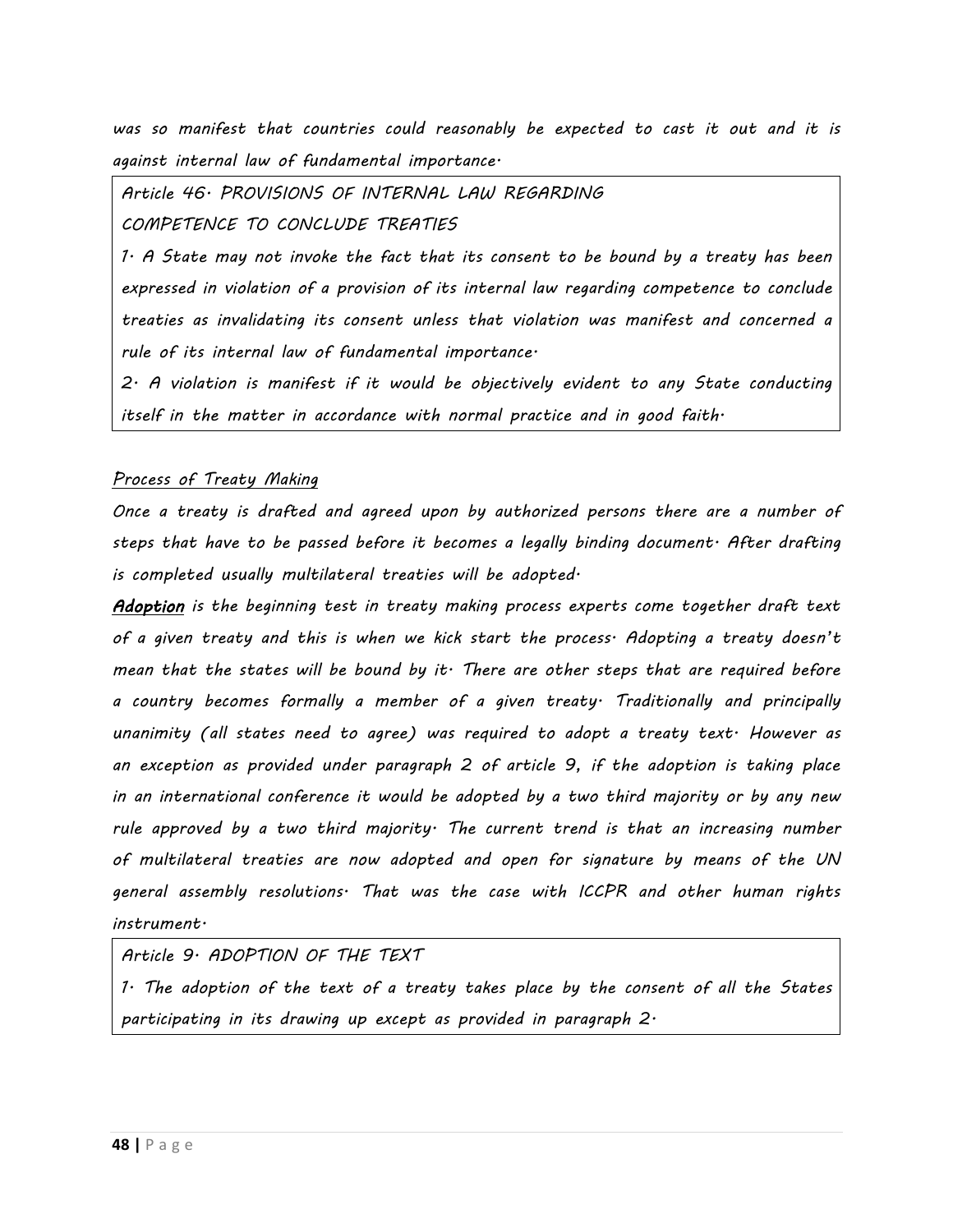*was so manifest that countries could reasonably be expected to cast it out and it is against internal law of fundamental importance.*

> *Article 46. PROVISIONS OF INTERNAL LAW REGARDING COMPETENCE TO CONCLUDE TREATIES*
>
> *1. A State may not invoke the fact that its consent to be bound by a treaty has been expressed in violation of a provision of its internal law regarding competence to conclude treaties as invalidating its consent unless that violation was manifest and concerned a rule of its internal law of fundamental importance.*
>
> *2. A violation is manifest if it would be objectively evident to any State conducting itself in the matter in accordance with normal practice and in good faith.*

*Process of Treaty Making*

*Once a treaty is drafted and agreed upon by authorized persons there are a number of steps that have to be passed before it becomes a legally binding document. After drafting is completed usually multilateral treaties will be adopted.*

***Adoption*** *is the beginning test in treaty making process experts come together draft text of a given treaty and this is when we kick start the process. Adopting a treaty doesn't mean that the states will be bound by it. There are other steps that are required before a country becomes formally a member of a given treaty. Traditionally and principally unanimity (all states need to agree) was required to adopt a treaty text. However as an exception as provided under paragraph 2 of article 9, if the adoption is taking place in an international conference it would be adopted by a two third majority or by any new rule approved by a two third majority. The current trend is that an increasing number of multilateral treaties are now adopted and open for signature by means of the UN general assembly resolutions. That was the case with ICCPR and other human rights instrument.*

> *Article 9. ADOPTION OF THE TEXT*
>
> *1. The adoption of the text of a treaty takes place by the consent of all the States participating in its drawing up except as provided in paragraph 2.*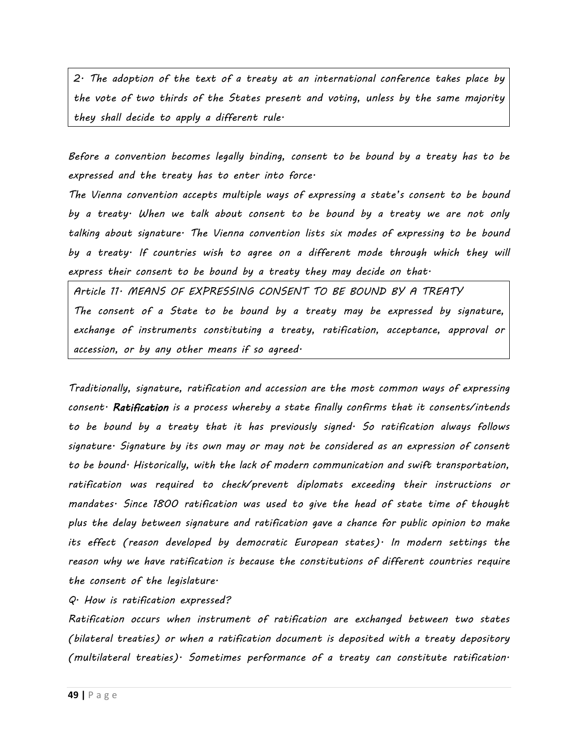> 2. The adoption of the text of a treaty at an international conference takes place by the vote of two thirds of the States present and voting, unless by the same majority they shall decide to apply a different rule.

*Before a convention becomes legally binding, consent to be bound by a treaty has to be expressed and the treaty has to enter into force.*

*The Vienna convention accepts multiple ways of expressing a state's consent to be bound by a treaty. When we talk about consent to be bound by a treaty we are not only talking about signature. The Vienna convention lists six modes of expressing to be bound by a treaty. If countries wish to agree on a different mode through which they will express their consent to be bound by a treaty they may decide on that.*

> Article 11. MEANS OF EXPRESSING CONSENT TO BE BOUND BY A TREATY
>
> The consent of a State to be bound by a treaty may be expressed by signature, exchange of instruments constituting a treaty, ratification, acceptance, approval or accession, or by any other means if so agreed.

*Traditionally, signature, ratification and accession are the most common ways of expressing consent.* ***Ratification*** *is a process whereby a state finally confirms that it consents/intends to be bound by a treaty that it has previously signed. So ratification always follows signature. Signature by its own may or may not be considered as an expression of consent to be bound. Historically, with the lack of modern communication and swift transportation, ratification was required to check/prevent diplomats exceeding their instructions or mandates. Since 1800 ratification was used to give the head of state time of thought plus the delay between signature and ratification gave a chance for public opinion to make its effect (reason developed by democratic European states). In modern settings the reason why we have ratification is because the constitutions of different countries require the consent of the legislature.*

*Q. How is ratification expressed?*

*Ratification occurs when instrument of ratification are exchanged between two states (bilateral treaties) or when a ratification document is deposited with a treaty depository (multilateral treaties). Sometimes performance of a treaty can constitute ratification.*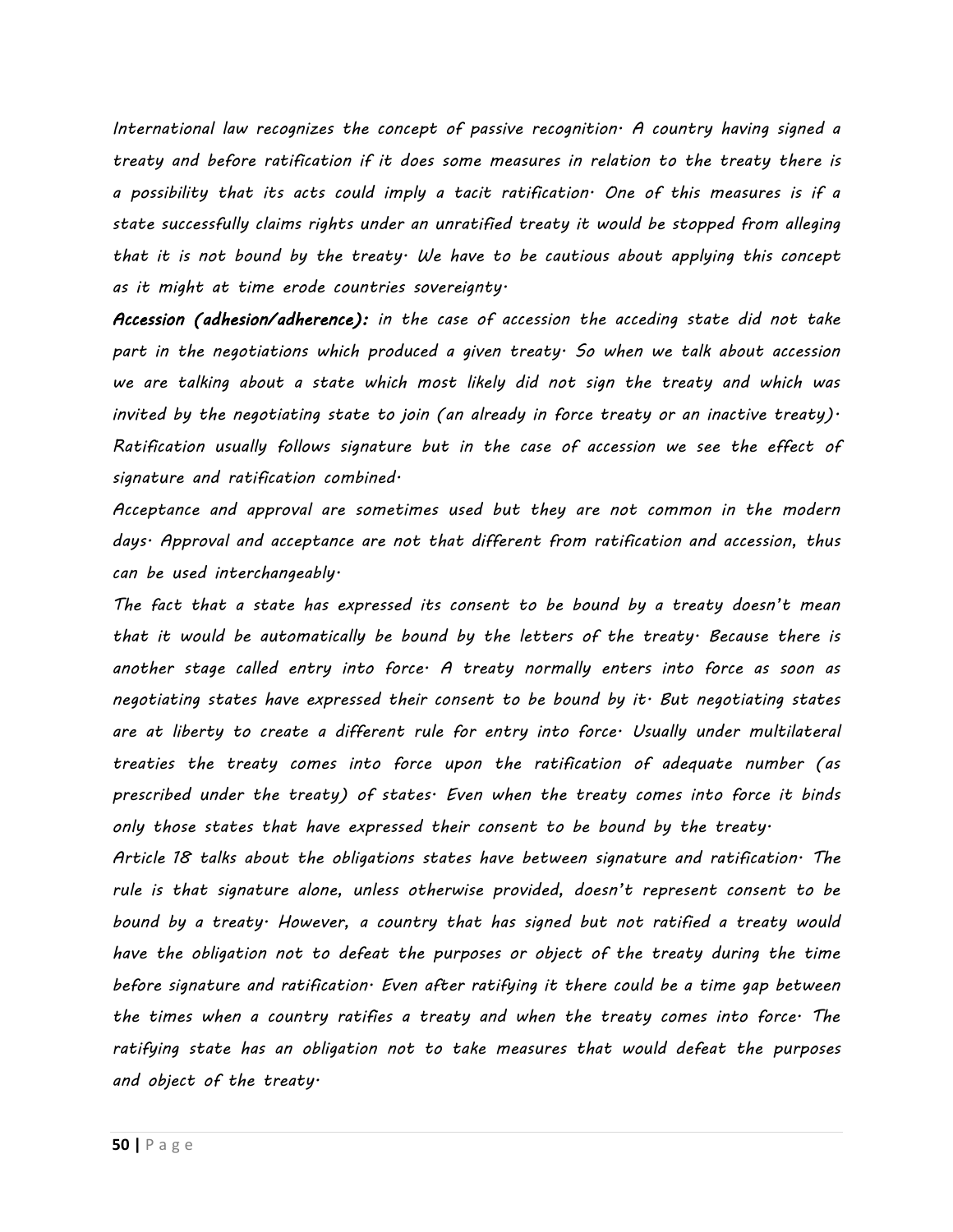*International law recognizes the concept of passive recognition. A country having signed a treaty and before ratification if it does some measures in relation to the treaty there is a possibility that its acts could imply a tacit ratification. One of this measures is if a state successfully claims rights under an unratified treaty it would be stopped from alleging that it is not bound by the treaty. We have to be cautious about applying this concept as it might at time erode countries sovereignty.*

***Accession (adhesion/adherence):*** *in the case of accession the acceding state did not take part in the negotiations which produced a given treaty. So when we talk about accession we are talking about a state which most likely did not sign the treaty and which was invited by the negotiating state to join (an already in force treaty or an inactive treaty). Ratification usually follows signature but in the case of accession we see the effect of signature and ratification combined.*

*Acceptance and approval are sometimes used but they are not common in the modern days. Approval and acceptance are not that different from ratification and accession, thus can be used interchangeably.*

*The fact that a state has expressed its consent to be bound by a treaty doesn't mean that it would be automatically be bound by the letters of the treaty. Because there is another stage called entry into force. A treaty normally enters into force as soon as negotiating states have expressed their consent to be bound by it. But negotiating states are at liberty to create a different rule for entry into force. Usually under multilateral treaties the treaty comes into force upon the ratification of adequate number (as prescribed under the treaty) of states. Even when the treaty comes into force it binds only those states that have expressed their consent to be bound by the treaty.*

*Article 18 talks about the obligations states have between signature and ratification. The rule is that signature alone, unless otherwise provided, doesn't represent consent to be bound by a treaty. However, a country that has signed but not ratified a treaty would have the obligation not to defeat the purposes or object of the treaty during the time before signature and ratification. Even after ratifying it there could be a time gap between the times when a country ratifies a treaty and when the treaty comes into force. The ratifying state has an obligation not to take measures that would defeat the purposes and object of the treaty.*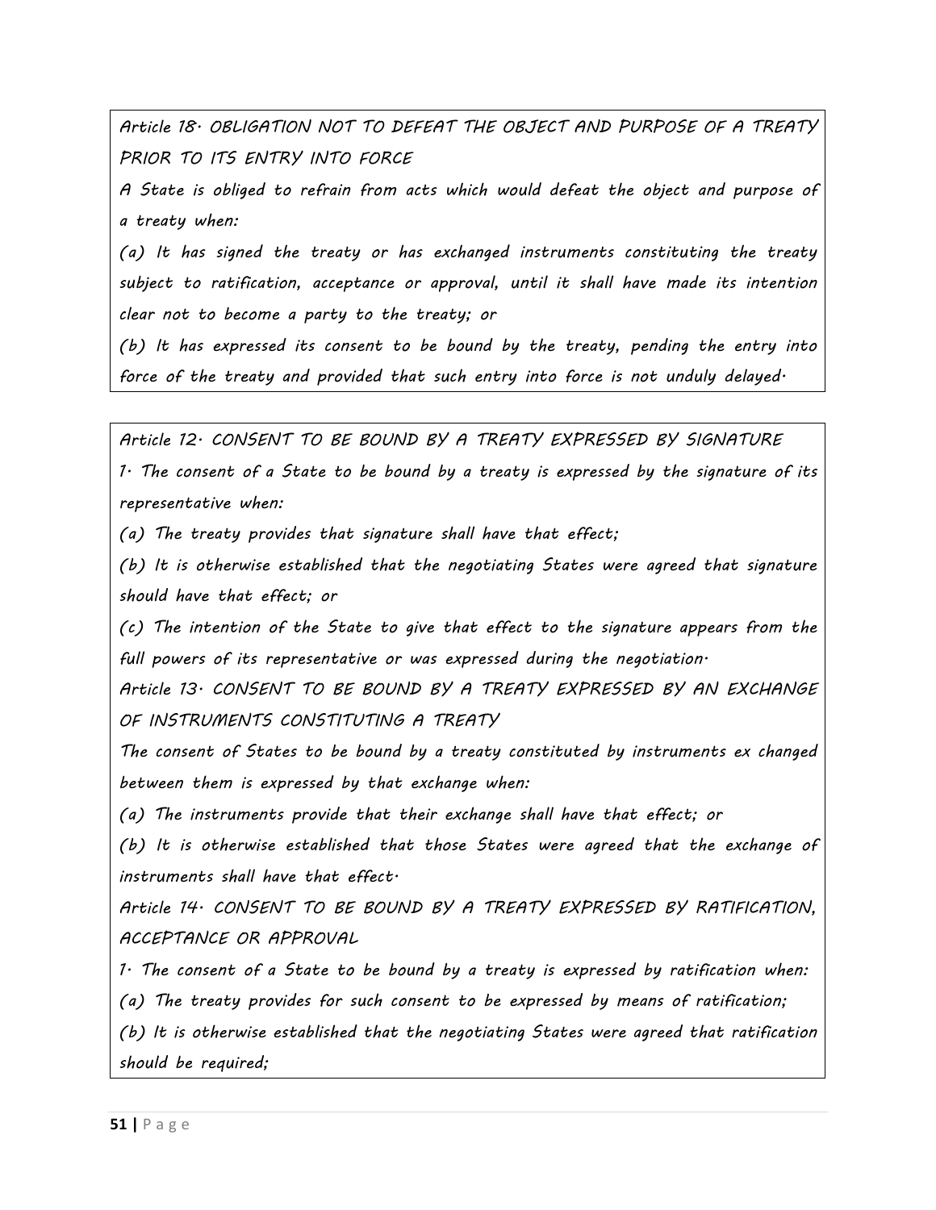*Article 18. OBLIGATION NOT TO DEFEAT THE OBJECT AND PURPOSE OF A TREATY PRIOR TO ITS ENTRY INTO FORCE*

*A State is obliged to refrain from acts which would defeat the object and purpose of a treaty when:*

*(a) It has signed the treaty or has exchanged instruments constituting the treaty subject to ratification, acceptance or approval, until it shall have made its intention clear not to become a party to the treaty; or*

*(b) It has expressed its consent to be bound by the treaty, pending the entry into force of the treaty and provided that such entry into force is not unduly delayed.*

*Article 12. CONSENT TO BE BOUND BY A TREATY EXPRESSED BY SIGNATURE*

*1. The consent of a State to be bound by a treaty is expressed by the signature of its representative when:*

*(a) The treaty provides that signature shall have that effect;*

*(b) It is otherwise established that the negotiating States were agreed that signature should have that effect; or*

*(c) The intention of the State to give that effect to the signature appears from the full powers of its representative or was expressed during the negotiation.*

*Article 13. CONSENT TO BE BOUND BY A TREATY EXPRESSED BY AN EXCHANGE OF INSTRUMENTS CONSTITUTING A TREATY*

*The consent of States to be bound by a treaty constituted by instruments ex changed between them is expressed by that exchange when:*

*(a) The instruments provide that their exchange shall have that effect; or*

*(b) It is otherwise established that those States were agreed that the exchange of instruments shall have that effect.*

*Article 14. CONSENT TO BE BOUND BY A TREATY EXPRESSED BY RATIFICATION, ACCEPTANCE OR APPROVAL*

*1. The consent of a State to be bound by a treaty is expressed by ratification when:*

*(a) The treaty provides for such consent to be expressed by means of ratification;*

*(b) It is otherwise established that the negotiating States were agreed that ratification should be required;*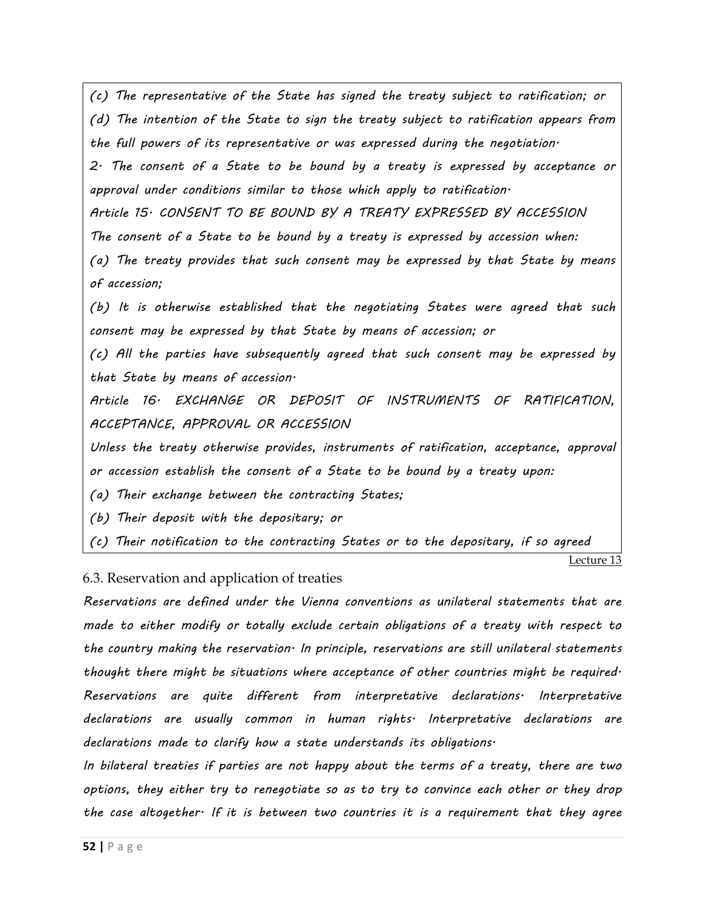*(c) The representative of the State has signed the treaty subject to ratification; or*

*(d) The intention of the State to sign the treaty subject to ratification appears from the full powers of its representative or was expressed during the negotiation.*

*2. The consent of a State to be bound by a treaty is expressed by acceptance or approval under conditions similar to those which apply to ratification.*

*Article 15. CONSENT TO BE BOUND BY A TREATY EXPRESSED BY ACCESSION*

*The consent of a State to be bound by a treaty is expressed by accession when:*

*(a) The treaty provides that such consent may be expressed by that State by means of accession;*

*(b) It is otherwise established that the negotiating States were agreed that such consent may be expressed by that State by means of accession; or*

*(c) All the parties have subsequently agreed that such consent may be expressed by that State by means of accession.*

*Article 16. EXCHANGE OR DEPOSIT OF INSTRUMENTS OF RATIFICATION, ACCEPTANCE, APPROVAL OR ACCESSION*

*Unless the treaty otherwise provides, instruments of ratification, acceptance, approval or accession establish the consent of a State to be bound by a treaty upon:*

*(a) Their exchange between the contracting States;*

*(b) Their deposit with the depositary; or*

*(c) Their notification to the contracting States or to the depositary, if so agreed*

Lecture 13

## 6.3. Reservation and application of treaties

*Reservations are defined under the Vienna conventions as unilateral statements that are made to either modify or totally exclude certain obligations of a treaty with respect to the country making the reservation. In principle, reservations are still unilateral statements thought there might be situations where acceptance of other countries might be required. Reservations are quite different from interpretative declarations. Interpretative declarations are usually common in human rights. Interpretative declarations are declarations made to clarify how a state understands its obligations.*

*In bilateral treaties if parties are not happy about the terms of a treaty, there are two options, they either try to renegotiate so as to try to convince each other or they drop the case altogether. If it is between two countries it is a requirement that they agree*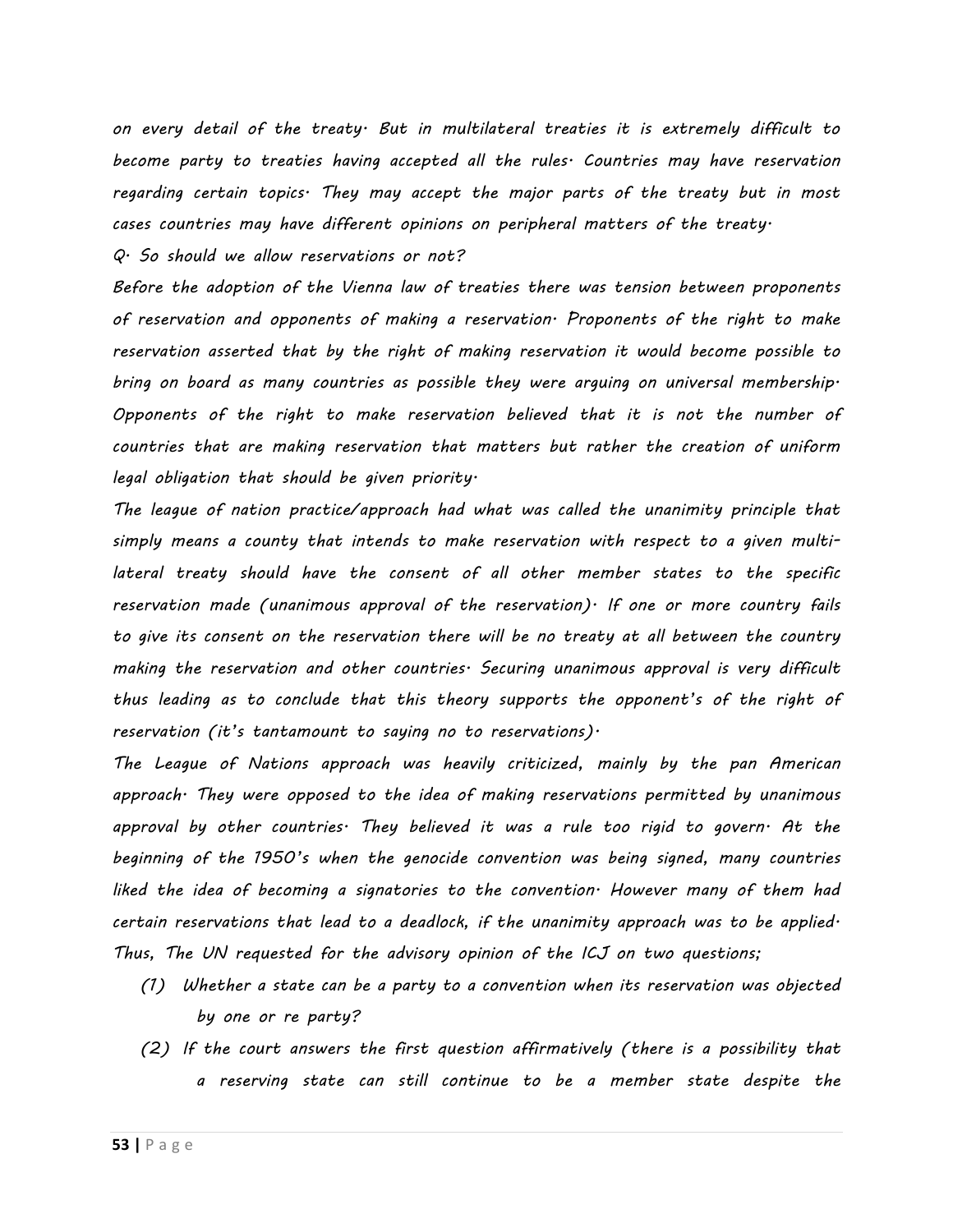*on every detail of the treaty. But in multilateral treaties it is extremely difficult to become party to treaties having accepted all the rules. Countries may have reservation regarding certain topics. They may accept the major parts of the treaty but in most cases countries may have different opinions on peripheral matters of the treaty.*

*Q. So should we allow reservations or not?*

*Before the adoption of the Vienna law of treaties there was tension between proponents of reservation and opponents of making a reservation. Proponents of the right to make reservation asserted that by the right of making reservation it would become possible to bring on board as many countries as possible they were arguing on universal membership. Opponents of the right to make reservation believed that it is not the number of countries that are making reservation that matters but rather the creation of uniform legal obligation that should be given priority.*

*The league of nation practice/approach had what was called the unanimity principle that simply means a county that intends to make reservation with respect to a given multi-lateral treaty should have the consent of all other member states to the specific reservation made (unanimous approval of the reservation). If one or more country fails to give its consent on the reservation there will be no treaty at all between the country making the reservation and other countries. Securing unanimous approval is very difficult thus leading as to conclude that this theory supports the opponent's of the right of reservation (it's tantamount to saying no to reservations).*

*The League of Nations approach was heavily criticized, mainly by the pan American approach. They were opposed to the idea of making reservations permitted by unanimous approval by other countries. They believed it was a rule too rigid to govern. At the beginning of the 1950's when the genocide convention was being signed, many countries liked the idea of becoming a signatories to the convention. However many of them had certain reservations that lead to a deadlock, if the unanimity approach was to be applied. Thus, The UN requested for the advisory opinion of the ICJ on two questions;*

1. *Whether a state can be a party to a convention when its reservation was objected by one or re party?*
2. *If the court answers the first question affirmatively (there is a possibility that a reserving state can still continue to be a member state despite the*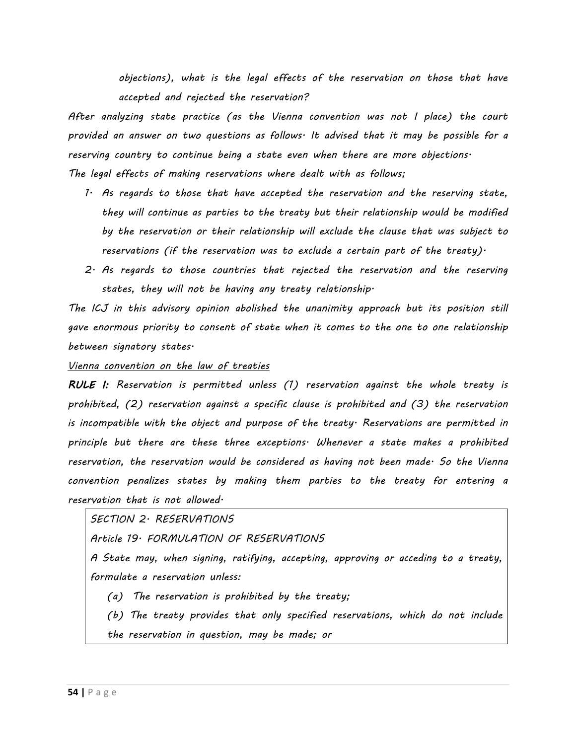*objections), what is the legal effects of the reservation on those that have accepted and rejected the reservation?*

*After analyzing state practice (as the Vienna convention was not I place) the court provided an answer on two questions as follows. It advised that it may be possible for a reserving country to continue being a state even when there are more objections.*

*The legal effects of making reservations where dealt with as follows;*

1. *As regards to those that have accepted the reservation and the reserving state, they will continue as parties to the treaty but their relationship would be modified by the reservation or their relationship will exclude the clause that was subject to reservations (if the reservation was to exclude a certain part of the treaty).*
2. *As regards to those countries that rejected the reservation and the reserving states, they will not be having any treaty relationship.*

*The ICJ in this advisory opinion abolished the unanimity approach but its position still gave enormous priority to consent of state when it comes to the one to one relationship between signatory states.*

*Vienna convention on the law of treaties*

***RULE I:*** *Reservation is permitted unless (1) reservation against the whole treaty is prohibited, (2) reservation against a specific clause is prohibited and (3) the reservation is incompatible with the object and purpose of the treaty. Reservations are permitted in principle but there are these three exceptions. Whenever a state makes a prohibited reservation, the reservation would be considered as having not been made. So the Vienna convention penalizes states by making them parties to the treaty for entering a reservation that is not allowed.*

> *SECTION 2. RESERVATIONS*
>
> *Article 19. FORMULATION OF RESERVATIONS*
>
> *A State may, when signing, ratifying, accepting, approving or acceding to a treaty, formulate a reservation unless:*
>
> *(a) The reservation is prohibited by the treaty;*
>
> *(b) The treaty provides that only specified reservations, which do not include the reservation in question, may be made; or*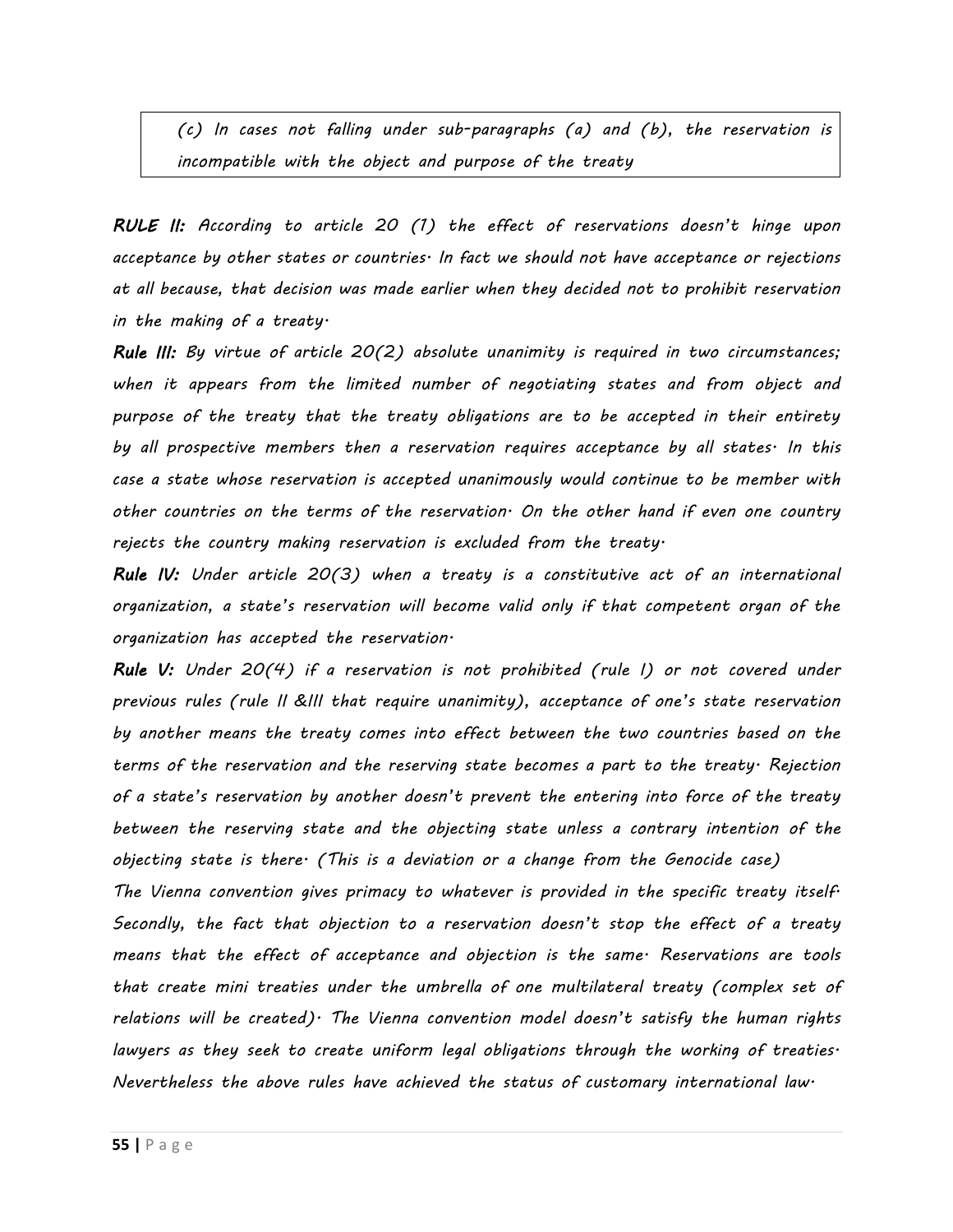> *(c) In cases not falling under sub-paragraphs (a) and (b), the reservation is incompatible with the object and purpose of the treaty*

***RULE II:*** *According to article 20 (1) the effect of reservations doesn't hinge upon acceptance by other states or countries. In fact we should not have acceptance or rejections at all because, that decision was made earlier when they decided not to prohibit reservation in the making of a treaty.*

***Rule III:*** *By virtue of article 20(2) absolute unanimity is required in two circumstances; when it appears from the limited number of negotiating states and from object and purpose of the treaty that the treaty obligations are to be accepted in their entirety by all prospective members then a reservation requires acceptance by all states. In this case a state whose reservation is accepted unanimously would continue to be member with other countries on the terms of the reservation. On the other hand if even one country rejects the country making reservation is excluded from the treaty.*

***Rule IV:*** *Under article 20(3) when a treaty is a constitutive act of an international organization, a state's reservation will become valid only if that competent organ of the organization has accepted the reservation.*

***Rule V:*** *Under 20(4) if a reservation is not prohibited (rule I) or not covered under previous rules (rule II &III that require unanimity), acceptance of one's state reservation by another means the treaty comes into effect between the two countries based on the terms of the reservation and the reserving state becomes a part to the treaty. Rejection of a state's reservation by another doesn't prevent the entering into force of the treaty between the reserving state and the objecting state unless a contrary intention of the objecting state is there. (This is a deviation or a change from the Genocide case)*

*The Vienna convention gives primacy to whatever is provided in the specific treaty itself. Secondly, the fact that objection to a reservation doesn't stop the effect of a treaty means that the effect of acceptance and objection is the same. Reservations are tools that create mini treaties under the umbrella of one multilateral treaty (complex set of relations will be created). The Vienna convention model doesn't satisfy the human rights lawyers as they seek to create uniform legal obligations through the working of treaties. Nevertheless the above rules have achieved the status of customary international law.*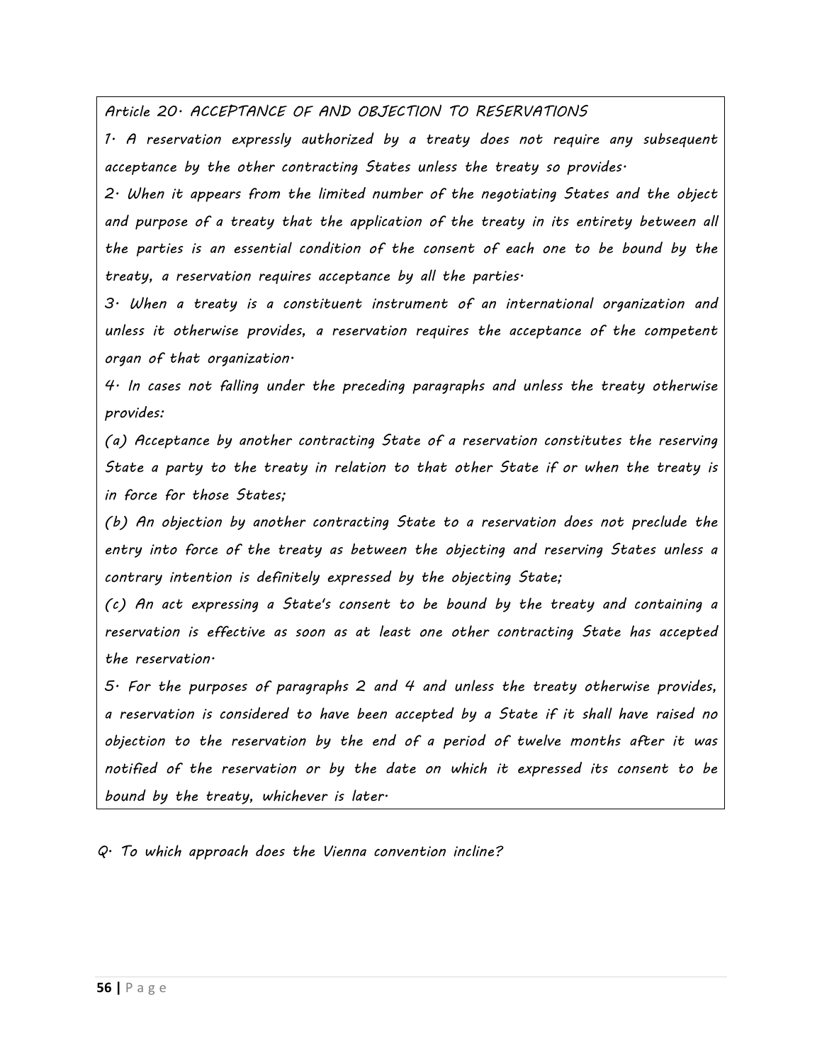*Article 20. ACCEPTANCE OF AND OBJECTION TO RESERVATIONS*

*1. A reservation expressly authorized by a treaty does not require any subsequent acceptance by the other contracting States unless the treaty so provides.*

*2. When it appears from the limited number of the negotiating States and the object and purpose of a treaty that the application of the treaty in its entirety between all the parties is an essential condition of the consent of each one to be bound by the treaty, a reservation requires acceptance by all the parties.*

*3. When a treaty is a constituent instrument of an international organization and unless it otherwise provides, a reservation requires the acceptance of the competent organ of that organization.*

*4. In cases not falling under the preceding paragraphs and unless the treaty otherwise provides:*

*(a) Acceptance by another contracting State of a reservation constitutes the reserving State a party to the treaty in relation to that other State if or when the treaty is in force for those States;*

*(b) An objection by another contracting State to a reservation does not preclude the entry into force of the treaty as between the objecting and reserving States unless a contrary intention is definitely expressed by the objecting State;*

*(c) An act expressing a State's consent to be bound by the treaty and containing a reservation is effective as soon as at least one other contracting State has accepted the reservation.*

*5. For the purposes of paragraphs 2 and 4 and unless the treaty otherwise provides, a reservation is considered to have been accepted by a State if it shall have raised no objection to the reservation by the end of a period of twelve months after it was notified of the reservation or by the date on which it expressed its consent to be bound by the treaty, whichever is later.*

*Q. To which approach does the Vienna convention incline?*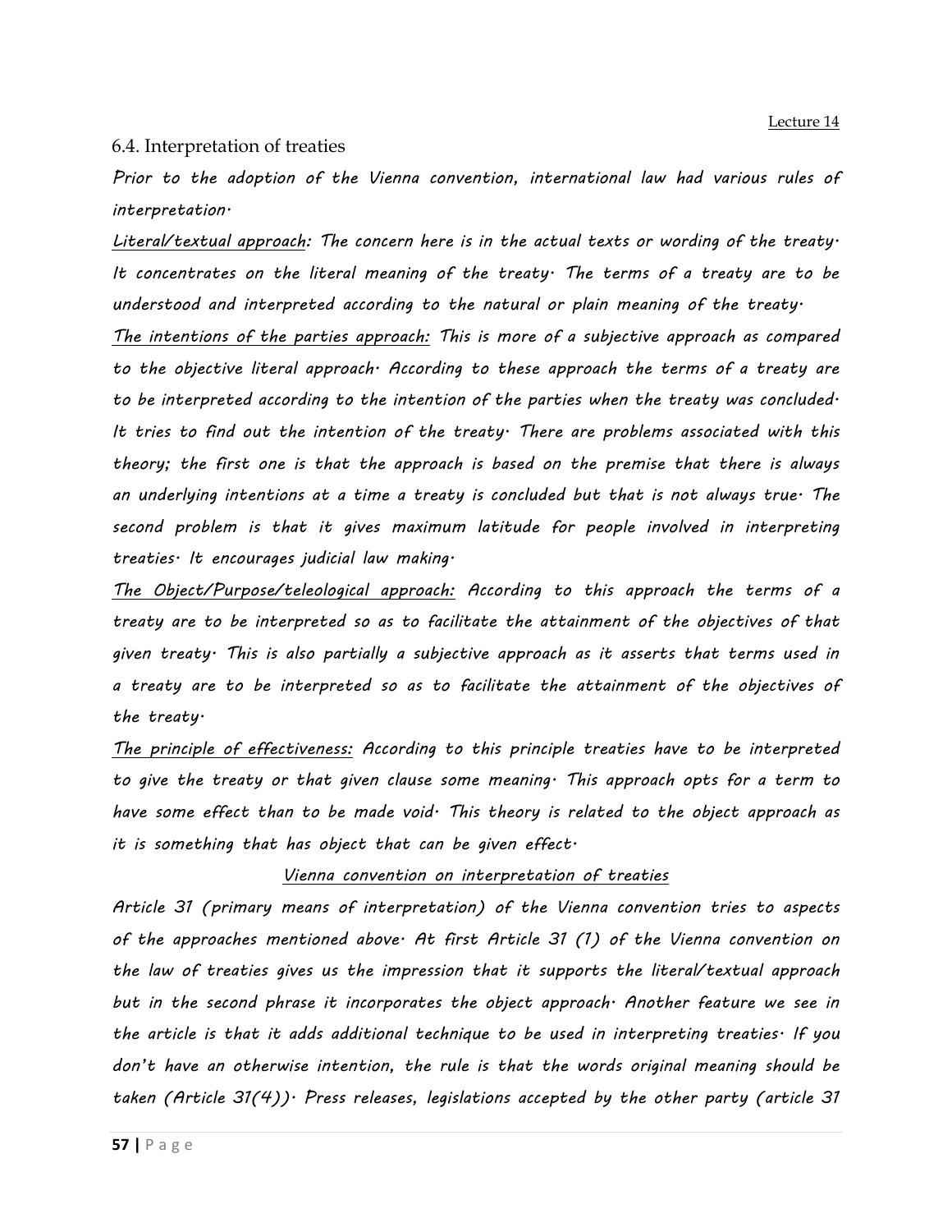Lecture 14

## 6.4. Interpretation of treaties

*Prior to the adoption of the Vienna convention, international law had various rules of interpretation.*

*<u>Literal/textual approach</u>: The concern here is in the actual texts or wording of the treaty. It concentrates on the literal meaning of the treaty. The terms of a treaty are to be understood and interpreted according to the natural or plain meaning of the treaty.*

*<u>The intentions of the parties approach:</u> This is more of a subjective approach as compared to the objective literal approach. According to these approach the terms of a treaty are to be interpreted according to the intention of the parties when the treaty was concluded. It tries to find out the intention of the treaty. There are problems associated with this theory; the first one is that the approach is based on the premise that there is always an underlying intentions at a time a treaty is concluded but that is not always true. The second problem is that it gives maximum latitude for people involved in interpreting treaties. It encourages judicial law making.*

*<u>The Object/Purpose/teleological approach:</u> According to this approach the terms of a treaty are to be interpreted so as to facilitate the attainment of the objectives of that given treaty. This is also partially a subjective approach as it asserts that terms used in a treaty are to be interpreted so as to facilitate the attainment of the objectives of the treaty.*

*<u>The principle of effectiveness:</u> According to this principle treaties have to be interpreted to give the treaty or that given clause some meaning. This approach opts for a term to have some effect than to be made void. This theory is related to the object approach as it is something that has object that can be given effect.*

*<u>Vienna convention on interpretation of treaties</u>*

*Article 31 (primary means of interpretation) of the Vienna convention tries to aspects of the approaches mentioned above. At first Article 31 (1) of the Vienna convention on the law of treaties gives us the impression that it supports the literal/textual approach but in the second phrase it incorporates the object approach. Another feature we see in the article is that it adds additional technique to be used in interpreting treaties. If you don't have an otherwise intention, the rule is that the words original meaning should be taken (Article 31(4)). Press releases, legislations accepted by the other party (article 31*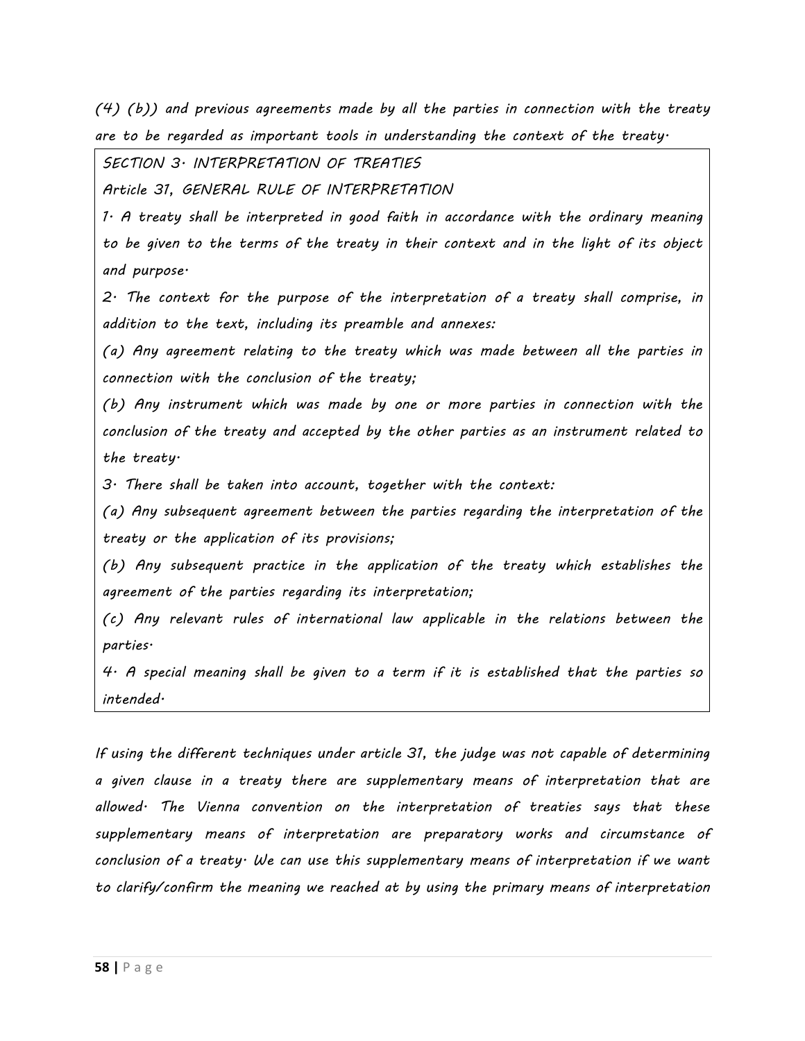*(4) (b)) and previous agreements made by all the parties in connection with the treaty are to be regarded as important tools in understanding the context of the treaty.*

> *SECTION 3. INTERPRETATION OF TREATIES*
>
> *Article 31, GENERAL RULE OF INTERPRETATION*
>
> *1. A treaty shall be interpreted in good faith in accordance with the ordinary meaning to be given to the terms of the treaty in their context and in the light of its object and purpose.*
>
> *2. The context for the purpose of the interpretation of a treaty shall comprise, in addition to the text, including its preamble and annexes:*
>
> *(a) Any agreement relating to the treaty which was made between all the parties in connection with the conclusion of the treaty;*
>
> *(b) Any instrument which was made by one or more parties in connection with the conclusion of the treaty and accepted by the other parties as an instrument related to the treaty.*
>
> *3. There shall be taken into account, together with the context:*
>
> *(a) Any subsequent agreement between the parties regarding the interpretation of the treaty or the application of its provisions;*
>
> *(b) Any subsequent practice in the application of the treaty which establishes the agreement of the parties regarding its interpretation;*
>
> *(c) Any relevant rules of international law applicable in the relations between the parties.*
>
> *4. A special meaning shall be given to a term if it is established that the parties so intended.*

*If using the different techniques under article 31, the judge was not capable of determining a given clause in a treaty there are supplementary means of interpretation that are allowed. The Vienna convention on the interpretation of treaties says that these supplementary means of interpretation are preparatory works and circumstance of conclusion of a treaty. We can use this supplementary means of interpretation if we want to clarify/confirm the meaning we reached at by using the primary means of interpretation*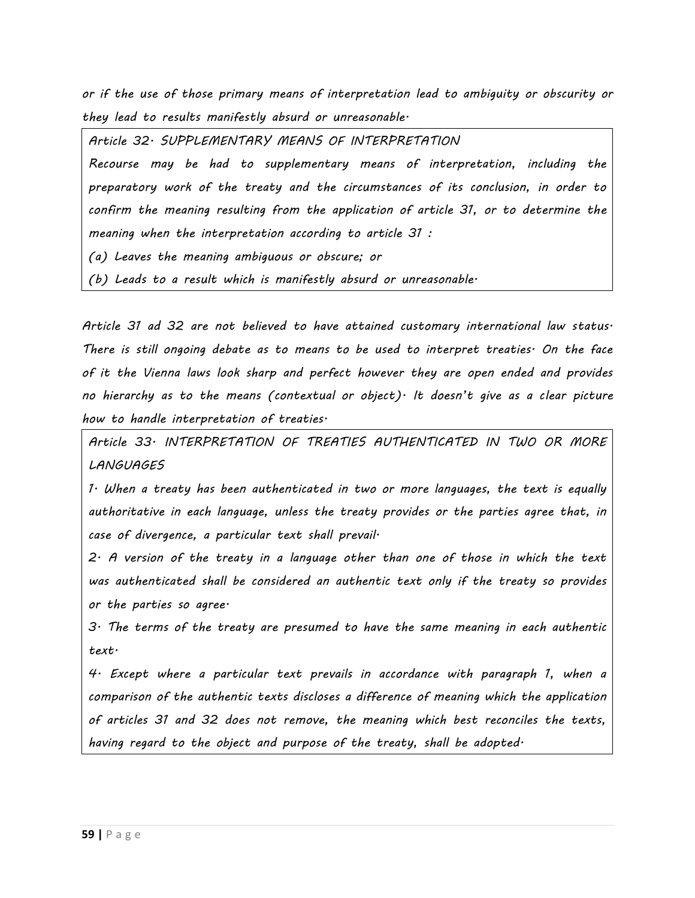*or if the use of those primary means of interpretation lead to ambiguity or obscurity or they lead to results manifestly absurd or unreasonable.*

> *Article 32. SUPPLEMENTARY MEANS OF INTERPRETATION*
>
> *Recourse may be had to supplementary means of interpretation, including the preparatory work of the treaty and the circumstances of its conclusion, in order to confirm the meaning resulting from the application of article 31, or to determine the meaning when the interpretation according to article 31 :*
>
> *(a) Leaves the meaning ambiguous or obscure; or*
>
> *(b) Leads to a result which is manifestly absurd or unreasonable.*

*Article 31 ad 32 are not believed to have attained customary international law status. There is still ongoing debate as to means to be used to interpret treaties. On the face of it the Vienna laws look sharp and perfect however they are open ended and provides no hierarchy as to the means (contextual or object). It doesn't give as a clear picture how to handle interpretation of treaties.*

> *Article 33. INTERPRETATION OF TREATIES AUTHENTICATED IN TWO OR MORE LANGUAGES*
>
> *1. When a treaty has been authenticated in two or more languages, the text is equally authoritative in each language, unless the treaty provides or the parties agree that, in case of divergence, a particular text shall prevail.*
>
> *2. A version of the treaty in a language other than one of those in which the text was authenticated shall be considered an authentic text only if the treaty so provides or the parties so agree.*
>
> *3. The terms of the treaty are presumed to have the same meaning in each authentic text.*
>
> *4. Except where a particular text prevails in accordance with paragraph 1, when a comparison of the authentic texts discloses a difference of meaning which the application of articles 31 and 32 does not remove, the meaning which best reconciles the texts, having regard to the object and purpose of the treaty, shall be adopted.*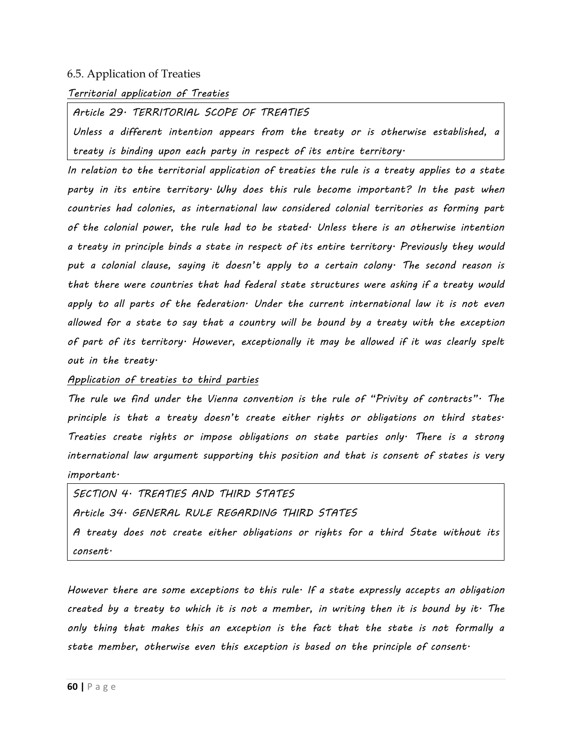## 6.5. Application of Treaties

*Territorial application of Treaties*

> *Article 29. TERRITORIAL SCOPE OF TREATIES*
>
> *Unless a different intention appears from the treaty or is otherwise established, a treaty is binding upon each party in respect of its entire territory.*

*In relation to the territorial application of treaties the rule is a treaty applies to a state party in its entire territory. Why does this rule become important? In the past when countries had colonies, as international law considered colonial territories as forming part of the colonial power, the rule had to be stated. Unless there is an otherwise intention a treaty in principle binds a state in respect of its entire territory. Previously they would put a colonial clause, saying it doesn't apply to a certain colony. The second reason is that there were countries that had federal state structures were asking if a treaty would apply to all parts of the federation. Under the current international law it is not even allowed for a state to say that a country will be bound by a treaty with the exception of part of its territory. However, exceptionally it may be allowed if it was clearly spelt out in the treaty.*

*Application of treaties to third parties*

*The rule we find under the Vienna convention is the rule of "Privity of contracts". The principle is that a treaty doesn't create either rights or obligations on third states. Treaties create rights or impose obligations on state parties only. There is a strong international law argument supporting this position and that is consent of states is very important.*

> *SECTION 4. TREATIES AND THIRD STATES*
>
> *Article 34. GENERAL RULE REGARDING THIRD STATES*
>
> *A treaty does not create either obligations or rights for a third State without its consent.*

*However there are some exceptions to this rule. If a state expressly accepts an obligation created by a treaty to which it is not a member, in writing then it is bound by it. The only thing that makes this an exception is the fact that the state is not formally a state member, otherwise even this exception is based on the principle of consent.*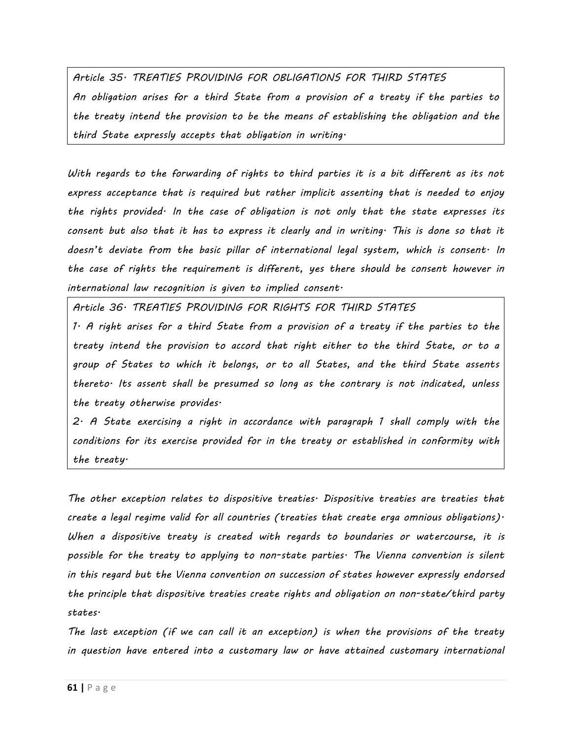*Article 35. TREATIES PROVIDING FOR OBLIGATIONS FOR THIRD STATES*
*An obligation arises for a third State from a provision of a treaty if the parties to the treaty intend the provision to be the means of establishing the obligation and the third State expressly accepts that obligation in writing.*

*With regards to the forwarding of rights to third parties it is a bit different as its not express acceptance that is required but rather implicit assenting that is needed to enjoy the rights provided. In the case of obligation is not only that the state expresses its consent but also that it has to express it clearly and in writing. This is done so that it doesn't deviate from the basic pillar of international legal system, which is consent. In the case of rights the requirement is different, yes there should be consent however in international law recognition is given to implied consent.*

*Article 36. TREATIES PROVIDING FOR RIGHTS FOR THIRD STATES*
*1. A right arises for a third State from a provision of a treaty if the parties to the treaty intend the provision to accord that right either to the third State, or to a group of States to which it belongs, or to all States, and the third State assents thereto. Its assent shall be presumed so long as the contrary is not indicated, unless the treaty otherwise provides.*
*2. A State exercising a right in accordance with paragraph 1 shall comply with the conditions for its exercise provided for in the treaty or established in conformity with the treaty.*

*The other exception relates to dispositive treaties. Dispositive treaties are treaties that create a legal regime valid for all countries (treaties that create erga omnious obligations). When a dispositive treaty is created with regards to boundaries or watercourse, it is possible for the treaty to applying to non-state parties. The Vienna convention is silent in this regard but the Vienna convention on succession of states however expressly endorsed the principle that dispositive treaties create rights and obligation on non-state/third party states.*

*The last exception (if we can call it an exception) is when the provisions of the treaty in question have entered into a customary law or have attained customary international*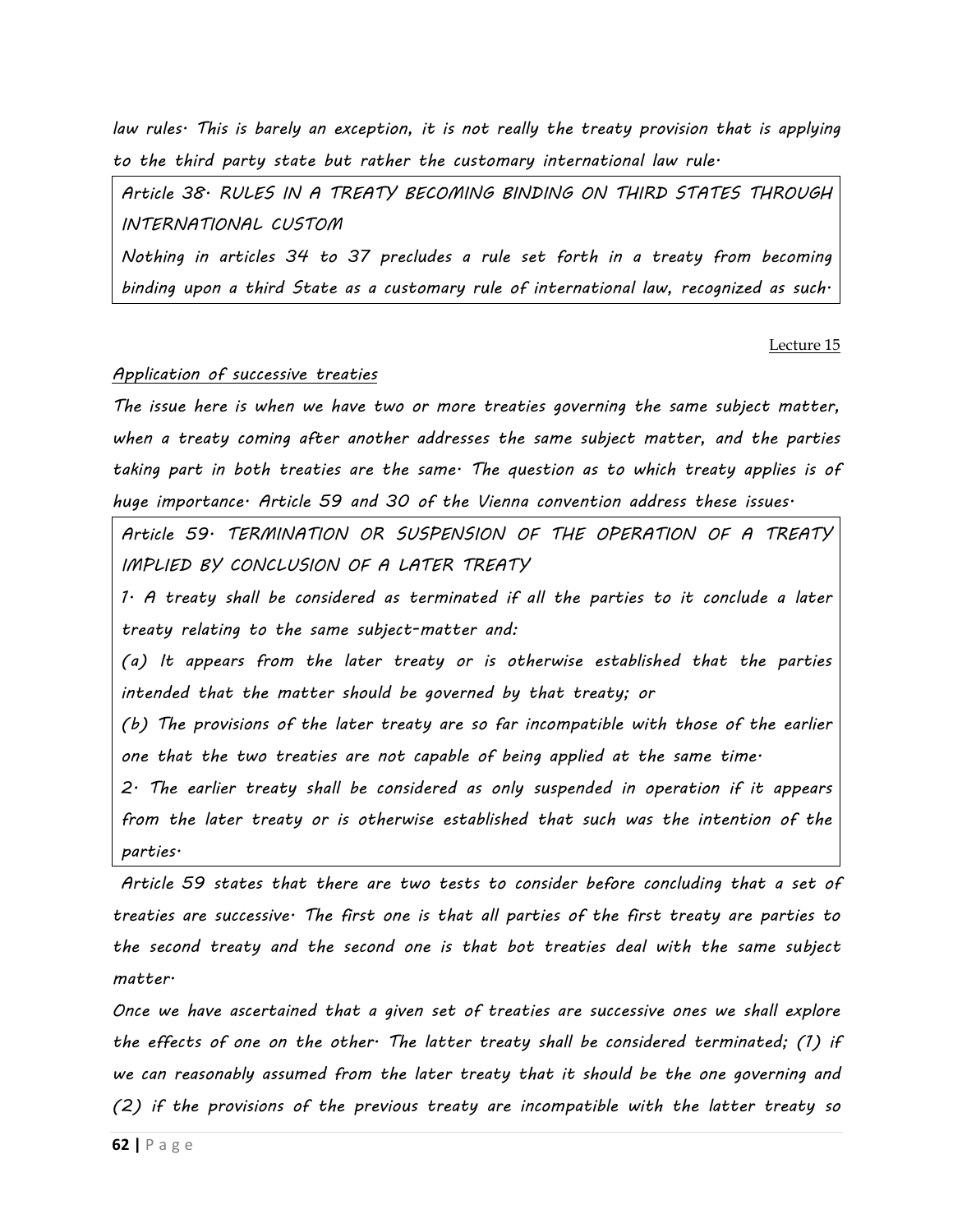*law rules. This is barely an exception, it is not really the treaty provision that is applying to the third party state but rather the customary international law rule.*

> *Article 38. RULES IN A TREATY BECOMING BINDING ON THIRD STATES THROUGH INTERNATIONAL CUSTOM*
>
> *Nothing in articles 34 to 37 precludes a rule set forth in a treaty from becoming binding upon a third State as a customary rule of international law, recognized as such.*

Lecture 15

*Application of successive treaties*

*The issue here is when we have two or more treaties governing the same subject matter, when a treaty coming after another addresses the same subject matter, and the parties taking part in both treaties are the same. The question as to which treaty applies is of huge importance. Article 59 and 30 of the Vienna convention address these issues.*

> *Article 59. TERMINATION OR SUSPENSION OF THE OPERATION OF A TREATY IMPLIED BY CONCLUSION OF A LATER TREATY*
>
> *1. A treaty shall be considered as terminated if all the parties to it conclude a later treaty relating to the same subject-matter and:*
>
> *(a) It appears from the later treaty or is otherwise established that the parties intended that the matter should be governed by that treaty; or*
>
> *(b) The provisions of the later treaty are so far incompatible with those of the earlier one that the two treaties are not capable of being applied at the same time.*
>
> *2. The earlier treaty shall be considered as only suspended in operation if it appears from the later treaty or is otherwise established that such was the intention of the parties.*

*Article 59 states that there are two tests to consider before concluding that a set of treaties are successive. The first one is that all parties of the first treaty are parties to the second treaty and the second one is that bot treaties deal with the same subject matter.*

*Once we have ascertained that a given set of treaties are successive ones we shall explore the effects of one on the other. The latter treaty shall be considered terminated; (1) if we can reasonably assumed from the later treaty that it should be the one governing and (2) if the provisions of the previous treaty are incompatible with the latter treaty so*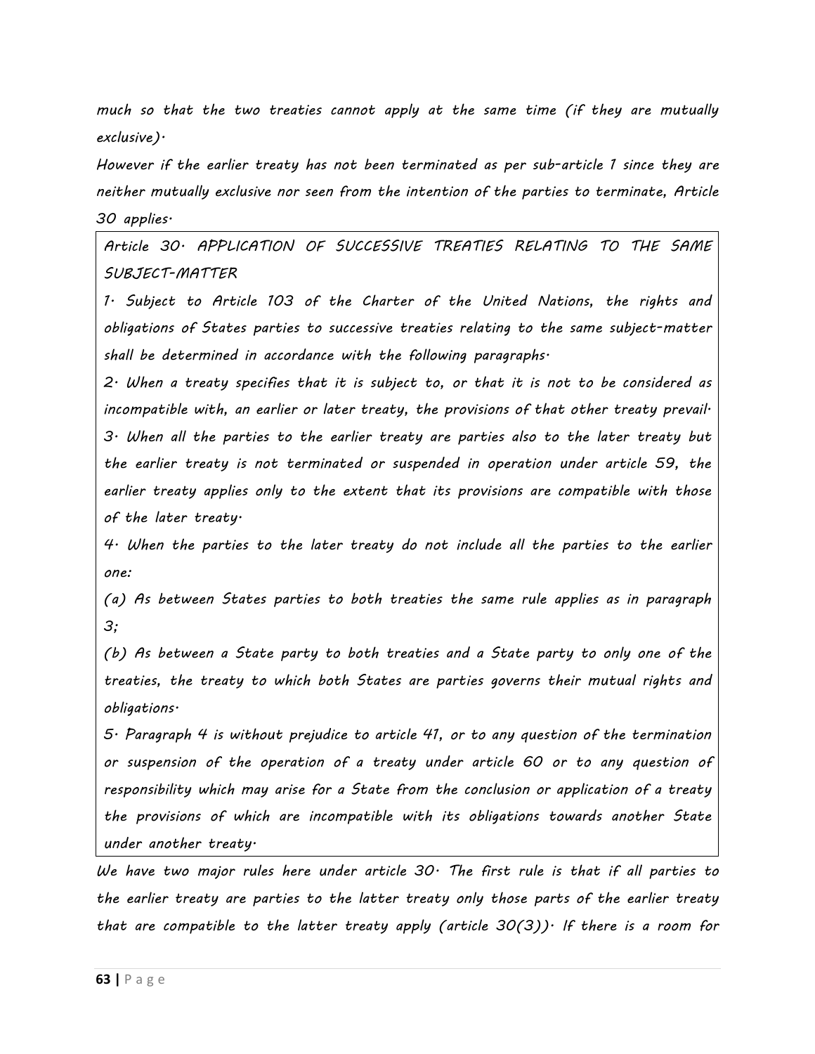*much so that the two treaties cannot apply at the same time (if they are mutually exclusive).*

*However if the earlier treaty has not been terminated as per sub-article 1 since they are neither mutually exclusive nor seen from the intention of the parties to terminate, Article 30 applies.*

> *Article 30. APPLICATION OF SUCCESSIVE TREATIES RELATING TO THE SAME SUBJECT-MATTER*
>
> *1. Subject to Article 103 of the Charter of the United Nations, the rights and obligations of States parties to successive treaties relating to the same subject-matter shall be determined in accordance with the following paragraphs.*
>
> *2. When a treaty specifies that it is subject to, or that it is not to be considered as incompatible with, an earlier or later treaty, the provisions of that other treaty prevail.*
>
> *3. When all the parties to the earlier treaty are parties also to the later treaty but the earlier treaty is not terminated or suspended in operation under article 59, the earlier treaty applies only to the extent that its provisions are compatible with those of the later treaty.*
>
> *4. When the parties to the later treaty do not include all the parties to the earlier one:*
>
> *(a) As between States parties to both treaties the same rule applies as in paragraph 3;*
>
> *(b) As between a State party to both treaties and a State party to only one of the treaties, the treaty to which both States are parties governs their mutual rights and obligations.*
>
> *5. Paragraph 4 is without prejudice to article 41, or to any question of the termination or suspension of the operation of a treaty under article 60 or to any question of responsibility which may arise for a State from the conclusion or application of a treaty the provisions of which are incompatible with its obligations towards another State under another treaty.*

*We have two major rules here under article 30. The first rule is that if all parties to the earlier treaty are parties to the latter treaty only those parts of the earlier treaty that are compatible to the latter treaty apply (article 30(3)). If there is a room for*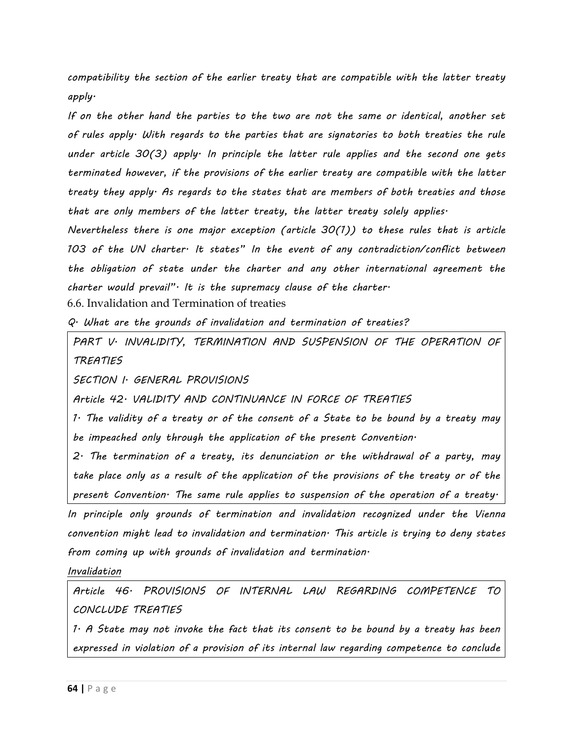*compatibility the section of the earlier treaty that are compatible with the latter treaty apply.*

*If on the other hand the parties to the two are not the same or identical, another set of rules apply. With regards to the parties that are signatories to both treaties the rule under article 30(3) apply. In principle the latter rule applies and the second one gets terminated however, if the provisions of the earlier treaty are compatible with the latter treaty they apply. As regards to the states that are members of both treaties and those that are only members of the latter treaty, the latter treaty solely applies.*

*Nevertheless there is one major exception (article 30(1)) to these rules that is article 103 of the UN charter. It states" In the event of any contradiction/conflict between the obligation of state under the charter and any other international agreement the charter would prevail". It is the supremacy clause of the charter.*

### 6.6. Invalidation and Termination of treaties

*Q. What are the grounds of invalidation and termination of treaties?*

> *PART V. INVALIDITY, TERMINATION AND SUSPENSION OF THE OPERATION OF TREATIES*
>
> *SECTION I. GENERAL PROVISIONS*
>
> *Article 42. VALIDITY AND CONTINUANCE IN FORCE OF TREATIES*
>
> *1. The validity of a treaty or of the consent of a State to be bound by a treaty may be impeached only through the application of the present Convention.*
>
> *2. The termination of a treaty, its denunciation or the withdrawal of a party, may take place only as a result of the application of the provisions of the treaty or of the present Convention. The same rule applies to suspension of the operation of a treaty.*

*In principle only grounds of termination and invalidation recognized under the Vienna convention might lead to invalidation and termination. This article is trying to deny states from coming up with grounds of invalidation and termination.*

*Invalidation*

> *Article 46. PROVISIONS OF INTERNAL LAW REGARDING COMPETENCE TO CONCLUDE TREATIES*
>
> *1. A State may not invoke the fact that its consent to be bound by a treaty has been expressed in violation of a provision of its internal law regarding competence to conclude*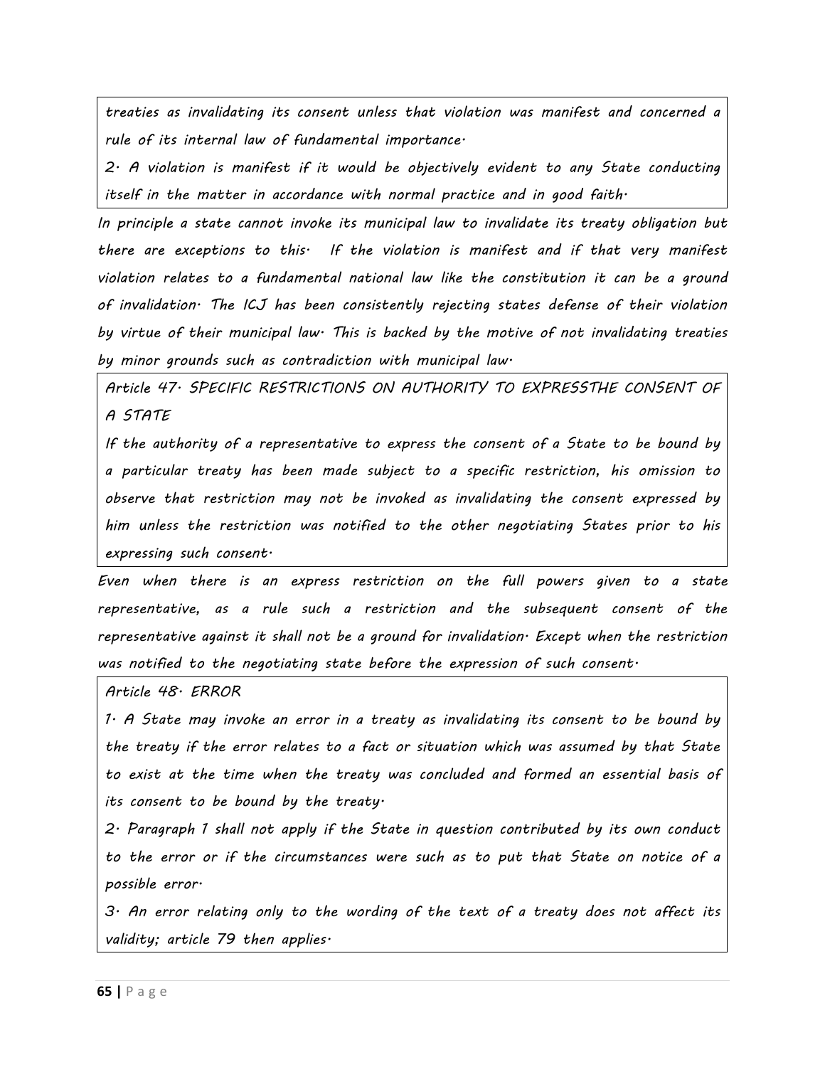*treaties as invalidating its consent unless that violation was manifest and concerned a rule of its internal law of fundamental importance.*

*2. A violation is manifest if it would be objectively evident to any State conducting itself in the matter in accordance with normal practice and in good faith.*

*In principle a state cannot invoke its municipal law to invalidate its treaty obligation but there are exceptions to this. If the violation is manifest and if that very manifest violation relates to a fundamental national law like the constitution it can be a ground of invalidation. The ICJ has been consistently rejecting states defense of their violation by virtue of their municipal law. This is backed by the motive of not invalidating treaties by minor grounds such as contradiction with municipal law.*

*Article 47. SPECIFIC RESTRICTIONS ON AUTHORITY TO EXPRESSTHE CONSENT OF A STATE*

*If the authority of a representative to express the consent of a State to be bound by a particular treaty has been made subject to a specific restriction, his omission to observe that restriction may not be invoked as invalidating the consent expressed by him unless the restriction was notified to the other negotiating States prior to his expressing such consent.*

*Even when there is an express restriction on the full powers given to a state representative, as a rule such a restriction and the subsequent consent of the representative against it shall not be a ground for invalidation. Except when the restriction was notified to the negotiating state before the expression of such consent.*

*Article 48. ERROR*

*1. A State may invoke an error in a treaty as invalidating its consent to be bound by the treaty if the error relates to a fact or situation which was assumed by that State to exist at the time when the treaty was concluded and formed an essential basis of its consent to be bound by the treaty.*

*2. Paragraph 1 shall not apply if the State in question contributed by its own conduct to the error or if the circumstances were such as to put that State on notice of a possible error.*

*3. An error relating only to the wording of the text of a treaty does not affect its validity; article 79 then applies.*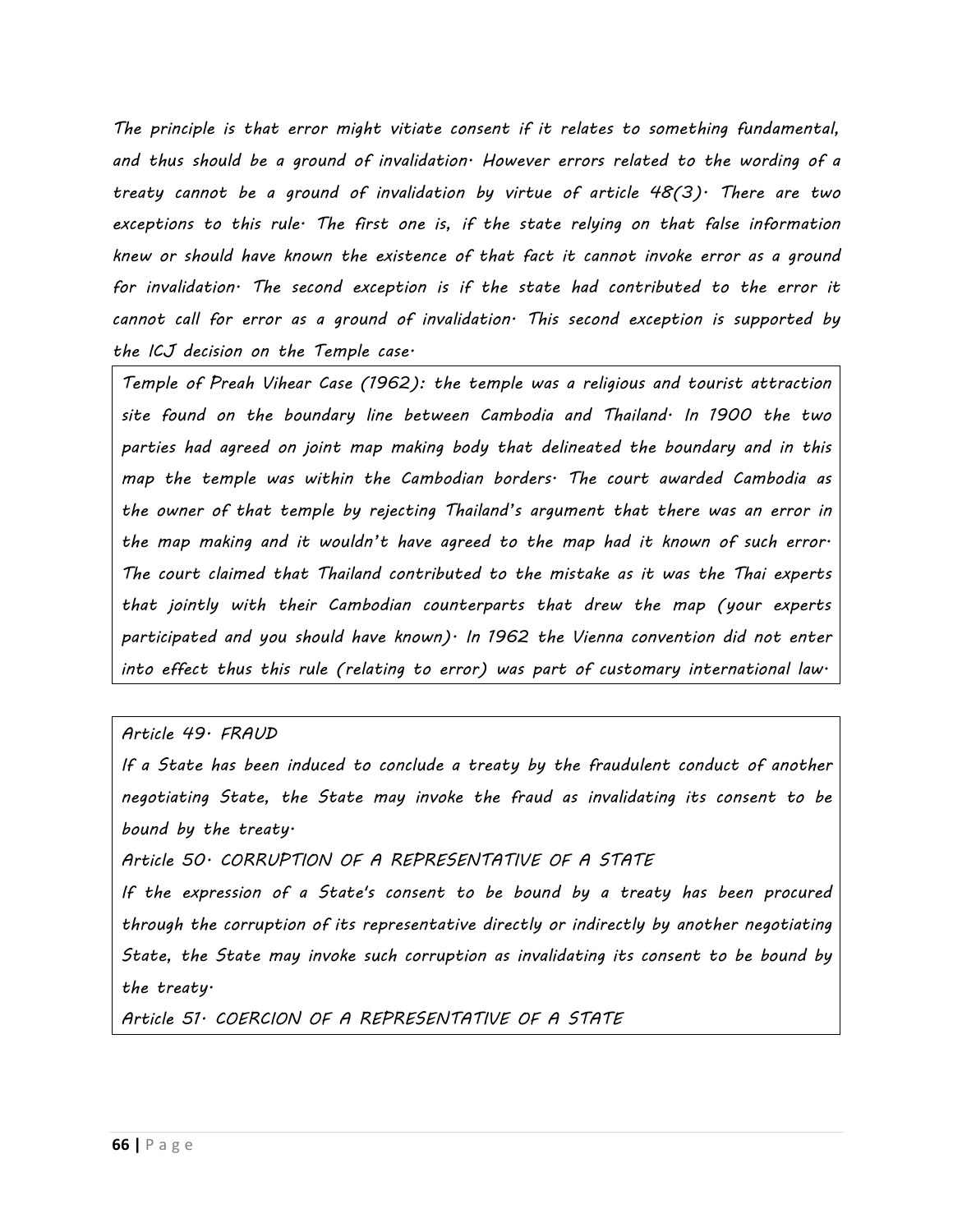*The principle is that error might vitiate consent if it relates to something fundamental, and thus should be a ground of invalidation. However errors related to the wording of a treaty cannot be a ground of invalidation by virtue of article 48(3). There are two exceptions to this rule. The first one is, if the state relying on that false information knew or should have known the existence of that fact it cannot invoke error as a ground for invalidation. The second exception is if the state had contributed to the error it cannot call for error as a ground of invalidation. This second exception is supported by the ICJ decision on the Temple case.*

*Temple of Preah Vihear Case (1962): the temple was a religious and tourist attraction site found on the boundary line between Cambodia and Thailand. In 1900 the two parties had agreed on joint map making body that delineated the boundary and in this map the temple was within the Cambodian borders. The court awarded Cambodia as the owner of that temple by rejecting Thailand's argument that there was an error in the map making and it wouldn't have agreed to the map had it known of such error. The court claimed that Thailand contributed to the mistake as it was the Thai experts that jointly with their Cambodian counterparts that drew the map (your experts participated and you should have known). In 1962 the Vienna convention did not enter into effect thus this rule (relating to error) was part of customary international law.*

*Article 49. FRAUD*

*If a State has been induced to conclude a treaty by the fraudulent conduct of another negotiating State, the State may invoke the fraud as invalidating its consent to be bound by the treaty.*

*Article 50. CORRUPTION OF A REPRESENTATIVE OF A STATE*

*If the expression of a State's consent to be bound by a treaty has been procured through the corruption of its representative directly or indirectly by another negotiating State, the State may invoke such corruption as invalidating its consent to be bound by the treaty.*

*Article 51. COERCION OF A REPRESENTATIVE OF A STATE*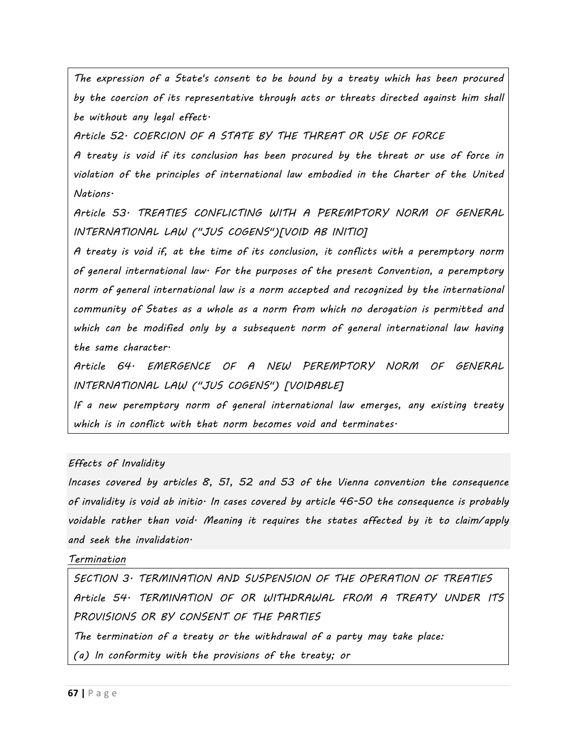*The expression of a State's consent to be bound by a treaty which has been procured by the coercion of its representative through acts or threats directed against him shall be without any legal effect.*

*Article 52. COERCION OF A STATE BY THE THREAT OR USE OF FORCE*

*A treaty is void if its conclusion has been procured by the threat or use of force in violation of the principles of international law embodied in the Charter of the United Nations.*

*Article 53. TREATIES CONFLICTING WITH A PEREMPTORY NORM OF GENERAL INTERNATIONAL LAW ("JUS COGENS")[VOID AB INITIO]*

*A treaty is void if, at the time of its conclusion, it conflicts with a peremptory norm of general international law. For the purposes of the present Convention, a peremptory norm of general international law is a norm accepted and recognized by the international community of States as a whole as a norm from which no derogation is permitted and which can be modified only by a subsequent norm of general international law having the same character.*

*Article 64. EMERGENCE OF A NEW PEREMPTORY NORM OF GENERAL INTERNATIONAL LAW ("JUS COGENS") [VOIDABLE]*

*If a new peremptory norm of general international law emerges, any existing treaty which is in conflict with that norm becomes void and terminates.*

*Effects of Invalidity*

*Incases covered by articles 8, 51, 52 and 53 of the Vienna convention the consequence of invalidity is void ab initio. In cases covered by article 46-50 the consequence is probably voidable rather than void. Meaning it requires the states affected by it to claim/apply and seek the invalidation.*

*Termination*

*SECTION 3. TERMINATION AND SUSPENSION OF THE OPERATION OF TREATIES*

*Article 54. TERMINATION OF OR WITHDRAWAL FROM A TREATY UNDER ITS PROVISIONS OR BY CONSENT OF THE PARTIES*

*The termination of a treaty or the withdrawal of a party may take place:*

*(a) In conformity with the provisions of the treaty; or*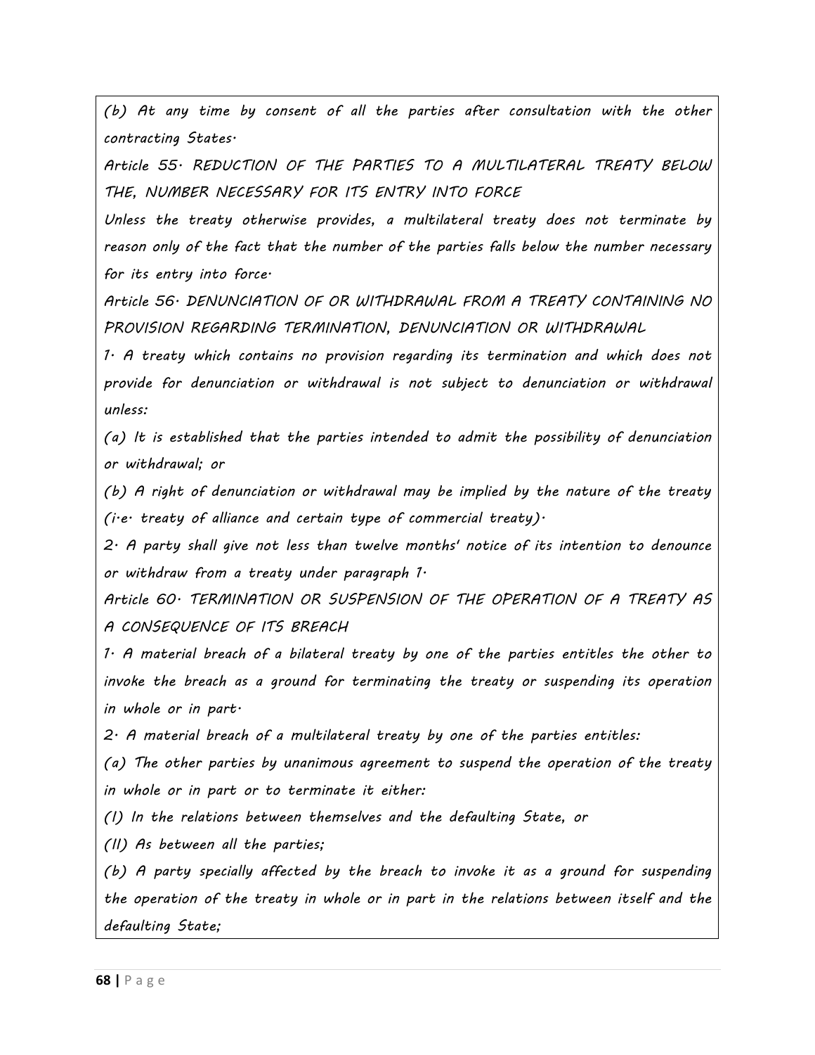*(b) At any time by consent of all the parties after consultation with the other contracting States.*

*Article 55. REDUCTION OF THE PARTIES TO A MULTILATERAL TREATY BELOW THE, NUMBER NECESSARY FOR ITS ENTRY INTO FORCE*

*Unless the treaty otherwise provides, a multilateral treaty does not terminate by reason only of the fact that the number of the parties falls below the number necessary for its entry into force.*

*Article 56. DENUNCIATION OF OR WITHDRAWAL FROM A TREATY CONTAINING NO PROVISION REGARDING TERMINATION, DENUNCIATION OR WITHDRAWAL*

*1. A treaty which contains no provision regarding its termination and which does not provide for denunciation or withdrawal is not subject to denunciation or withdrawal unless:*

*(a) It is established that the parties intended to admit the possibility of denunciation or withdrawal; or*

*(b) A right of denunciation or withdrawal may be implied by the nature of the treaty (i.e. treaty of alliance and certain type of commercial treaty).*

*2. A party shall give not less than twelve months' notice of its intention to denounce or withdraw from a treaty under paragraph 1.*

*Article 60. TERMINATION OR SUSPENSION OF THE OPERATION OF A TREATY AS A CONSEQUENCE OF ITS BREACH*

*1. A material breach of a bilateral treaty by one of the parties entitles the other to invoke the breach as a ground for terminating the treaty or suspending its operation in whole or in part.*

*2. A material breach of a multilateral treaty by one of the parties entitles:*

*(a) The other parties by unanimous agreement to suspend the operation of the treaty in whole or in part or to terminate it either:*

*(I) In the relations between themselves and the defaulting State, or*

*(II) As between all the parties;*

*(b) A party specially affected by the breach to invoke it as a ground for suspending the operation of the treaty in whole or in part in the relations between itself and the defaulting State;*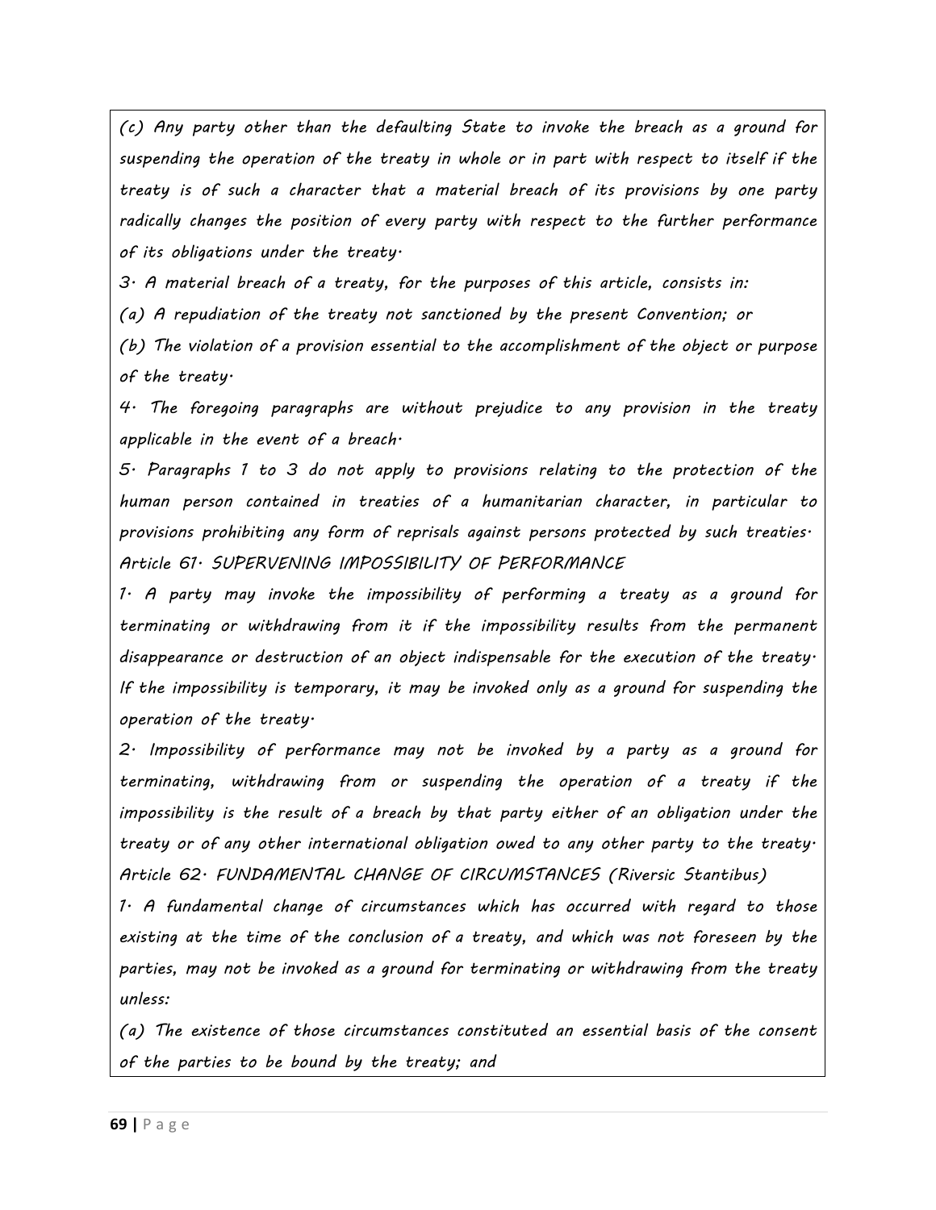*(c) Any party other than the defaulting State to invoke the breach as a ground for suspending the operation of the treaty in whole or in part with respect to itself if the treaty is of such a character that a material breach of its provisions by one party radically changes the position of every party with respect to the further performance of its obligations under the treaty.*

*3. A material breach of a treaty, for the purposes of this article, consists in:*

*(a) A repudiation of the treaty not sanctioned by the present Convention; or*

*(b) The violation of a provision essential to the accomplishment of the object or purpose of the treaty.*

*4. The foregoing paragraphs are without prejudice to any provision in the treaty applicable in the event of a breach.*

*5. Paragraphs 1 to 3 do not apply to provisions relating to the protection of the human person contained in treaties of a humanitarian character, in particular to provisions prohibiting any form of reprisals against persons protected by such treaties.*

*Article 61. SUPERVENING IMPOSSIBILITY OF PERFORMANCE*

*1. A party may invoke the impossibility of performing a treaty as a ground for terminating or withdrawing from it if the impossibility results from the permanent disappearance or destruction of an object indispensable for the execution of the treaty. If the impossibility is temporary, it may be invoked only as a ground for suspending the operation of the treaty.*

*2. Impossibility of performance may not be invoked by a party as a ground for terminating, withdrawing from or suspending the operation of a treaty if the impossibility is the result of a breach by that party either of an obligation under the treaty or of any other international obligation owed to any other party to the treaty.*

*Article 62. FUNDAMENTAL CHANGE OF CIRCUMSTANCES (Riversic Stantibus)*

*1. A fundamental change of circumstances which has occurred with regard to those existing at the time of the conclusion of a treaty, and which was not foreseen by the parties, may not be invoked as a ground for terminating or withdrawing from the treaty unless:*

*(a) The existence of those circumstances constituted an essential basis of the consent of the parties to be bound by the treaty; and*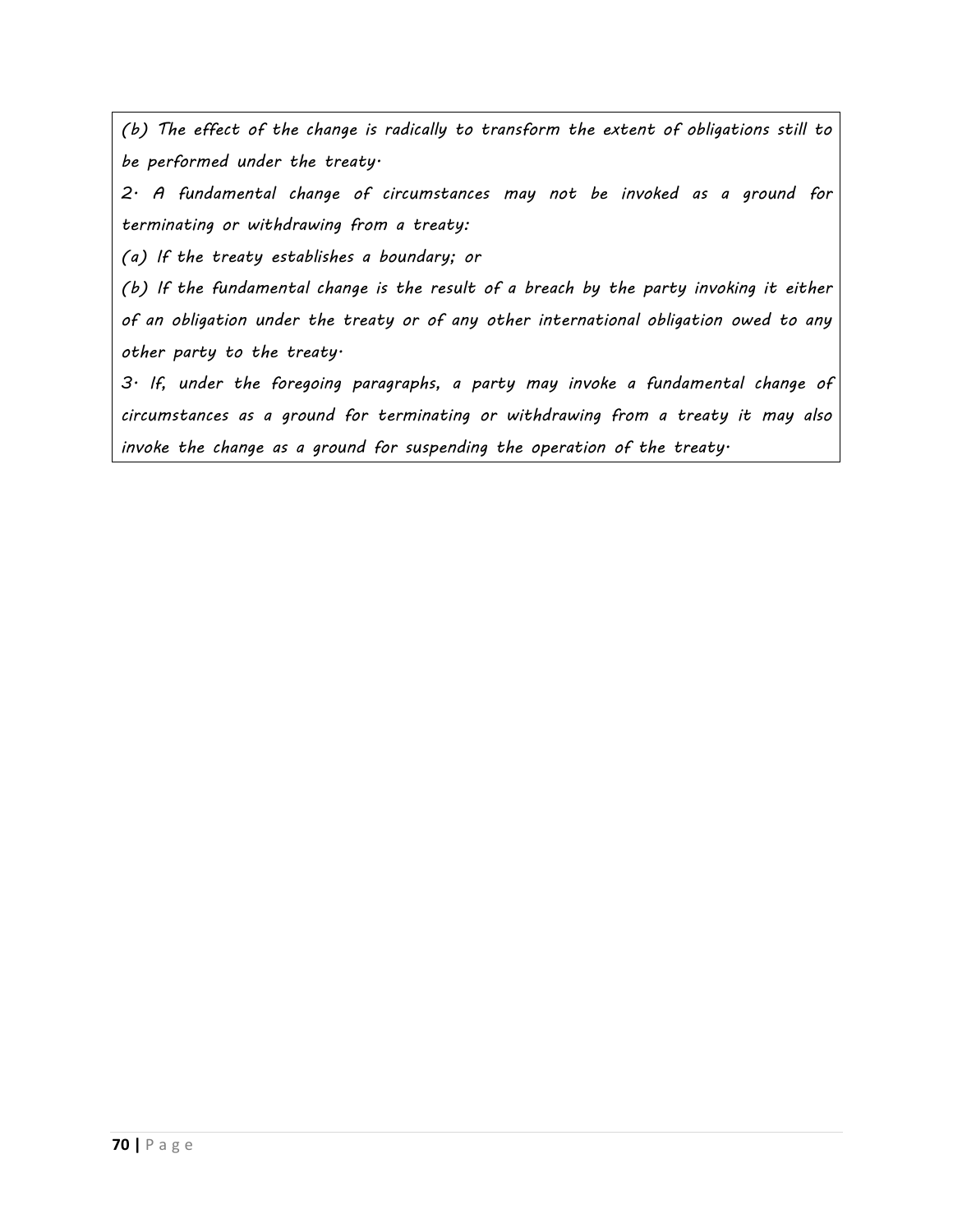*(b) The effect of the change is radically to transform the extent of obligations still to be performed under the treaty.*

*2. A fundamental change of circumstances may not be invoked as a ground for terminating or withdrawing from a treaty:*

*(a) If the treaty establishes a boundary; or*

*(b) If the fundamental change is the result of a breach by the party invoking it either of an obligation under the treaty or of any other international obligation owed to any other party to the treaty.*

*3. If, under the foregoing paragraphs, a party may invoke a fundamental change of circumstances as a ground for terminating or withdrawing from a treaty it may also invoke the change as a ground for suspending the operation of the treaty.*